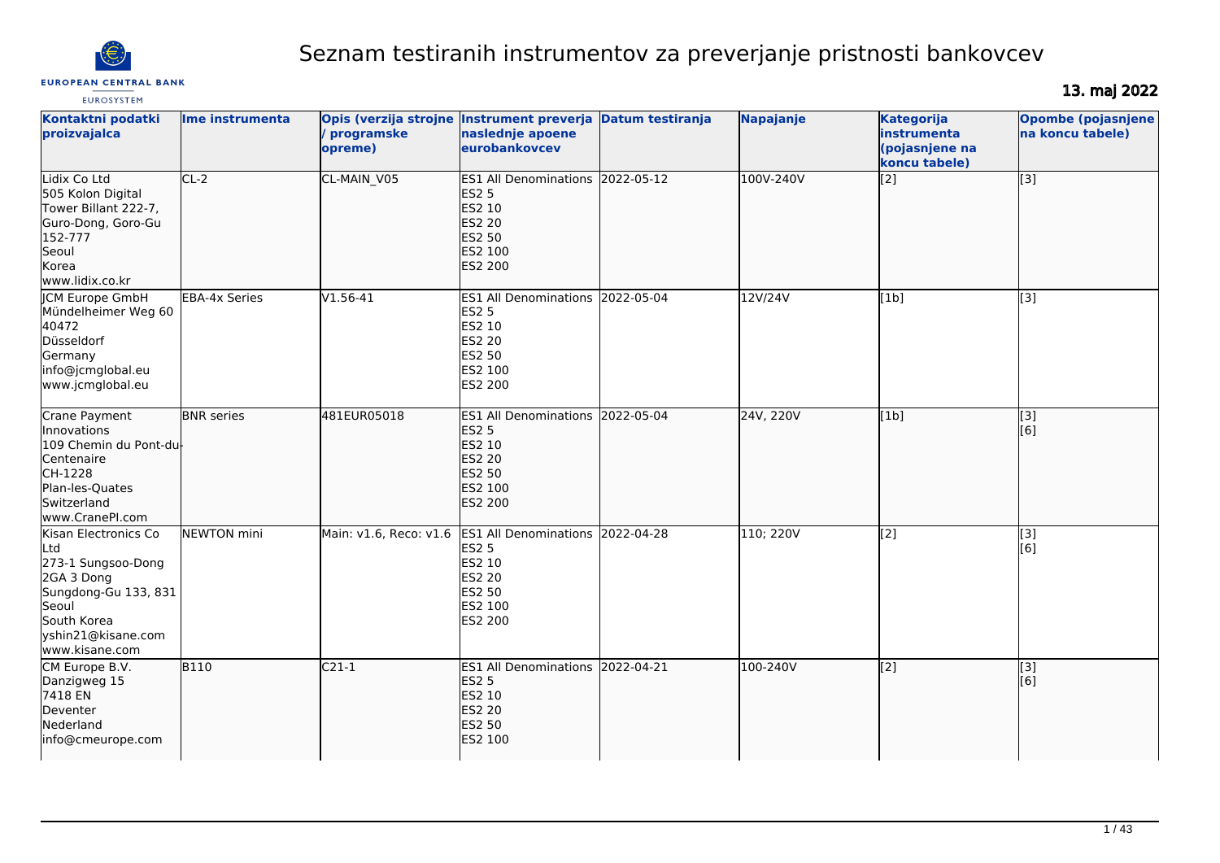# Seznam testiranih instrumentov za preverjanje pristnosti bankovcev

**13. maj 2022**

| Kontaktni podatki proizvajalca | Ime instrumenta | Opis (verzija strojne / programske opreme) | Instrument preverja naslednje apoene eurobankovcev | Datum testiranja | Napajanje | Kategorija instrumenta (pojasnjene na koncu tabele) | Opombe (pojasnjene na koncu tabele) |
|---|---|---|---|---|---|---|---|
| Lidix Co Ltd<br>505 Kolon Digital Tower Billant 222-7, Guro-Dong, Goro-Gu<br>152-777<br>Seoul<br>Korea<br>www.lidix.co.kr | CL-2 | CL-MAIN_V05 | ES1 All Denominations<br>ES2 5<br>ES2 10<br>ES2 20<br>ES2 50<br>ES2 100<br>ES2 200 | 2022-05-12 | 100V-240V | [2] | [3] |
| JCM Europe GmbH<br>Mündelheimer Weg 60<br>40472<br>Düsseldorf<br>Germany<br>info@jcmglobal.eu<br>www.jcmglobal.eu | EBA-4x Series | V1.56-41 | ES1 All Denominations<br>ES2 5<br>ES2 10<br>ES2 20<br>ES2 50<br>ES2 100<br>ES2 200 | 2022-05-04 | 12V/24V | [1b] | [3] |
| Crane Payment Innovations<br>109 Chemin du Pont-du-Centenaire<br>CH-1228<br>Plan-les-Quates<br>Switzerland<br>www.CranePI.com | BNR series | 481EUR05018 | ES1 All Denominations<br>ES2 5<br>ES2 10<br>ES2 20<br>ES2 50<br>ES2 100<br>ES2 200 | 2022-05-04 | 24V, 220V | [1b] | [3]<br>[6] |
| Kisan Electronics Co Ltd<br>273-1 Sungsoo-Dong 2GA 3 Dong<br>Sungdong-Gu 133, 831<br>Seoul<br>South Korea<br>yshin21@kisane.com<br>www.kisane.com | NEWTON mini | Main: v1.6, Reco: v1.6 | ES1 All Denominations<br>ES2 5<br>ES2 10<br>ES2 20<br>ES2 50<br>ES2 100<br>ES2 200 | 2022-04-28 | 110; 220V | [2] | [3]<br>[6] |
| CM Europe B.V.<br>Danzigweg 15<br>7418 EN<br>Deventer<br>Nederland<br>info@cmeurope.com | B110 | C21-1 | ES1 All Denominations<br>ES2 5<br>ES2 10<br>ES2 20<br>ES2 50<br>ES2 100 | 2022-04-21 | 100-240V | [2] | [3]<br>[6] |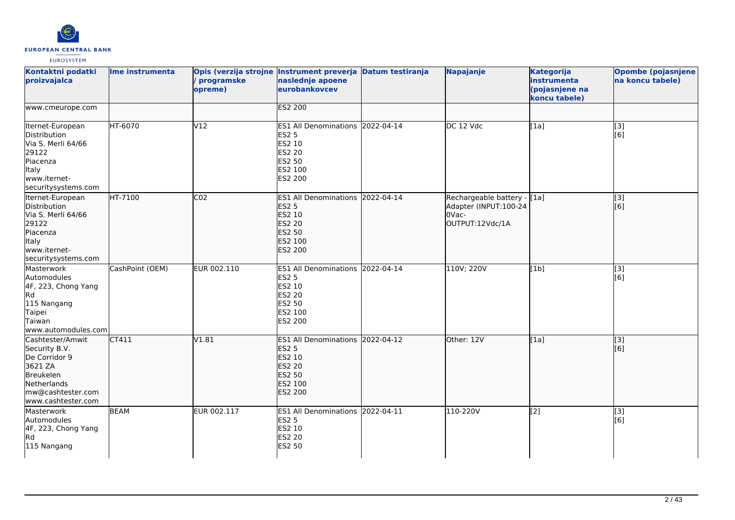| Kontaktni podatki proizvajalca | Ime instrumenta | Opis (verzija strojne / programske opreme) | Instrument preverja naslednje apoene eurobankovcev | Datum testiranja | Napajanje | Kategorija instrumenta (pojasnjene na koncu tabele) | Opombe (pojasnjene na koncu tabele) |
|---|---|---|---|---|---|---|---|
| www.cmeurope.com | | | ES2 200 | | | | |
| Iternet-European Distribution Via S. Merli 64/66 29122 Piacenza Italy www.iternet-securitysystems.com | HT-6070 | V12 | ES1 All Denominations ES2 5 ES2 10 ES2 20 ES2 50 ES2 100 ES2 200 | 2022-04-14 | DC 12 Vdc | [1a] | [3] [6] |
| Iternet-European Distribution Via S. Merli 64/66 29122 Piacenza Italy www.iternet-securitysystems.com | HT-7100 | C02 | ES1 All Denominations ES2 5 ES2 10 ES2 20 ES2 50 ES2 100 ES2 200 | 2022-04-14 | Rechargeable battery - Adapter (INPUT:100-240Vac-OUTPUT:12Vdc/1A | [1a] | [3] [6] |
| Masterwork Automodules 4F, 223, Chong Yang Rd 115 Nangang Taipei Taiwan www.automodules.com | CashPoint (OEM) | EUR 002.110 | ES1 All Denominations ES2 5 ES2 10 ES2 20 ES2 50 ES2 100 ES2 200 | 2022-04-14 | 110V; 220V | [1b] | [3] [6] |
| Cashtester/Amwit Security B.V. De Corridor 9 3621 ZA Breukelen Netherlands mw@cashtester.com www.cashtester.com | CT411 | V1.81 | ES1 All Denominations ES2 5 ES2 10 ES2 20 ES2 50 ES2 100 ES2 200 | 2022-04-12 | Other: 12V | [1a] | [3] [6] |
| Masterwork Automodules 4F, 223, Chong Yang Rd 115 Nangang | BEAM | EUR 002.117 | ES1 All Denominations ES2 5 ES2 10 ES2 20 ES2 50 | 2022-04-11 | 110-220V | [2] | [3] [6] |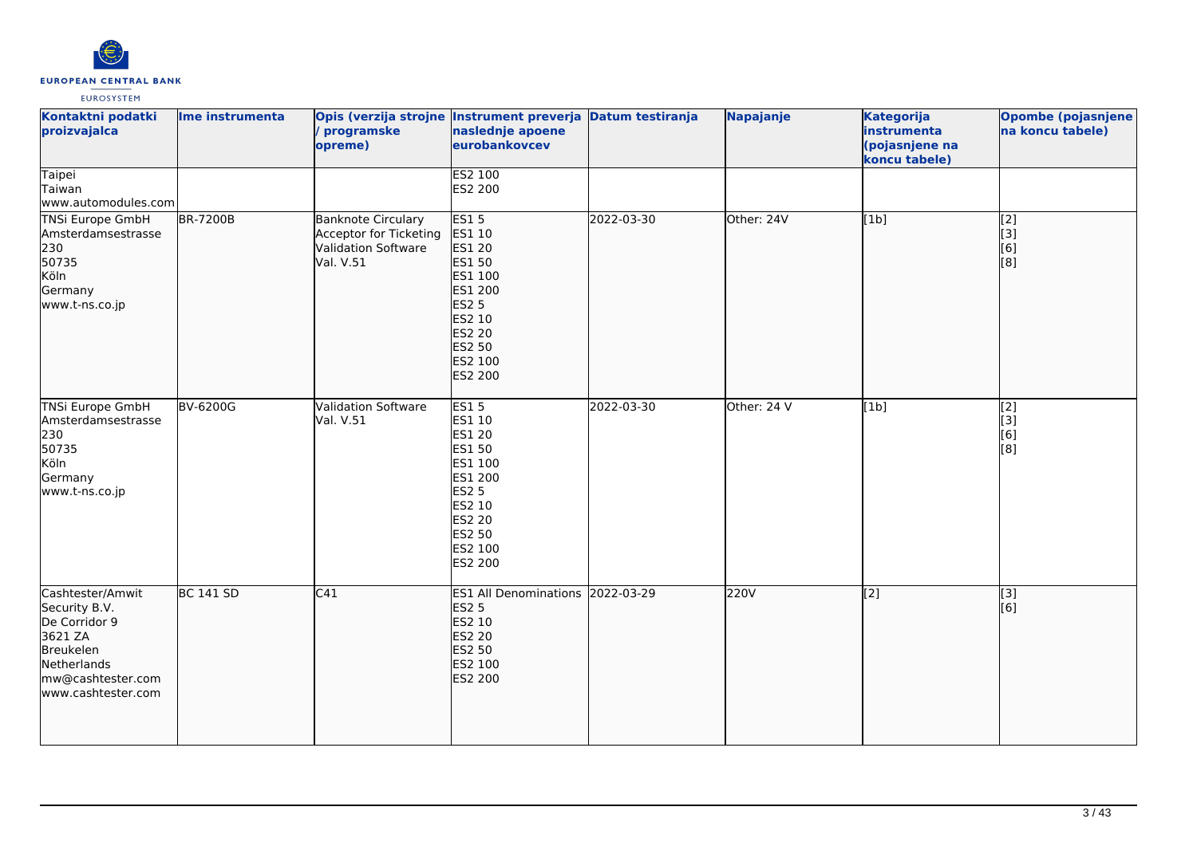| Kontaktni podatki proizvajalca | Ime instrumenta | Opis (verzija strojne / programske opreme) | Instrument preverja naslednje apoene eurobankovcev | Datum testiranja | Napajanje | Kategorija instrumenta (pojasnjene na koncu tabele) | Opombe (pojasnjene na koncu tabele) |
|---|---|---|---|---|---|---|---|
| Taipei<br>Taiwan<br>www.automodules.com | | | ES2 100<br>ES2 200 | | | | |
| TNSi Europe GmbH<br>Amsterdamsestrasse 230<br>50735<br>Köln<br>Germany<br>www.t-ns.co.jp | BR-7200B | Banknote Circulary Acceptor for Ticketing Validation Software Val. V.51 | ES1 5<br>ES1 10<br>ES1 20<br>ES1 50<br>ES1 100<br>ES1 200<br>ES2 5<br>ES2 10<br>ES2 20<br>ES2 50<br>ES2 100<br>ES2 200 | 2022-03-30 | Other: 24V | [1b] | [2]<br>[3]<br>[6]<br>[8] |
| TNSi Europe GmbH<br>Amsterdamsestrasse 230<br>50735<br>Köln<br>Germany<br>www.t-ns.co.jp | BV-6200G | Validation Software Val. V.51 | ES1 5<br>ES1 10<br>ES1 20<br>ES1 50<br>ES1 100<br>ES1 200<br>ES2 5<br>ES2 10<br>ES2 20<br>ES2 50<br>ES2 100<br>ES2 200 | 2022-03-30 | Other: 24 V | [1b] | [2]<br>[3]<br>[6]<br>[8] |
| Cashtester/Amwit Security B.V.<br>De Corridor 9<br>3621 ZA<br>Breukelen<br>Netherlands<br>mw@cashtester.com<br>www.cashtester.com | BC 141 SD | C41 | ES1 All Denominations<br>ES2 5<br>ES2 10<br>ES2 20<br>ES2 50<br>ES2 100<br>ES2 200 | 2022-03-29 | 220V | [2] | [3]<br>[6] |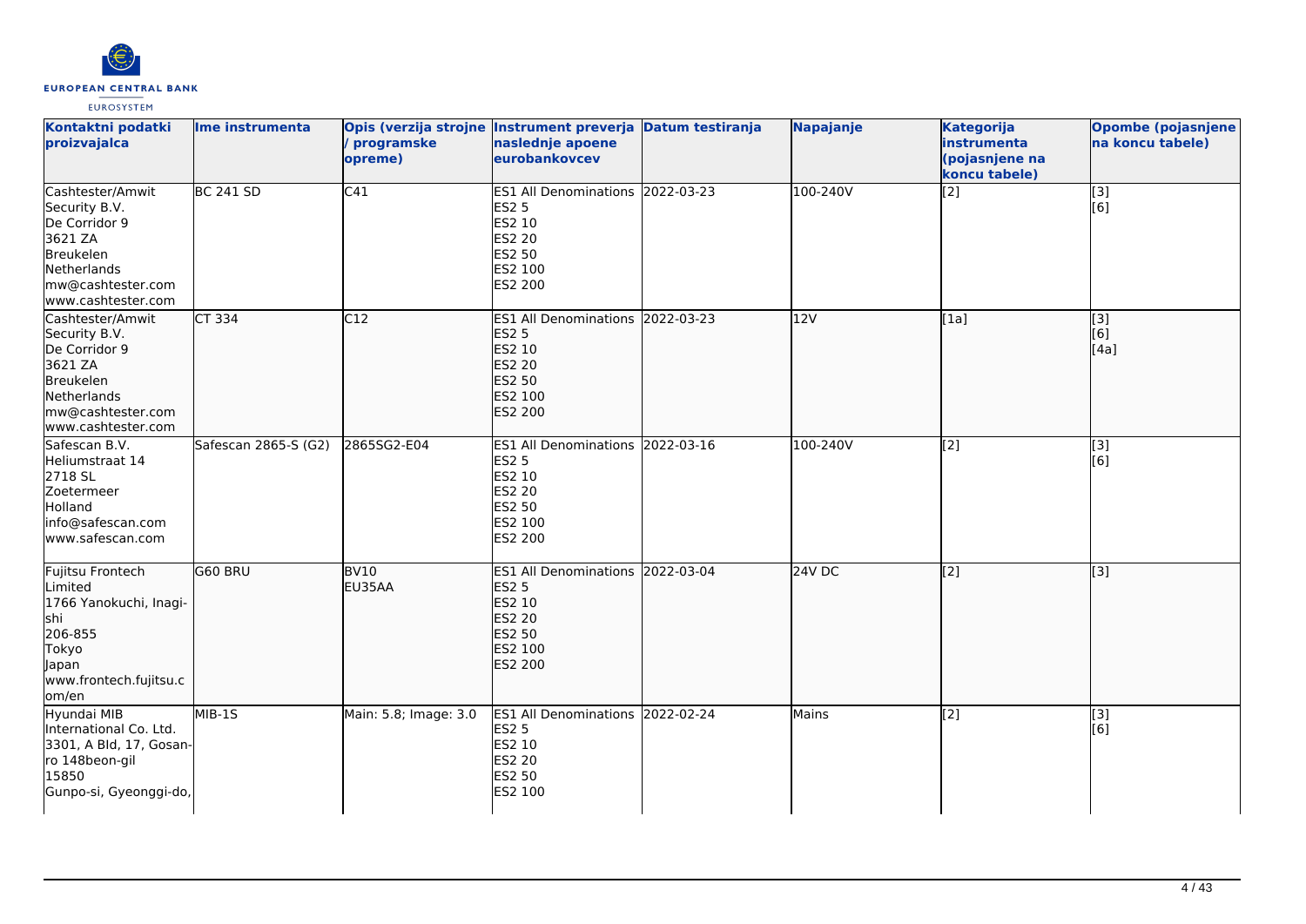| Kontaktni podatki proizvajalca | Ime instrumenta | Opis (verzija strojne / programske opreme) | Instrument preverja naslednje apoene eurobankovcev | Datum testiranja | Napajanje | Kategorija instrumenta (pojasnjene na koncu tabele) | Opombe (pojasnjene na koncu tabele) |
|---|---|---|---|---|---|---|---|
| Cashtester/Amwit Security B.V.<br>De Corridor 9<br>3621 ZA<br>Breukelen<br>Netherlands<br>mw@cashtester.com<br>www.cashtester.com | BC 241 SD | C41 | ES1 All Denominations<br>ES2 5<br>ES2 10<br>ES2 20<br>ES2 50<br>ES2 100<br>ES2 200 | 2022-03-23 | 100-240V | [2] | [3]<br>[6] |
| Cashtester/Amwit Security B.V.<br>De Corridor 9<br>3621 ZA<br>Breukelen<br>Netherlands<br>mw@cashtester.com<br>www.cashtester.com | CT 334 | C12 | ES1 All Denominations<br>ES2 5<br>ES2 10<br>ES2 20<br>ES2 50<br>ES2 100<br>ES2 200 | 2022-03-23 | 12V | [1a] | [3]<br>[6]<br>[4a] |
| Safescan B.V.<br>Heliumstraat 14<br>2718 SL<br>Zoetermeer<br>Holland<br>info@safescan.com<br>www.safescan.com | Safescan 2865-S (G2) | 2865SG2-E04 | ES1 All Denominations<br>ES2 5<br>ES2 10<br>ES2 20<br>ES2 50<br>ES2 100<br>ES2 200 | 2022-03-16 | 100-240V | [2] | [3]<br>[6] |
| Fujitsu Frontech Limited<br>1766 Yanokuchi, Inagi-shi<br>206-855<br>Tokyo<br>Japan<br>www.frontech.fujitsu.com/en | G60 BRU | BV10<br>EU35AA | ES1 All Denominations<br>ES2 5<br>ES2 10<br>ES2 20<br>ES2 50<br>ES2 100<br>ES2 200 | 2022-03-04 | 24V DC | [2] | [3] |
| Hyundai MIB International Co. Ltd.<br>3301, A Bld, 17, Gosan-ro 148beon-gil<br>15850<br>Gunpo-si, Gyeonggi-do, | MIB-1S | Main: 5.8; Image: 3.0 | ES1 All Denominations<br>ES2 5<br>ES2 10<br>ES2 20<br>ES2 50<br>ES2 100 | 2022-02-24 | Mains | [2] | [3]<br>[6] |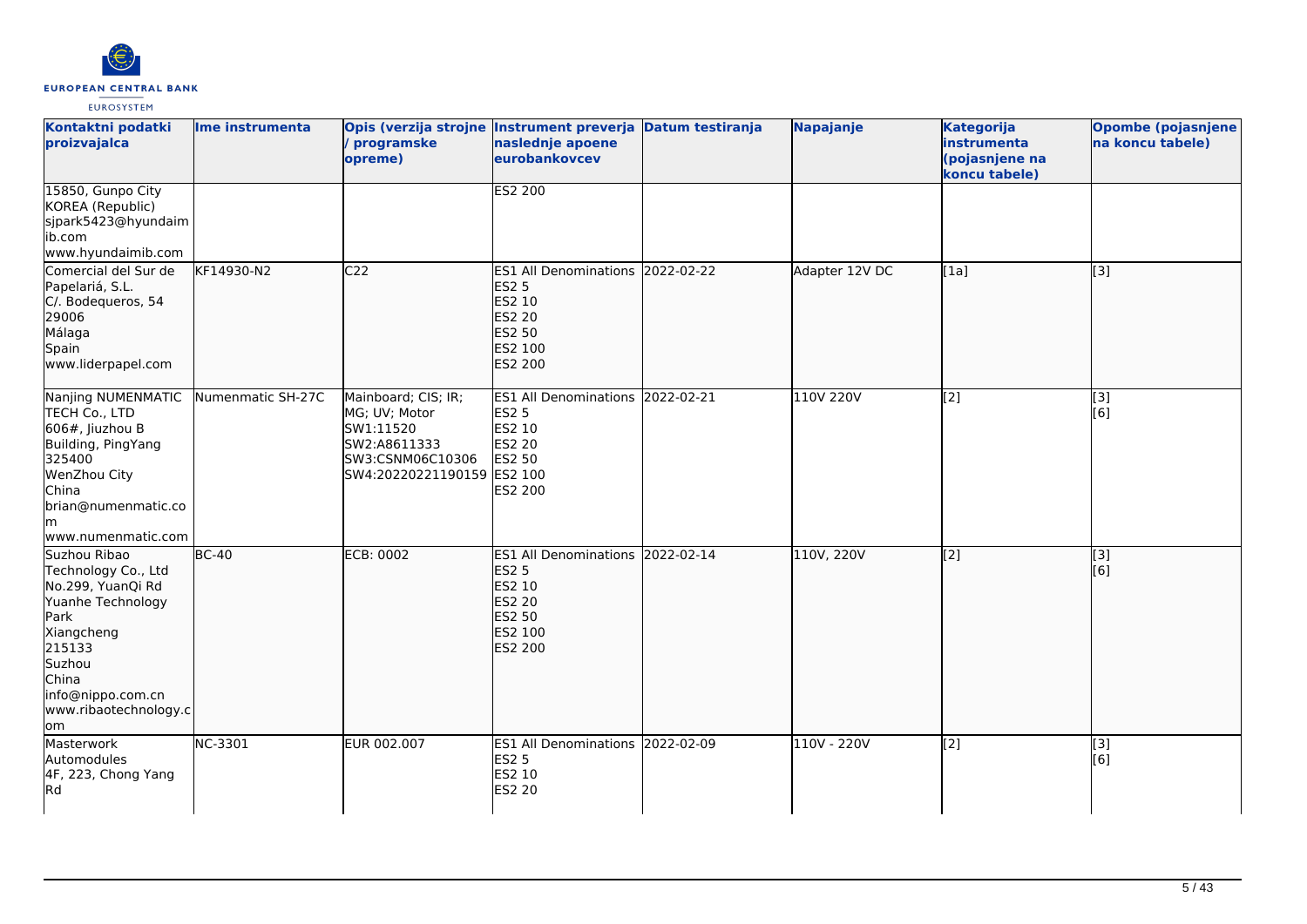| Kontaktni podatki proizvajalca | Ime instrumenta | Opis (verzija strojne / programske opreme) | Instrument preverja naslednje apoene eurobankovcev | Datum testiranja | Napajanje | Kategorija instrumenta (pojasnjene na koncu tabele) | Opombe (pojasnjene na koncu tabele) |
|---|---|---|---|---|---|---|---|
| 15850, Gunpo City<br>KOREA (Republic)<br>sjpark5423@hyundaimib.com<br>www.hyundaimib.com | | | ES2 200 | | | | |
| Comercial del Sur de Papelariá, S.L.<br>C/. Bodequeros, 54<br>29006<br>Málaga<br>Spain<br>www.liderpapel.com | KF14930-N2 | C22 | ES1 All Denominations<br>ES2 5<br>ES2 10<br>ES2 20<br>ES2 50<br>ES2 100<br>ES2 200 | 2022-02-22 | Adapter 12V DC | [1a] | [3] |
| Nanjing NUMENMATIC TECH Co., LTD<br>606#, Jiuzhou B Building, PingYang<br>325400<br>WenZhou City<br>China<br>brian@numenmatic.com<br>www.numenmatic.com | Numenmatic SH-27C | Mainboard; CIS; IR; MG; UV; Motor<br>SW1:11520<br>SW2:A8611333<br>SW3:CSNM06C10306<br>SW4:20220221190159 | ES1 All Denominations<br>ES2 5<br>ES2 10<br>ES2 20<br>ES2 50<br>ES2 100<br>ES2 200 | 2022-02-21 | 110V 220V | [2] | [3]<br>[6] |
| Suzhou Ribao Technology Co., Ltd<br>No.299, YuanQi Rd<br>Yuanhe Technology Park<br>Xiangcheng<br>215133<br>Suzhou<br>China<br>info@nippo.com.cn<br>www.ribaotechnology.com | BC-40 | ECB: 0002 | ES1 All Denominations<br>ES2 5<br>ES2 10<br>ES2 20<br>ES2 50<br>ES2 100<br>ES2 200 | 2022-02-14 | 110V, 220V | [2] | [3]<br>[6] |
| Masterwork Automodules<br>4F, 223, Chong Yang Rd | NC-3301 | EUR 002.007 | ES1 All Denominations<br>ES2 5<br>ES2 10<br>ES2 20 | 2022-02-09 | 110V - 220V | [2] | [3]<br>[6] |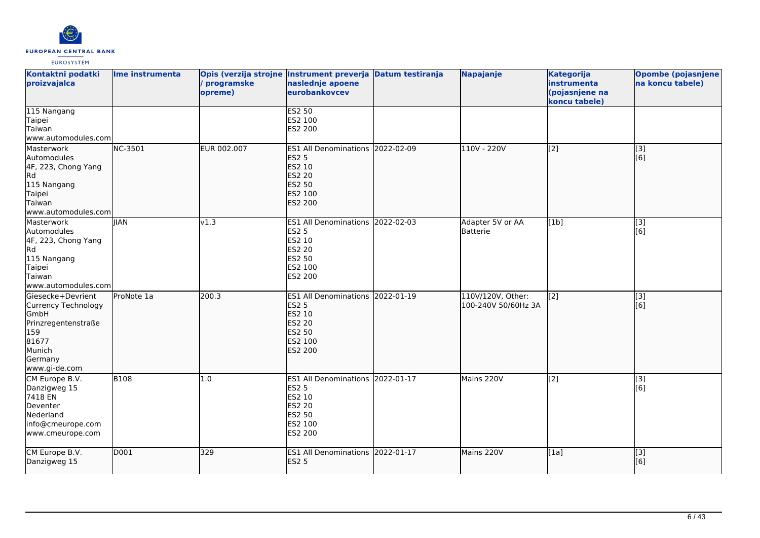| Kontaktni podatki proizvajalca | Ime instrumenta | Opis (verzija strojne / programske opreme) | Instrument preverja naslednje apoene eurobankovcev | Datum testiranja | Napajanje | Kategorija instrumenta (pojasnjene na koncu tabele) | Opombe (pojasnjene na koncu tabele) |
| --- | --- | --- | --- | --- | --- | --- | --- |
| 115 Nangang<br>Taipei<br>Taiwan<br>www.automodules.com | | | ES2 50<br>ES2 100<br>ES2 200 | | | | |
| Masterwork Automodules<br>4F, 223, Chong Yang Rd<br>115 Nangang<br>Taipei<br>Taiwan<br>www.automodules.com | NC-3501 | EUR 002.007 | ES1 All Denominations<br>ES2 5<br>ES2 10<br>ES2 20<br>ES2 50<br>ES2 100<br>ES2 200 | 2022-02-09 | 110V - 220V | [2] | [3]<br>[6] |
| Masterwork Automodules<br>4F, 223, Chong Yang Rd<br>115 Nangang<br>Taipei<br>Taiwan<br>www.automodules.com | JIAN | v1.3 | ES1 All Denominations<br>ES2 5<br>ES2 10<br>ES2 20<br>ES2 50<br>ES2 100<br>ES2 200 | 2022-02-03 | Adapter 5V or AA Batterie | [1b] | [3]<br>[6] |
| Giesecke+Devrient Currency Technology GmbH<br>Prinzregentenstraße 159<br>81677<br>Munich<br>Germany<br>www.gi-de.com | ProNote 1a | 200.3 | ES1 All Denominations<br>ES2 5<br>ES2 10<br>ES2 20<br>ES2 50<br>ES2 100<br>ES2 200 | 2022-01-19 | 110V/120V, Other: 100-240V 50/60Hz 3A | [2] | [3]<br>[6] |
| CM Europe B.V.<br>Danzigweg 15<br>7418 EN<br>Deventer<br>Nederland<br>info@cmeurope.com<br>www.cmeurope.com | B108 | 1.0 | ES1 All Denominations<br>ES2 5<br>ES2 10<br>ES2 20<br>ES2 50<br>ES2 100<br>ES2 200 | 2022-01-17 | Mains 220V | [2] | [3]<br>[6] |
| CM Europe B.V.<br>Danzigweg 15 | D001 | 329 | ES1 All Denominations<br>ES2 5 | 2022-01-17 | Mains 220V | [1a] | [3]<br>[6] |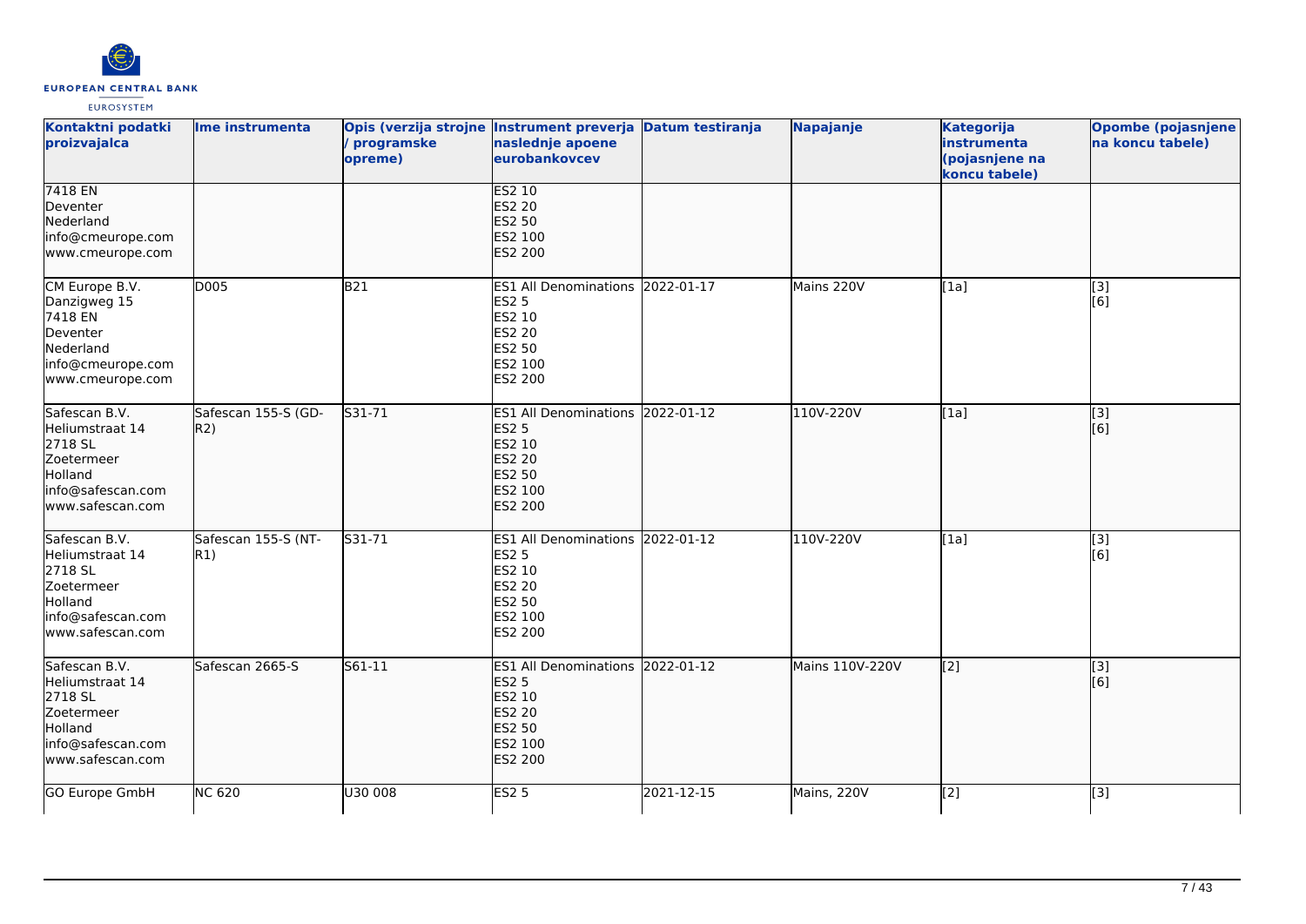| Kontaktni podatki proizvajalca | Ime instrumenta | Opis (verzija strojne / programske opreme) | Instrument preverja naslednje apoene eurobankovcev | Datum testiranja | Napajanje | Kategorija instrumenta (pojasnjene na koncu tabele) | Opombe (pojasnjene na koncu tabele) |
|---|---|---|---|---|---|---|---|
| 7418 EN<br>Deventer<br>Nederland<br>info@cmeurope.com<br>www.cmeurope.com | | | ES2 10<br>ES2 20<br>ES2 50<br>ES2 100<br>ES2 200 | | | | |
| CM Europe B.V.<br>Danzigweg 15<br>7418 EN<br>Deventer<br>Nederland<br>info@cmeurope.com<br>www.cmeurope.com | D005 | B21 | ES1 All Denominations<br>ES2 5<br>ES2 10<br>ES2 20<br>ES2 50<br>ES2 100<br>ES2 200 | 2022-01-17 | Mains 220V | [1a] | [3]<br>[6] |
| Safescan B.V.<br>Heliumstraat 14<br>2718 SL<br>Zoetermeer<br>Holland<br>info@safescan.com<br>www.safescan.com | Safescan 155-S (GD-R2) | S31-71 | ES1 All Denominations<br>ES2 5<br>ES2 10<br>ES2 20<br>ES2 50<br>ES2 100<br>ES2 200 | 2022-01-12 | 110V-220V | [1a] | [3]<br>[6] |
| Safescan B.V.<br>Heliumstraat 14<br>2718 SL<br>Zoetermeer<br>Holland<br>info@safescan.com<br>www.safescan.com | Safescan 155-S (NT-R1) | S31-71 | ES1 All Denominations<br>ES2 5<br>ES2 10<br>ES2 20<br>ES2 50<br>ES2 100<br>ES2 200 | 2022-01-12 | 110V-220V | [1a] | [3]<br>[6] |
| Safescan B.V.<br>Heliumstraat 14<br>2718 SL<br>Zoetermeer<br>Holland<br>info@safescan.com<br>www.safescan.com | Safescan 2665-S | S61-11 | ES1 All Denominations<br>ES2 5<br>ES2 10<br>ES2 20<br>ES2 50<br>ES2 100<br>ES2 200 | 2022-01-12 | Mains 110V-220V | [2] | [3]<br>[6] |
| GO Europe GmbH | NC 620 | U30 008 | ES2 5 | 2021-12-15 | Mains, 220V | [2] | [3] |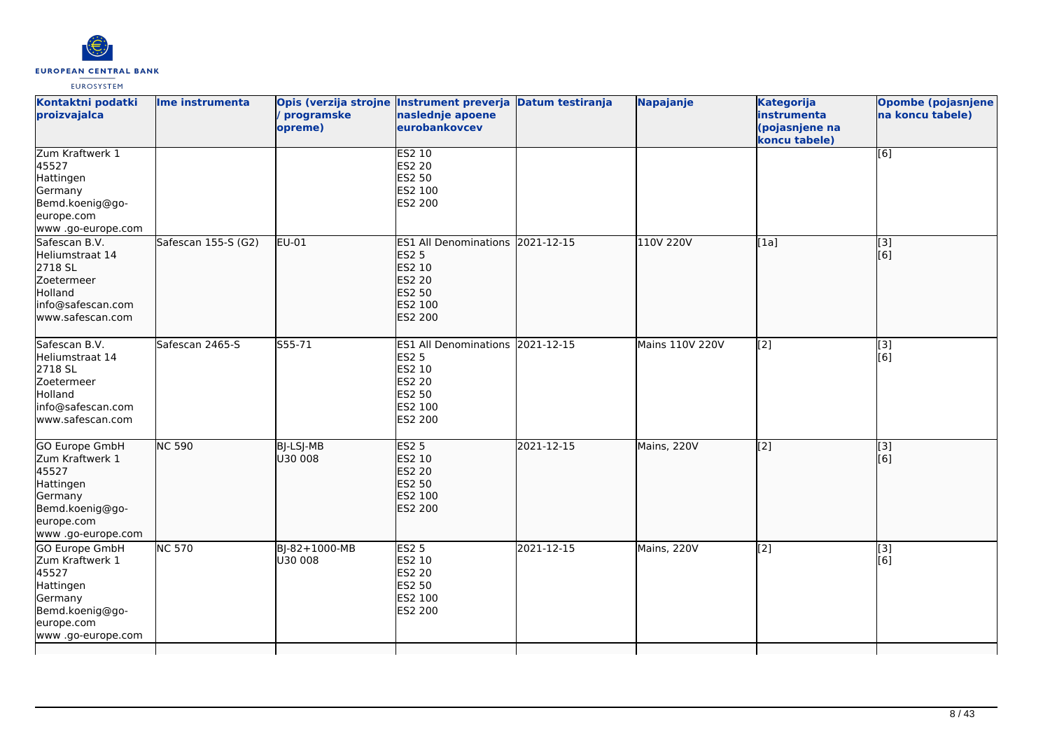| Kontaktni podatki proizvajalca | Ime instrumenta | Opis (verzija strojne / programske opreme) | Instrument preverja naslednje apoene eurobankovcev | Datum testiranja | Napajanje | Kategorija instrumenta (pojasnjene na koncu tabele) | Opombe (pojasnjene na koncu tabele) |
|---|---|---|---|---|---|---|---|
| Zum Kraftwerk 1<br>45527<br>Hattingen<br>Germany<br>Bemd.koenig@go-europe.com<br>www .go-europe.com | | | ES2 10<br>ES2 20<br>ES2 50<br>ES2 100<br>ES2 200 | | | | [6] |
| Safescan B.V.<br>Heliumstraat 14<br>2718 SL<br>Zoetermeer<br>Holland<br>info@safescan.com<br>www.safescan.com | Safescan 155-S (G2) | EU-01 | ES1 All Denominations<br>ES2 5<br>ES2 10<br>ES2 20<br>ES2 50<br>ES2 100<br>ES2 200 | 2021-12-15 | 110V 220V | [1a] | [3]<br>[6] |
| Safescan B.V.<br>Heliumstraat 14<br>2718 SL<br>Zoetermeer<br>Holland<br>info@safescan.com<br>www.safescan.com | Safescan 2465-S | S55-71 | ES1 All Denominations<br>ES2 5<br>ES2 10<br>ES2 20<br>ES2 50<br>ES2 100<br>ES2 200 | 2021-12-15 | Mains 110V 220V | [2] | [3]<br>[6] |
| GO Europe GmbH<br>Zum Kraftwerk 1<br>45527<br>Hattingen<br>Germany<br>Bemd.koenig@go-europe.com<br>www .go-europe.com | NC 590 | BJ-LSJ-MB<br>U30 008 | ES2 5<br>ES2 10<br>ES2 20<br>ES2 50<br>ES2 100<br>ES2 200 | 2021-12-15 | Mains, 220V | [2] | [3]<br>[6] |
| GO Europe GmbH<br>Zum Kraftwerk 1<br>45527<br>Hattingen<br>Germany<br>Bemd.koenig@go-europe.com<br>www .go-europe.com | NC 570 | BJ-82+1000-MB<br>U30 008 | ES2 5<br>ES2 10<br>ES2 20<br>ES2 50<br>ES2 100<br>ES2 200 | 2021-12-15 | Mains, 220V | [2] | [3]<br>[6] |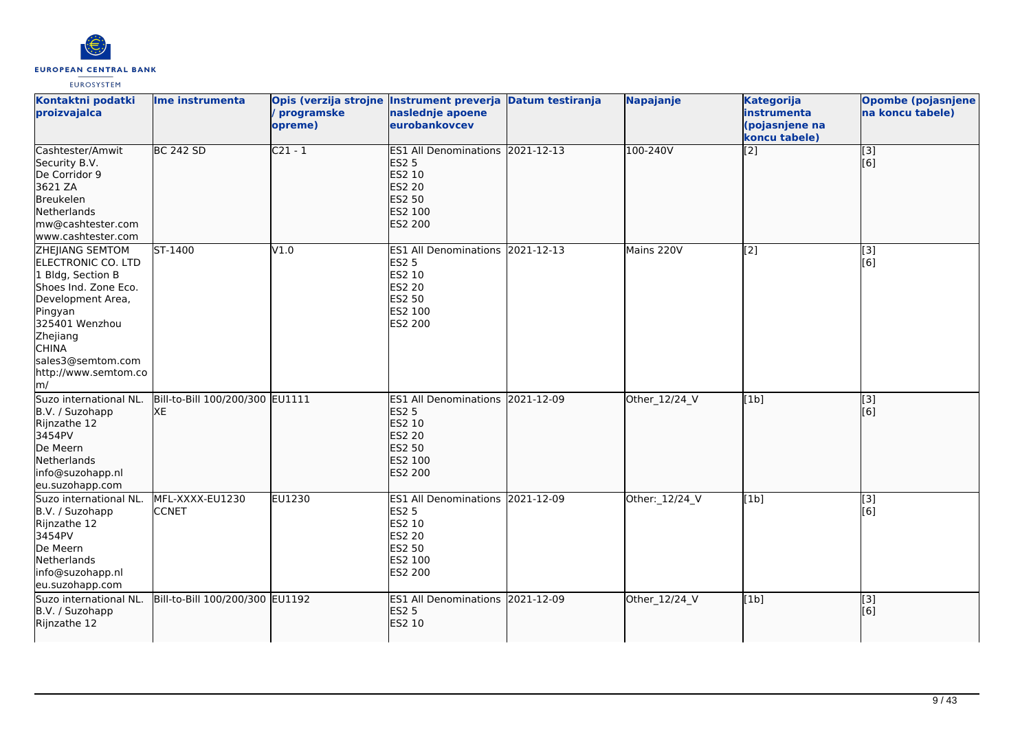| Kontaktni podatki proizvajalca | Ime instrumenta | Opis (verzija strojne / programske opreme) | Instrument preverja naslednje apoene eurobankovcev | Datum testiranja | Napajanje | Kategorija instrumenta (pojasnjene na koncu tabele) | Opombe (pojasnjene na koncu tabele) |
|---|---|---|---|---|---|---|---|
| Cashtester/Amwit Security B.V.<br>De Corridor 9<br>3621 ZA<br>Breukelen<br>Netherlands<br>mw@cashtester.com<br>www.cashtester.com | BC 242 SD | C21 - 1 | ES1 All Denominations<br>ES2 5<br>ES2 10<br>ES2 20<br>ES2 50<br>ES2 100<br>ES2 200 | 2021-12-13 | 100-240V | [2] | [3]<br>[6] |
| ZHEJIANG SEMTOM ELECTRONIC CO. LTD<br>1 Bldg, Section B<br>Shoes Ind. Zone Eco. Development Area, Pingyan<br>325401 Wenzhou<br>Zhejiang<br>CHINA<br>sales3@semtom.com<br>http://www.semtom.com/ | ST-1400 | V1.0 | ES1 All Denominations<br>ES2 5<br>ES2 10<br>ES2 20<br>ES2 50<br>ES2 100<br>ES2 200 | 2021-12-13 | Mains 220V | [2] | [3]<br>[6] |
| Suzo international NL. B.V. / Suzohapp<br>Rijnzathe 12<br>3454PV<br>De Meern<br>Netherlands<br>info@suzohapp.nl<br>eu.suzohapp.com | Bill-to-Bill 100/200/300 XE | EU1111 | ES1 All Denominations<br>ES2 5<br>ES2 10<br>ES2 20<br>ES2 50<br>ES2 100<br>ES2 200 | 2021-12-09 | Other_12/24_V | [1b] | [3]<br>[6] |
| Suzo international NL. B.V. / Suzohapp<br>Rijnzathe 12<br>3454PV<br>De Meern<br>Netherlands<br>info@suzohapp.nl<br>eu.suzohapp.com | MFL-XXXX-EU1230 CCNET | EU1230 | ES1 All Denominations<br>ES2 5<br>ES2 10<br>ES2 20<br>ES2 50<br>ES2 100<br>ES2 200 | 2021-12-09 | Other:_12/24_V | [1b] | [3]<br>[6] |
| Suzo international NL. B.V. / Suzohapp<br>Rijnzathe 12 | Bill-to-Bill 100/200/300 | EU1192 | ES1 All Denominations<br>ES2 5<br>ES2 10 | 2021-12-09 | Other_12/24_V | [1b] | [3]<br>[6] |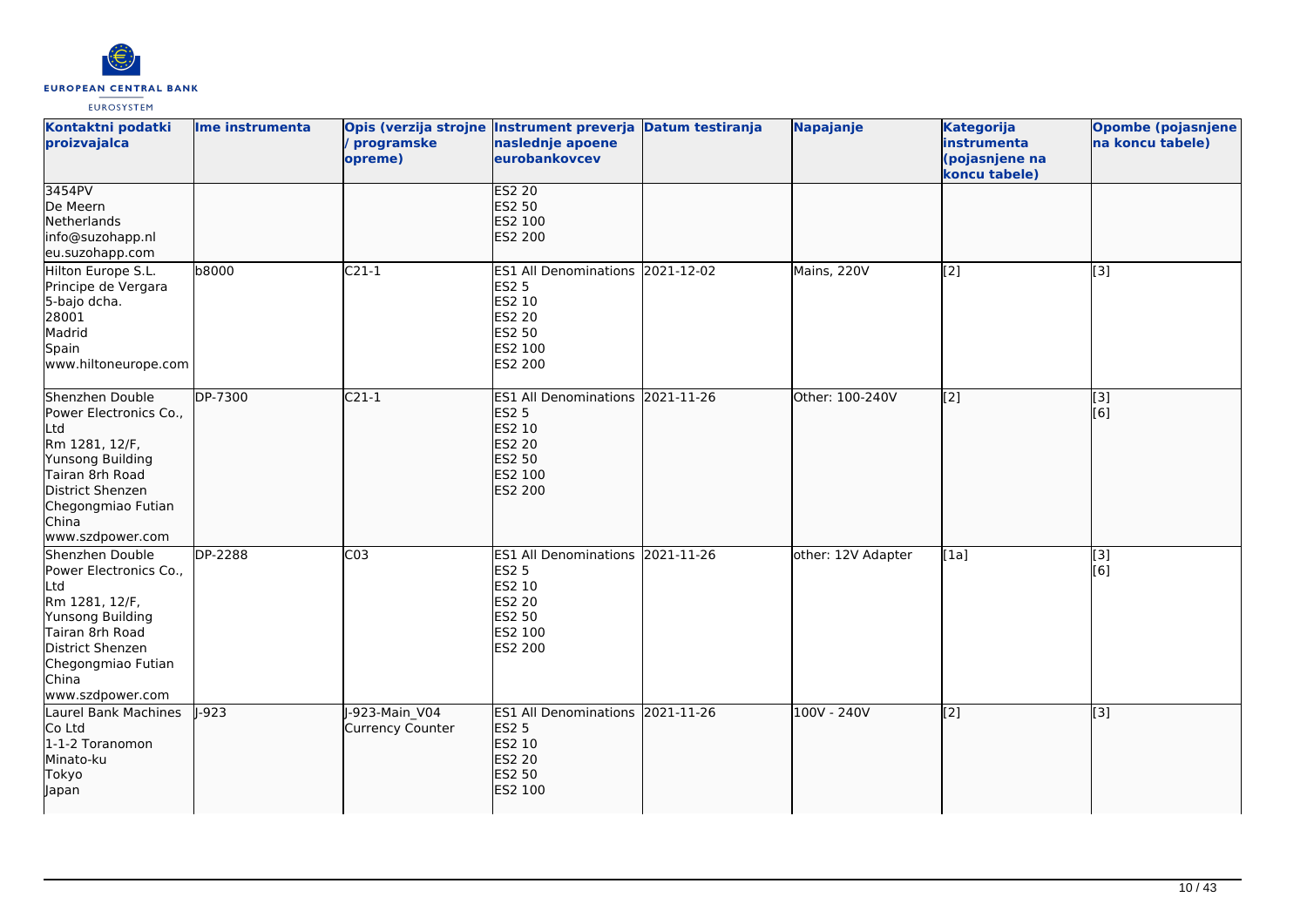| Kontaktni podatki proizvajalca | Ime instrumenta | Opis (verzija strojne / programske opreme) | Instrument preverja naslednje apoene eurobankovcev | Datum testiranja | Napajanje | Kategorija instrumenta (pojasnjene na koncu tabele) | Opombe (pojasnjene na koncu tabele) |
|---|---|---|---|---|---|---|---|
| 3454PV<br>De Meern<br>Netherlands<br>info@suzohapp.nl<br>eu.suzohapp.com | | | ES2 20<br>ES2 50<br>ES2 100<br>ES2 200 | | | | |
| Hilton Europe S.L.<br>Principe de Vergara<br>5-bajo dcha.<br>28001<br>Madrid<br>Spain<br>www.hiltoneurope.com | b8000 | C21-1 | ES1 All Denominations<br>ES2 5<br>ES2 10<br>ES2 20<br>ES2 50<br>ES2 100<br>ES2 200 | 2021-12-02 | Mains, 220V | [2] | [3] |
| Shenzhen Double Power Electronics Co., Ltd<br>Rm 1281, 12/F,<br>Yunsong Building<br>Tairan 8rh Road<br>District Shenzen<br>Chegongmiao Futian<br>China<br>www.szdpower.com | DP-7300 | C21-1 | ES1 All Denominations<br>ES2 5<br>ES2 10<br>ES2 20<br>ES2 50<br>ES2 100<br>ES2 200 | 2021-11-26 | Other: 100-240V | [2] | [3]<br>[6] |
| Shenzhen Double Power Electronics Co., Ltd<br>Rm 1281, 12/F,<br>Yunsong Building<br>Tairan 8rh Road<br>District Shenzen<br>Chegongmiao Futian<br>China<br>www.szdpower.com | DP-2288 | C03 | ES1 All Denominations<br>ES2 5<br>ES2 10<br>ES2 20<br>ES2 50<br>ES2 100<br>ES2 200 | 2021-11-26 | other: 12V Adapter | [1a] | [3]<br>[6] |
| Laurel Bank Machines Co Ltd<br>1-1-2 Toranomon<br>Minato-ku<br>Tokyo<br>Japan | J-923 | J-923-Main_V04 Currency Counter | ES1 All Denominations<br>ES2 5<br>ES2 10<br>ES2 20<br>ES2 50<br>ES2 100 | 2021-11-26 | 100V - 240V | [2] | [3] |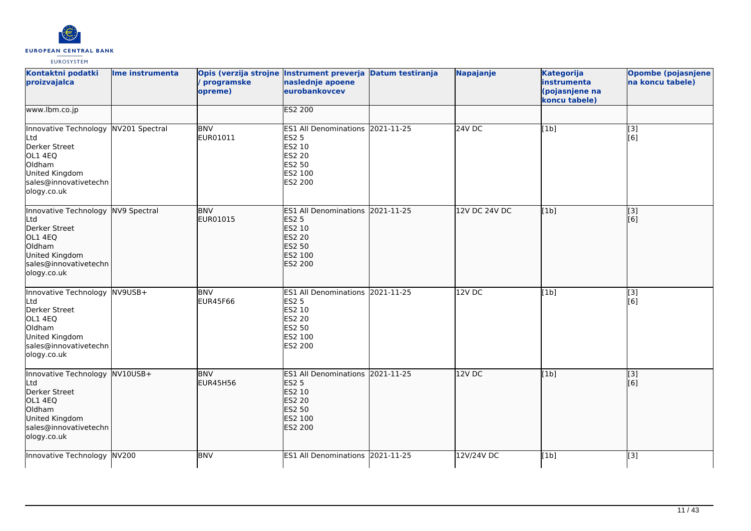| Kontaktni podatki proizvajalca | Ime instrumenta | Opis (verzija strojne / programske opreme) | Instrument preverja naslednje apoene eurobankovcev | Datum testiranja | Napajanje | Kategorija instrumenta (pojasnjene na koncu tabele) | Opombe (pojasnjene na koncu tabele) |
|---|---|---|---|---|---|---|---|
| www.lbm.co.jp | | | ES2 200 | | | | |
| Innovative Technology Ltd<br>Derker Street<br>OL1 4EQ<br>Oldham<br>United Kingdom<br>sales@innovativetechnology.co.uk | NV201 Spectral | BNV<br>EUR01011 | ES1 All Denominations<br>ES2 5<br>ES2 10<br>ES2 20<br>ES2 50<br>ES2 100<br>ES2 200 | 2021-11-25 | 24V DC | [1b] | [3]<br>[6] |
| Innovative Technology Ltd<br>Derker Street<br>OL1 4EQ<br>Oldham<br>United Kingdom<br>sales@innovativetechnology.co.uk | NV9 Spectral | BNV<br>EUR01015 | ES1 All Denominations<br>ES2 5<br>ES2 10<br>ES2 20<br>ES2 50<br>ES2 100<br>ES2 200 | 2021-11-25 | 12V DC 24V DC | [1b] | [3]<br>[6] |
| Innovative Technology Ltd<br>Derker Street<br>OL1 4EQ<br>Oldham<br>United Kingdom<br>sales@innovativetechnology.co.uk | NV9USB+ | BNV<br>EUR45F66 | ES1 All Denominations<br>ES2 5<br>ES2 10<br>ES2 20<br>ES2 50<br>ES2 100<br>ES2 200 | 2021-11-25 | 12V DC | [1b] | [3]<br>[6] |
| Innovative Technology Ltd<br>Derker Street<br>OL1 4EQ<br>Oldham<br>United Kingdom<br>sales@innovativetechnology.co.uk | NV10USB+ | BNV<br>EUR45H56 | ES1 All Denominations<br>ES2 5<br>ES2 10<br>ES2 20<br>ES2 50<br>ES2 100<br>ES2 200 | 2021-11-25 | 12V DC | [1b] | [3]<br>[6] |
| Innovative Technology | NV200 | BNV | ES1 All Denominations | 2021-11-25 | 12V/24V DC | [1b] | [3] |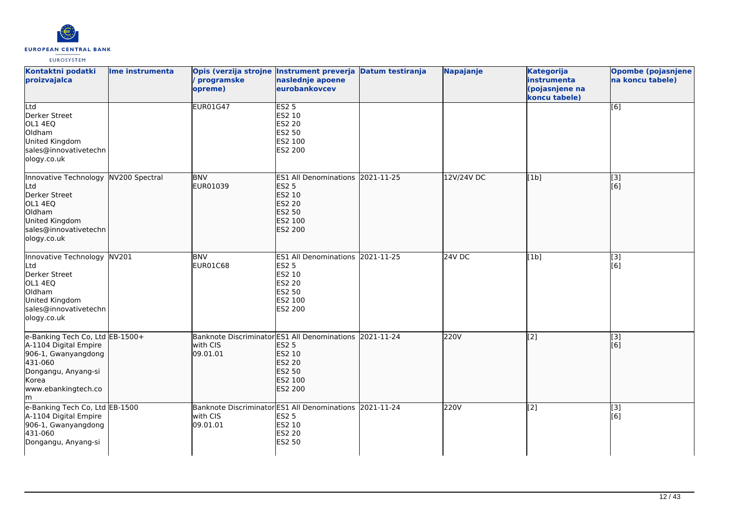| Kontaktni podatki proizvajalca | Ime instrumenta | Opis (verzija strojne / programske opreme) | Instrument preverja naslednje apoene eurobankovcev | Datum testiranja | Napajanje | Kategorija instrumenta (pojasnjene na koncu tabele) | Opombe (pojasnjene na koncu tabele) |
|---|---|---|---|---|---|---|---|
| Ltd<br>Derker Street<br>OL1 4EQ<br>Oldham<br>United Kingdom<br>sales@innovativetechnology.co.uk | | EUR01G47 | ES2 5<br>ES2 10<br>ES2 20<br>ES2 50<br>ES2 100<br>ES2 200 | | | | [6] |
| Innovative Technology Ltd<br>Derker Street<br>OL1 4EQ<br>Oldham<br>United Kingdom<br>sales@innovativetechnology.co.uk | NV200 Spectral | BNV<br>EUR01039 | ES1 All Denominations<br>ES2 5<br>ES2 10<br>ES2 20<br>ES2 50<br>ES2 100<br>ES2 200 | 2021-11-25 | 12V/24V DC | [1b] | [3]<br>[6] |
| Innovative Technology Ltd<br>Derker Street<br>OL1 4EQ<br>Oldham<br>United Kingdom<br>sales@innovativetechnology.co.uk | NV201 | BNV<br>EUR01C68 | ES1 All Denominations<br>ES2 5<br>ES2 10<br>ES2 20<br>ES2 50<br>ES2 100<br>ES2 200 | 2021-11-25 | 24V DC | [1b] | [3]<br>[6] |
| e-Banking Tech Co, Ltd<br>A-1104 Digital Empire<br>906-1, Gwanyangdong<br>431-060<br>Dongangu, Anyang-si<br>Korea<br>www.ebankingtech.com | EB-1500+ | Banknote Discriminator with CIS<br>09.01.01 | ES1 All Denominations<br>ES2 5<br>ES2 10<br>ES2 20<br>ES2 50<br>ES2 100<br>ES2 200 | 2021-11-24 | 220V | [2] | [3]<br>[6] |
| e-Banking Tech Co, Ltd<br>A-1104 Digital Empire<br>906-1, Gwanyangdong<br>431-060<br>Dongangu, Anyang-si | EB-1500 | Banknote Discriminator with CIS<br>09.01.01 | ES1 All Denominations<br>ES2 5<br>ES2 10<br>ES2 20<br>ES2 50 | 2021-11-24 | 220V | [2] | [3]<br>[6] |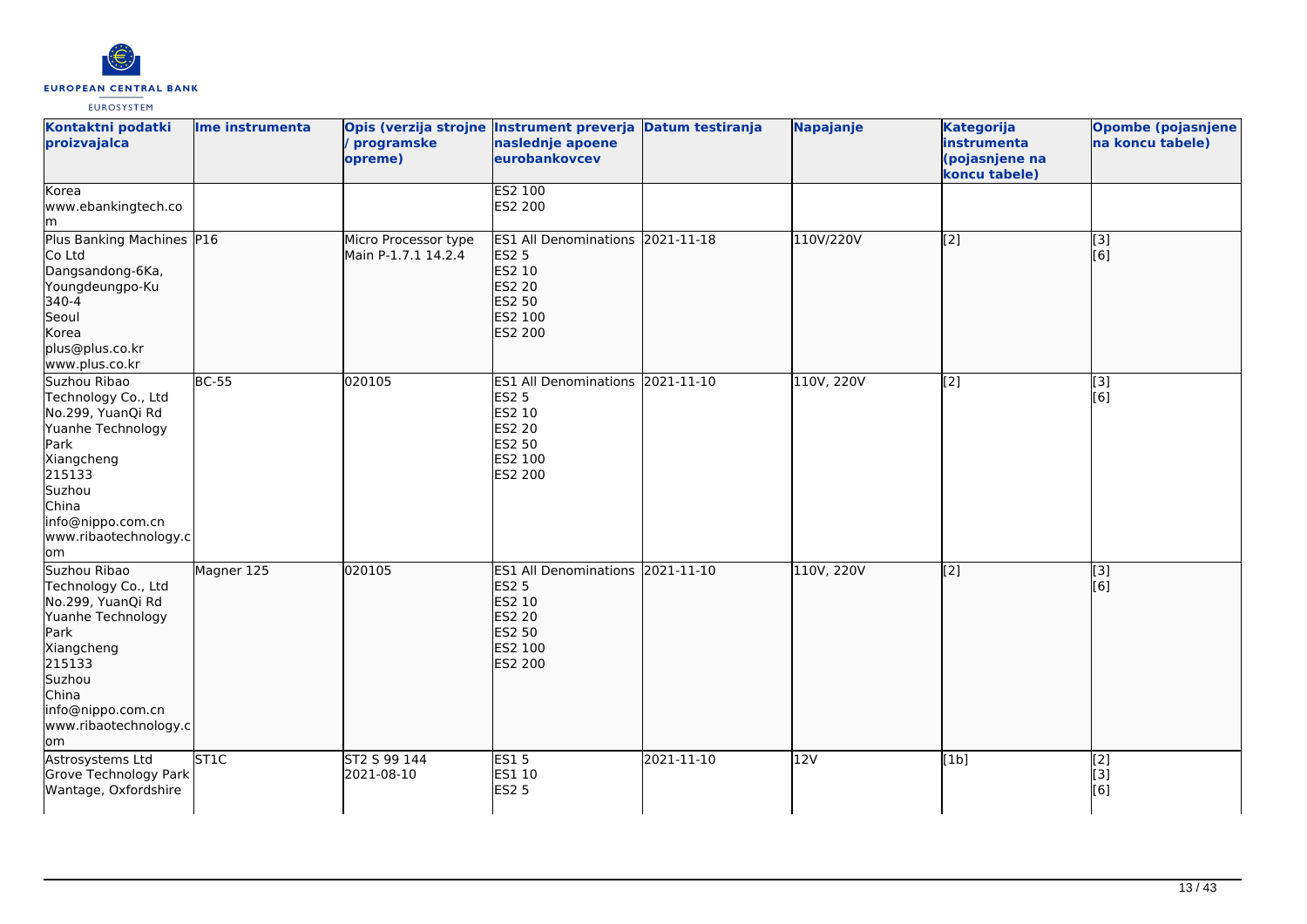| Kontaktni podatki proizvajalca | Ime instrumenta | Opis (verzija strojne / programske opreme) | Instrument preverja naslednje apoene eurobankovcev | Datum testiranja | Napajanje | Kategorija instrumenta (pojasnjene na koncu tabele) | Opombe (pojasnjene na koncu tabele) |
|---|---|---|---|---|---|---|---|
| Korea<br>www.ebankingtech.com | | | ES2 100<br>ES2 200 | | | | |
| Plus Banking Machines Co Ltd<br>Dangsandong-6Ka, Youngdeungpo-Ku 340-4<br>Seoul<br>Korea<br>plus@plus.co.kr<br>www.plus.co.kr | P16 | Micro Processor type Main P-1.7.1 14.2.4 | ES1 All Denominations<br>ES2 5<br>ES2 10<br>ES2 20<br>ES2 50<br>ES2 100<br>ES2 200 | 2021-11-18 | 110V/220V | [2] | [3]<br>[6] |
| Suzhou Ribao Technology Co., Ltd<br>No.299, YuanQi Rd<br>Yuanhe Technology Park<br>Xiangcheng<br>215133<br>Suzhou<br>China<br>info@nippo.com.cn<br>www.ribaotechnology.com | BC-55 | 020105 | ES1 All Denominations<br>ES2 5<br>ES2 10<br>ES2 20<br>ES2 50<br>ES2 100<br>ES2 200 | 2021-11-10 | 110V, 220V | [2] | [3]<br>[6] |
| Suzhou Ribao Technology Co., Ltd<br>No.299, YuanQi Rd<br>Yuanhe Technology Park<br>Xiangcheng<br>215133<br>Suzhou<br>China<br>info@nippo.com.cn<br>www.ribaotechnology.com | Magner 125 | 020105 | ES1 All Denominations<br>ES2 5<br>ES2 10<br>ES2 20<br>ES2 50<br>ES2 100<br>ES2 200 | 2021-11-10 | 110V, 220V | [2] | [3]<br>[6] |
| Astrosystems Ltd<br>Grove Technology Park<br>Wantage, Oxfordshire | ST1C | ST2 S 99 144<br>2021-08-10 | ES1 5<br>ES1 10<br>ES2 5 | 2021-11-10 | 12V | [1b] | [2]<br>[3]<br>[6] |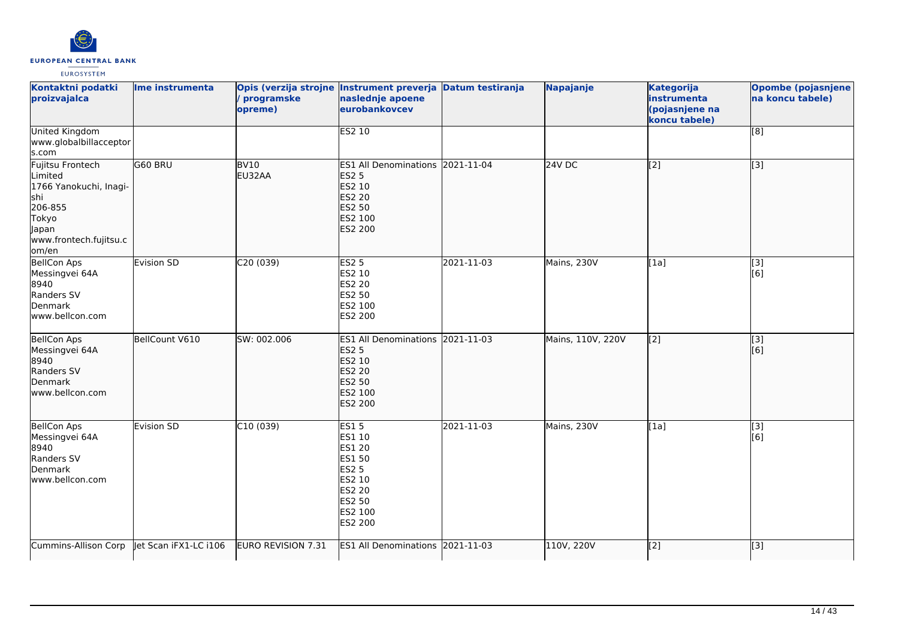| Kontaktni podatki proizvajalca | Ime instrumenta | Opis (verzija strojne / programske opreme) | Instrument preverja naslednje apoene eurobankovcev | Datum testiranja | Napajanje | Kategorija instrumenta (pojasnjene na koncu tabele) | Opombe (pojasnjene na koncu tabele) |
|---|---|---|---|---|---|---|---|
| United Kingdom<br>www.globalbillacceptors.com | | | ES2 10 | | | | [8] |
| Fujitsu Frontech Limited<br>1766 Yanokuchi, Inagi-shi<br>206-855<br>Tokyo<br>Japan<br>www.frontech.fujitsu.com/en | G60 BRU | BV10<br>EU32AA | ES1 All Denominations<br>ES2 5<br>ES2 10<br>ES2 20<br>ES2 50<br>ES2 100<br>ES2 200 | 2021-11-04 | 24V DC | [2] | [3] |
| BellCon Aps<br>Messingvei 64A<br>8940<br>Randers SV<br>Denmark<br>www.bellcon.com | Evision SD | C20 (039) | ES2 5<br>ES2 10<br>ES2 20<br>ES2 50<br>ES2 100<br>ES2 200 | 2021-11-03 | Mains, 230V | [1a] | [3]<br>[6] |
| BellCon Aps<br>Messingvei 64A<br>8940<br>Randers SV<br>Denmark<br>www.bellcon.com | BellCount V610 | SW: 002.006 | ES1 All Denominations<br>ES2 5<br>ES2 10<br>ES2 20<br>ES2 50<br>ES2 100<br>ES2 200 | 2021-11-03 | Mains, 110V, 220V | [2] | [3]<br>[6] |
| BellCon Aps<br>Messingvei 64A<br>8940<br>Randers SV<br>Denmark<br>www.bellcon.com | Evision SD | C10 (039) | ES1 5<br>ES1 10<br>ES1 20<br>ES1 50<br>ES2 5<br>ES2 10<br>ES2 20<br>ES2 50<br>ES2 100<br>ES2 200 | 2021-11-03 | Mains, 230V | [1a] | [3]<br>[6] |
| Cummins-Allison Corp | Jet Scan iFX1-LC i106 | EURO REVISION 7.31 | ES1 All Denominations | 2021-11-03 | 110V, 220V | [2] | [3] |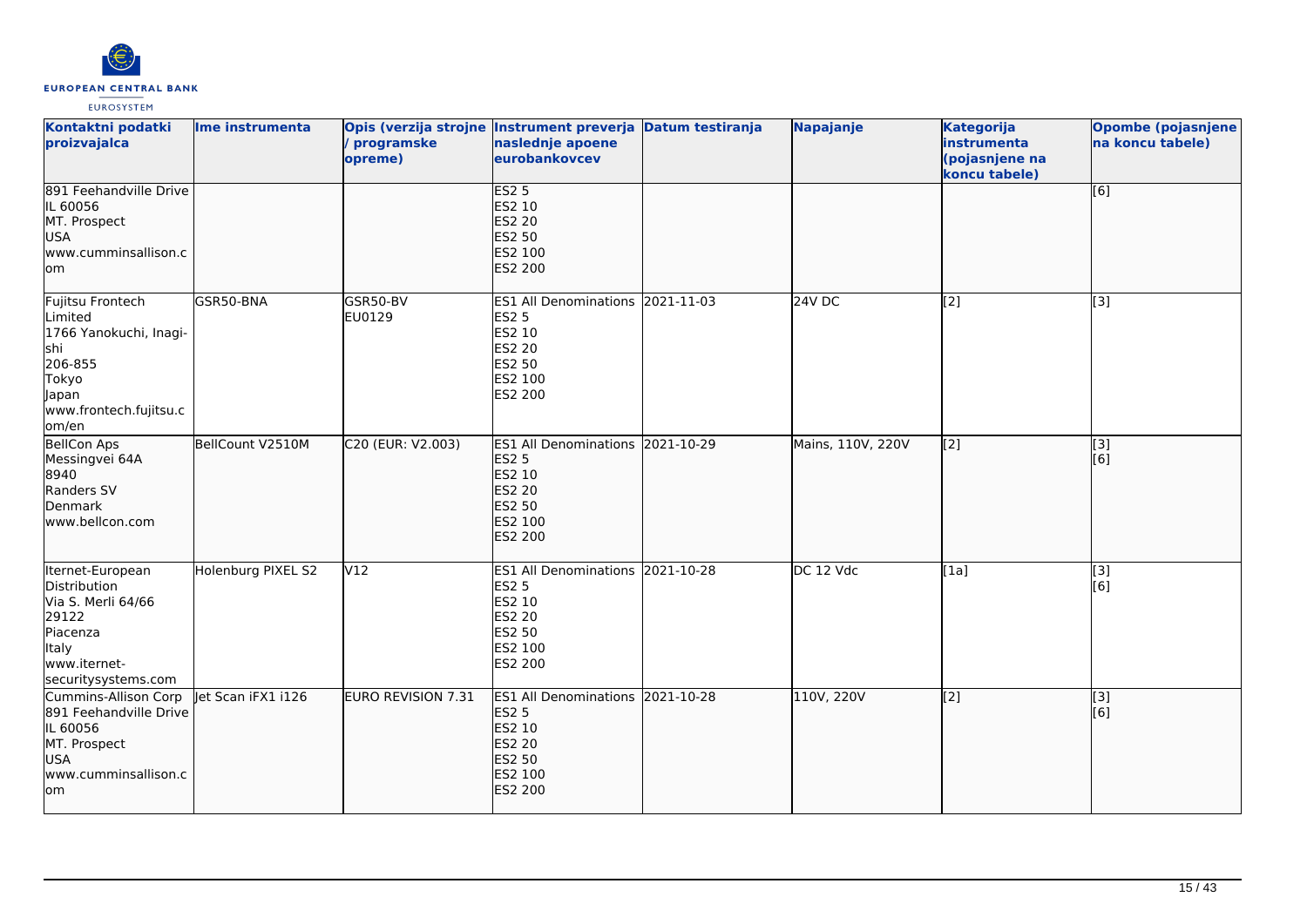| Kontaktni podatki proizvajalca | Ime instrumenta | Opis (verzija strojne / programske opreme) | Instrument preverja naslednje apoene eurobankovcev | Datum testiranja | Napajanje | Kategorija instrumenta (pojasnjene na koncu tabele) | Opombe (pojasnjene na koncu tabele) |
|---|---|---|---|---|---|---|---|
| 891 Feehandville Drive<br>IL 60056<br>MT. Prospect<br>USA<br>www.cumminsallison.com | | | ES2 5<br>ES2 10<br>ES2 20<br>ES2 50<br>ES2 100<br>ES2 200 | | | | [6] |
| Fujitsu Frontech Limited<br>1766 Yanokuchi, Inagi-shi<br>206-855<br>Tokyo<br>Japan<br>www.frontech.fujitsu.com/en | GSR50-BNA | GSR50-BV<br>EU0129 | ES1 All Denominations<br>ES2 5<br>ES2 10<br>ES2 20<br>ES2 50<br>ES2 100<br>ES2 200 | 2021-11-03 | 24V DC | [2] | [3] |
| BellCon Aps<br>Messingvei 64A<br>8940<br>Randers SV<br>Denmark<br>www.bellcon.com | BellCount V2510M | C20 (EUR: V2.003) | ES1 All Denominations<br>ES2 5<br>ES2 10<br>ES2 20<br>ES2 50<br>ES2 100<br>ES2 200 | 2021-10-29 | Mains, 110V, 220V | [2] | [3]<br>[6] |
| Iternet-European Distribution<br>Via S. Merli 64/66<br>29122<br>Piacenza<br>Italy<br>www.iternet-securitysystems.com | Holenburg PIXEL S2 | V12 | ES1 All Denominations<br>ES2 5<br>ES2 10<br>ES2 20<br>ES2 50<br>ES2 100<br>ES2 200 | 2021-10-28 | DC 12 Vdc | [1a] | [3]<br>[6] |
| Cummins-Allison Corp<br>891 Feehandville Drive<br>IL 60056<br>MT. Prospect<br>USA<br>www.cumminsallison.com | Jet Scan iFX1 i126 | EURO REVISION 7.31 | ES1 All Denominations<br>ES2 5<br>ES2 10<br>ES2 20<br>ES2 50<br>ES2 100<br>ES2 200 | 2021-10-28 | 110V, 220V | [2] | [3]<br>[6] |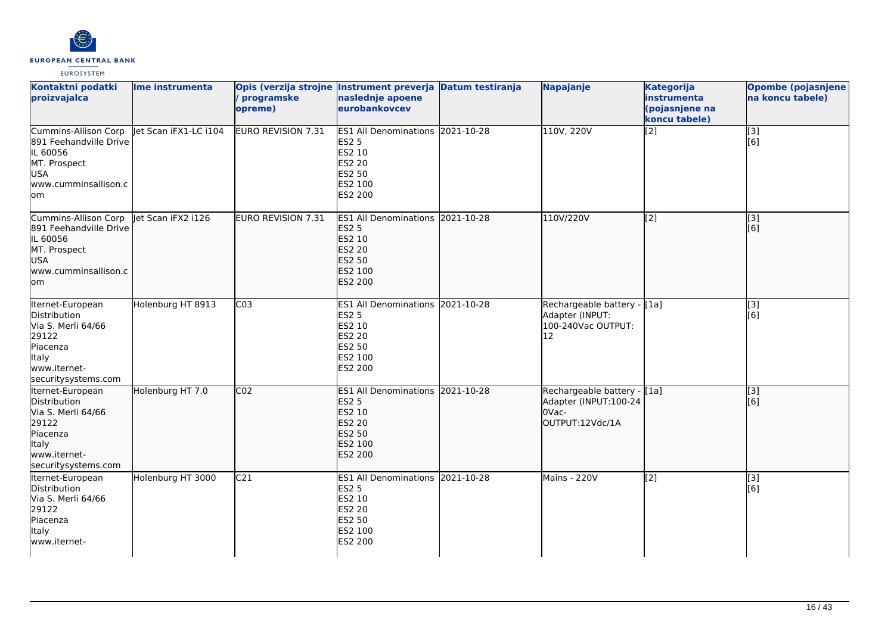| Kontaktni podatki proizvajalca | Ime instrumenta | Opis (verzija strojne / programske opreme) | Instrument preverja naslednje apoene eurobankovcev | Datum testiranja | Napajanje | Kategorija instrumenta (pojasnjene na koncu tabele) | Opombe (pojasnjene na koncu tabele) |
|---|---|---|---|---|---|---|---|
| Cummins-Allison Corp<br>891 Feehandville Drive<br>IL 60056<br>MT. Prospect<br>USA<br>www.cumminsallison.com | Jet Scan iFX1-LC i104 | EURO REVISION 7.31 | ES1 All Denominations<br>ES2 5<br>ES2 10<br>ES2 20<br>ES2 50<br>ES2 100<br>ES2 200 | 2021-10-28 | 110V, 220V | [2] | [3]<br>[6] |
| Cummins-Allison Corp<br>891 Feehandville Drive<br>IL 60056<br>MT. Prospect<br>USA<br>www.cumminsallison.com | Jet Scan iFX2 i126 | EURO REVISION 7.31 | ES1 All Denominations<br>ES2 5<br>ES2 10<br>ES2 20<br>ES2 50<br>ES2 100<br>ES2 200 | 2021-10-28 | 110V/220V | [2] | [3]<br>[6] |
| Iternet-European Distribution<br>Via S. Merli 64/66<br>29122<br>Piacenza<br>Italy<br>www.iternet-securitysystems.com | Holenburg HT 8913 | C03 | ES1 All Denominations<br>ES2 5<br>ES2 10<br>ES2 20<br>ES2 50<br>ES2 100<br>ES2 200 | 2021-10-28 | Rechargeable battery - Adapter (INPUT: 100-240Vac OUTPUT: 12 | [1a] | [3]<br>[6] |
| Iternet-European Distribution<br>Via S. Merli 64/66<br>29122<br>Piacenza<br>Italy<br>www.iternet-securitysystems.com | Holenburg HT 7.0 | C02 | ES1 All Denominations<br>ES2 5<br>ES2 10<br>ES2 20<br>ES2 50<br>ES2 100<br>ES2 200 | 2021-10-28 | Rechargeable battery - Adapter (INPUT:100-240Vac-OUTPUT:12Vdc/1A | [1a] | [3]<br>[6] |
| Iternet-European Distribution<br>Via S. Merli 64/66<br>29122<br>Piacenza<br>Italy<br>www.iternet- | Holenburg HT 3000 | C21 | ES1 All Denominations<br>ES2 5<br>ES2 10<br>ES2 20<br>ES2 50<br>ES2 100<br>ES2 200 | 2021-10-28 | Mains - 220V | [2] | [3]<br>[6] |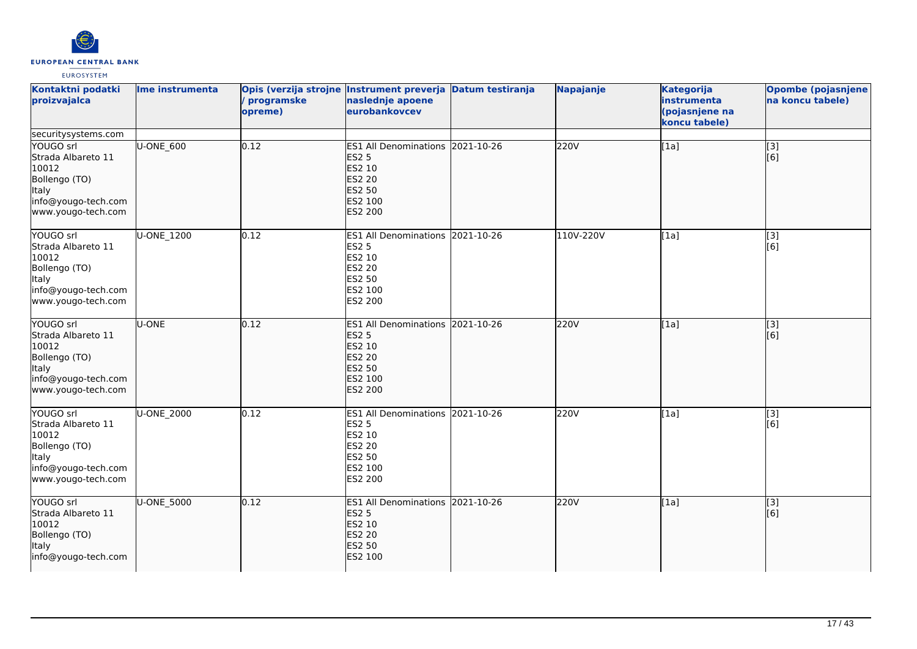| Kontaktni podatki proizvajalca | Ime instrumenta | Opis (verzija strojne / programske opreme) | Instrument preverja naslednje apoene eurobankovcev | Datum testiranja | Napajanje | Kategorija instrumenta (pojasnjene na koncu tabele) | Opombe (pojasnjene na koncu tabele) |
|---|---|---|---|---|---|---|---|
| securitysystems.com | | | | | | | |
| YOUGO srl<br>Strada Albareto 11<br>10012<br>Bollengo (TO)<br>Italy<br>info@yougo-tech.com<br>www.yougo-tech.com | U-ONE_600 | 0.12 | ES1 All Denominations<br>ES2 5<br>ES2 10<br>ES2 20<br>ES2 50<br>ES2 100<br>ES2 200 | 2021-10-26 | 220V | [1a] | [3]<br>[6] |
| YOUGO srl<br>Strada Albareto 11<br>10012<br>Bollengo (TO)<br>Italy<br>info@yougo-tech.com<br>www.yougo-tech.com | U-ONE_1200 | 0.12 | ES1 All Denominations<br>ES2 5<br>ES2 10<br>ES2 20<br>ES2 50<br>ES2 100<br>ES2 200 | 2021-10-26 | 110V-220V | [1a] | [3]<br>[6] |
| YOUGO srl<br>Strada Albareto 11<br>10012<br>Bollengo (TO)<br>Italy<br>info@yougo-tech.com<br>www.yougo-tech.com | U-ONE | 0.12 | ES1 All Denominations<br>ES2 5<br>ES2 10<br>ES2 20<br>ES2 50<br>ES2 100<br>ES2 200 | 2021-10-26 | 220V | [1a] | [3]<br>[6] |
| YOUGO srl<br>Strada Albareto 11<br>10012<br>Bollengo (TO)<br>Italy<br>info@yougo-tech.com<br>www.yougo-tech.com | U-ONE_2000 | 0.12 | ES1 All Denominations<br>ES2 5<br>ES2 10<br>ES2 20<br>ES2 50<br>ES2 100<br>ES2 200 | 2021-10-26 | 220V | [1a] | [3]<br>[6] |
| YOUGO srl<br>Strada Albareto 11<br>10012<br>Bollengo (TO)<br>Italy<br>info@yougo-tech.com | U-ONE_5000 | 0.12 | ES1 All Denominations<br>ES2 5<br>ES2 10<br>ES2 20<br>ES2 50<br>ES2 100 | 2021-10-26 | 220V | [1a] | [3]<br>[6] |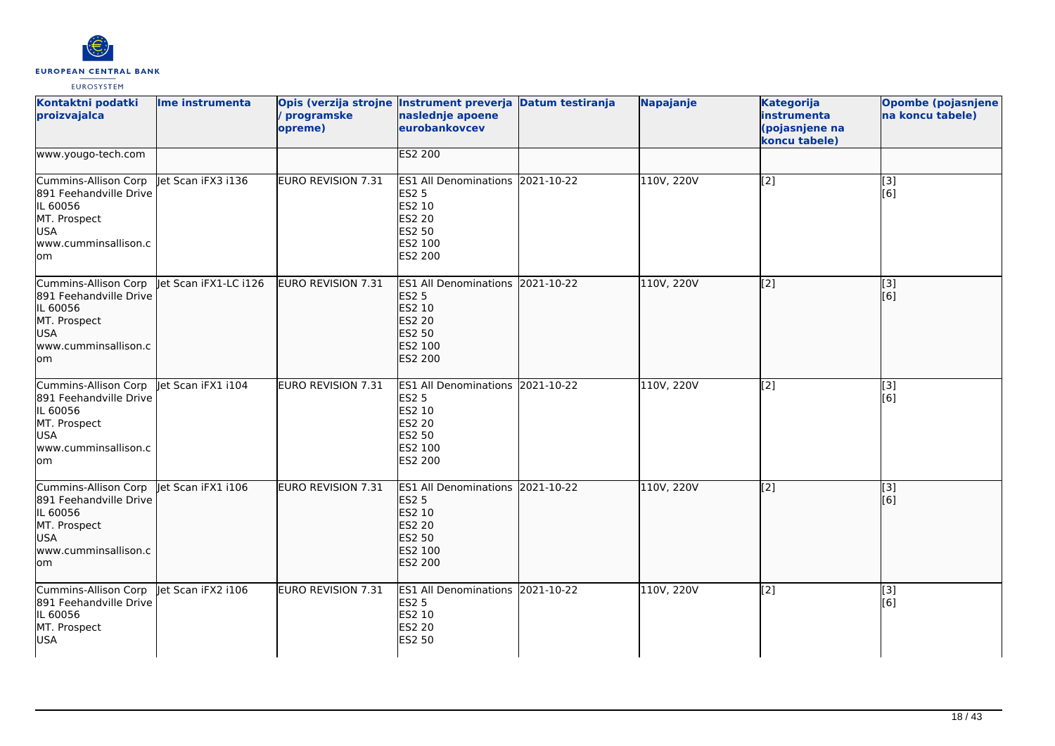| Kontaktni podatki proizvajalca | Ime instrumenta | Opis (verzija strojne / programske opreme) | Instrument preverja naslednje apoene eurobankovcev | Datum testiranja | Napajanje | Kategorija instrumenta (pojasnjene na koncu tabele) | Opombe (pojasnjene na koncu tabele) |
|---|---|---|---|---|---|---|---|
| www.yougo-tech.com | | | ES2 200 | | | | |
| Cummins-Allison Corp 891 Feehandville Drive IL 60056 MT. Prospect USA www.cumminsallison.com | Jet Scan iFX3 i136 | EURO REVISION 7.31 | ES1 All Denominations ES2 5 ES2 10 ES2 20 ES2 50 ES2 100 ES2 200 | 2021-10-22 | 110V, 220V | [2] | [3] [6] |
| Cummins-Allison Corp 891 Feehandville Drive IL 60056 MT. Prospect USA www.cumminsallison.com | Jet Scan iFX1-LC i126 | EURO REVISION 7.31 | ES1 All Denominations ES2 5 ES2 10 ES2 20 ES2 50 ES2 100 ES2 200 | 2021-10-22 | 110V, 220V | [2] | [3] [6] |
| Cummins-Allison Corp 891 Feehandville Drive IL 60056 MT. Prospect USA www.cumminsallison.com | Jet Scan iFX1 i104 | EURO REVISION 7.31 | ES1 All Denominations ES2 5 ES2 10 ES2 20 ES2 50 ES2 100 ES2 200 | 2021-10-22 | 110V, 220V | [2] | [3] [6] |
| Cummins-Allison Corp 891 Feehandville Drive IL 60056 MT. Prospect USA www.cumminsallison.com | Jet Scan iFX1 i106 | EURO REVISION 7.31 | ES1 All Denominations ES2 5 ES2 10 ES2 20 ES2 50 ES2 100 ES2 200 | 2021-10-22 | 110V, 220V | [2] | [3] [6] |
| Cummins-Allison Corp 891 Feehandville Drive IL 60056 MT. Prospect USA | Jet Scan iFX2 i106 | EURO REVISION 7.31 | ES1 All Denominations ES2 5 ES2 10 ES2 20 ES2 50 | 2021-10-22 | 110V, 220V | [2] | [3] [6] |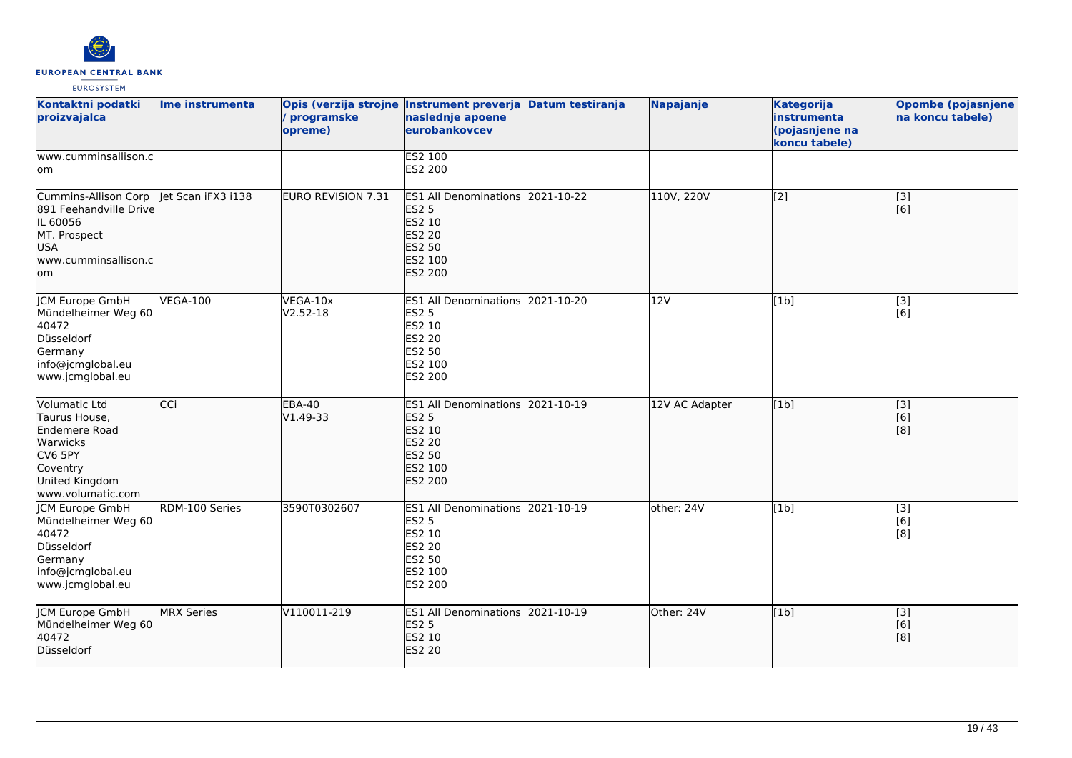| Kontaktni podatki proizvajalca | Ime instrumenta | Opis (verzija strojne / programske opreme) | Instrument preverja naslednje apoene eurobankovcev | Datum testiranja | Napajanje | Kategorija instrumenta (pojasnjene na koncu tabele) | Opombe (pojasnjene na koncu tabele) |
|---|---|---|---|---|---|---|---|
| www.cumminsallison.com | | | ES2 100<br>ES2 200 | | | | |
| Cummins-Allison Corp<br>891 Feehandville Drive<br>IL 60056<br>MT. Prospect<br>USA<br>www.cumminsallison.com | Jet Scan iFX3 i138 | EURO REVISION 7.31 | ES1 All Denominations<br>ES2 5<br>ES2 10<br>ES2 20<br>ES2 50<br>ES2 100<br>ES2 200 | 2021-10-22 | 110V, 220V | [2] | [3]<br>[6] |
| JCM Europe GmbH<br>Mündelheimer Weg 60<br>40472<br>Düsseldorf<br>Germany<br>info@jcmglobal.eu<br>www.jcmglobal.eu | VEGA-100 | VEGA-10x<br>V2.52-18 | ES1 All Denominations<br>ES2 5<br>ES2 10<br>ES2 20<br>ES2 50<br>ES2 100<br>ES2 200 | 2021-10-20 | 12V | [1b] | [3]<br>[6] |
| Volumatic Ltd<br>Taurus House,<br>Endemere Road<br>Warwicks<br>CV6 5PY<br>Coventry<br>United Kingdom<br>www.volumatic.com | CCi | EBA-40<br>V1.49-33 | ES1 All Denominations<br>ES2 5<br>ES2 10<br>ES2 20<br>ES2 50<br>ES2 100<br>ES2 200 | 2021-10-19 | 12V AC Adapter | [1b] | [3]<br>[6]<br>[8] |
| JCM Europe GmbH<br>Mündelheimer Weg 60<br>40472<br>Düsseldorf<br>Germany<br>info@jcmglobal.eu<br>www.jcmglobal.eu | RDM-100 Series | 3590T0302607 | ES1 All Denominations<br>ES2 5<br>ES2 10<br>ES2 20<br>ES2 50<br>ES2 100<br>ES2 200 | 2021-10-19 | other: 24V | [1b] | [3]<br>[6]<br>[8] |
| JCM Europe GmbH<br>Mündelheimer Weg 60<br>40472<br>Düsseldorf | MRX Series | V110011-219 | ES1 All Denominations<br>ES2 5<br>ES2 10<br>ES2 20 | 2021-10-19 | Other: 24V | [1b] | [3]<br>[6]<br>[8] |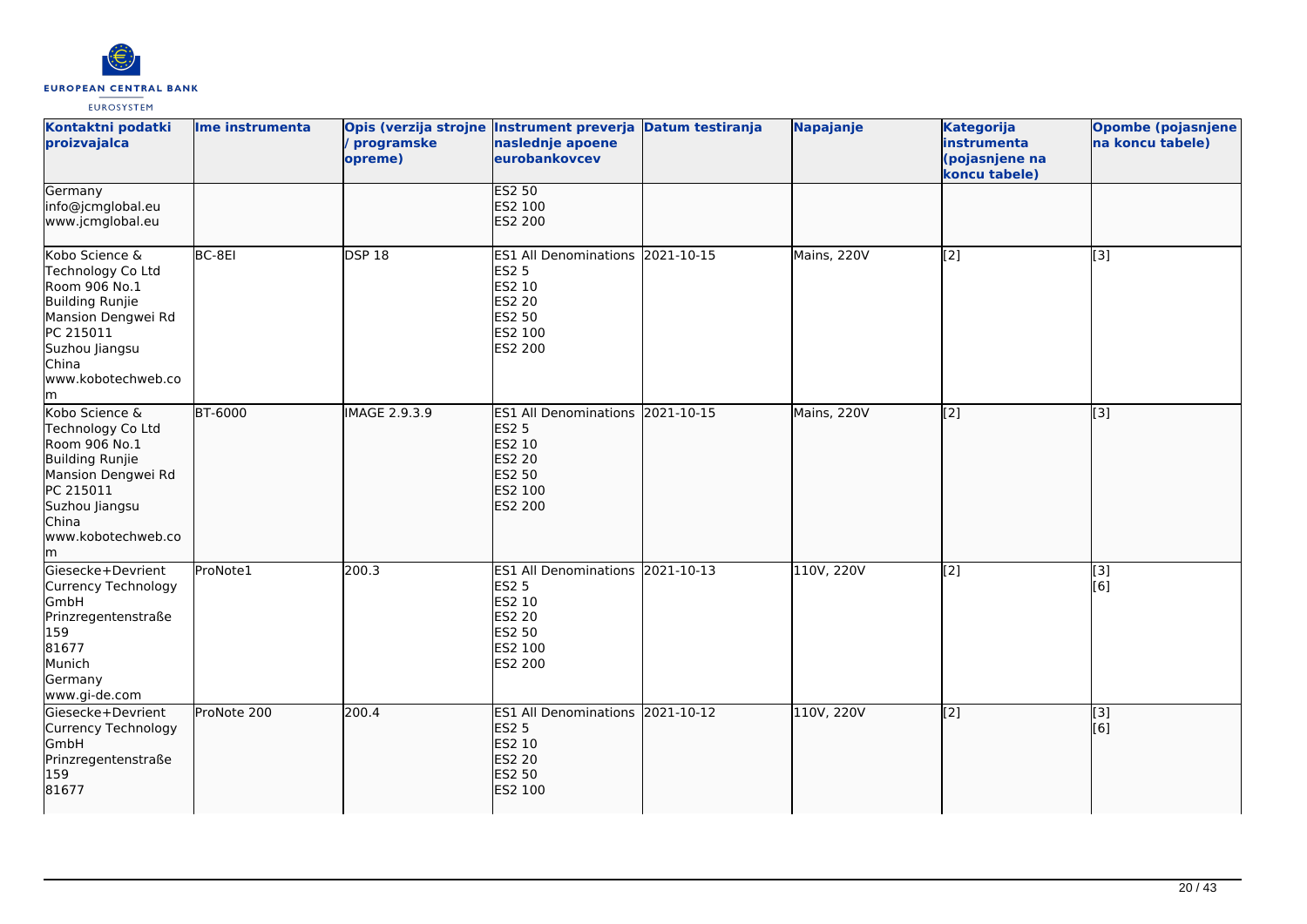| Kontaktni podatki proizvajalca | Ime instrumenta | Opis (verzija strojne / programske opreme) | Instrument preverja naslednje apoene eurobankovcev | Datum testiranja | Napajanje | Kategorija instrumenta (pojasnjene na koncu tabele) | Opombe (pojasnjene na koncu tabele) |
|---|---|---|---|---|---|---|---|
| Germany<br>info@jcmglobal.eu<br>www.jcmglobal.eu | | | ES2 50<br>ES2 100<br>ES2 200 | | | | |
| Kobo Science & Technology Co Ltd<br>Room 906 No.1 Building Runjie Mansion Dengwei Rd<br>PC 215011<br>Suzhou Jiangsu<br>China<br>www.kobotechweb.com | BC-8EI | DSP 18 | ES1 All Denominations<br>ES2 5<br>ES2 10<br>ES2 20<br>ES2 50<br>ES2 100<br>ES2 200 | 2021-10-15 | Mains, 220V | [2] | [3] |
| Kobo Science & Technology Co Ltd<br>Room 906 No.1 Building Runjie Mansion Dengwei Rd<br>PC 215011<br>Suzhou Jiangsu<br>China<br>www.kobotechweb.com | BT-6000 | IMAGE 2.9.3.9 | ES1 All Denominations<br>ES2 5<br>ES2 10<br>ES2 20<br>ES2 50<br>ES2 100<br>ES2 200 | 2021-10-15 | Mains, 220V | [2] | [3] |
| Giesecke+Devrient Currency Technology GmbH<br>Prinzregentenstraße 159<br>81677<br>Munich<br>Germany<br>www.gi-de.com | ProNote1 | 200.3 | ES1 All Denominations<br>ES2 5<br>ES2 10<br>ES2 20<br>ES2 50<br>ES2 100<br>ES2 200 | 2021-10-13 | 110V, 220V | [2] | [3]<br>[6] |
| Giesecke+Devrient Currency Technology GmbH<br>Prinzregentenstraße 159<br>81677 | ProNote 200 | 200.4 | ES1 All Denominations<br>ES2 5<br>ES2 10<br>ES2 20<br>ES2 50<br>ES2 100 | 2021-10-12 | 110V, 220V | [2] | [3]<br>[6] |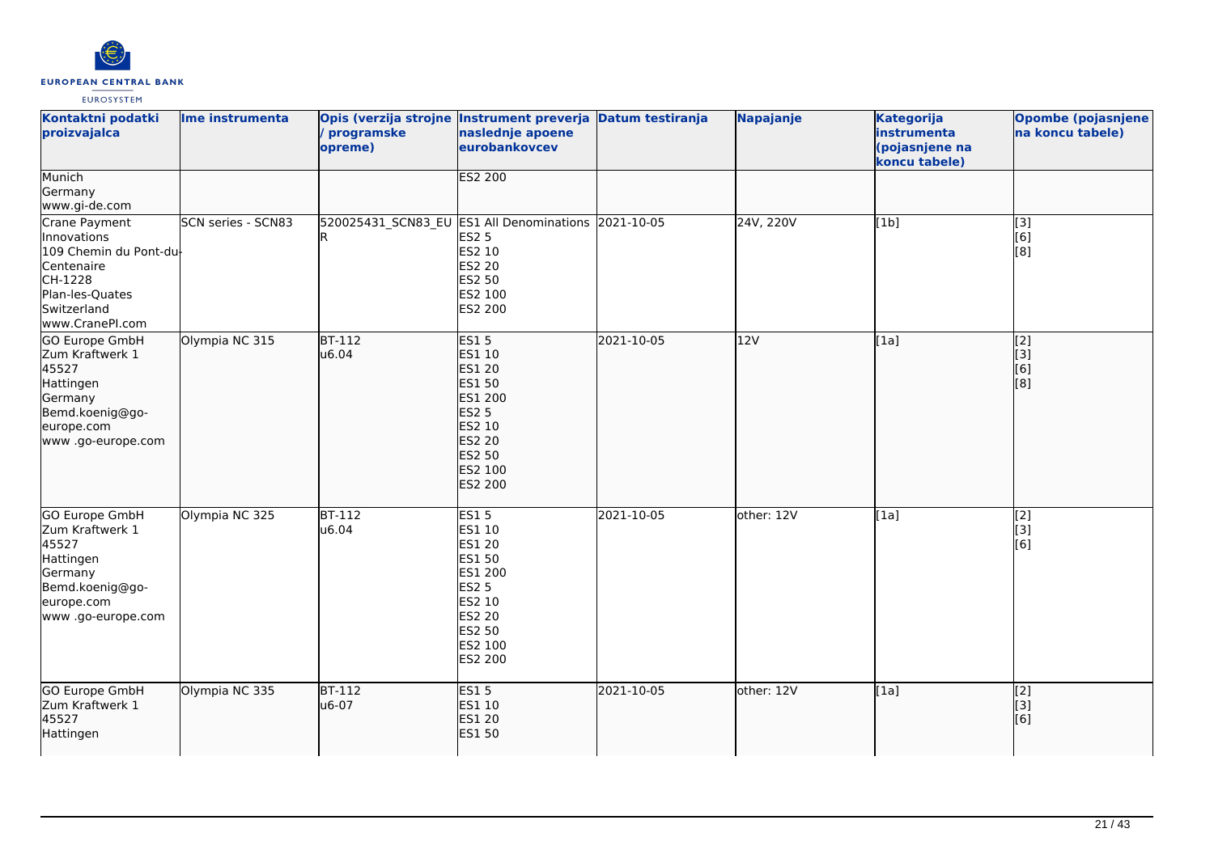| Kontaktni podatki proizvajalca | Ime instrumenta | Opis (verzija strojne / programske opreme) | Instrument preverja naslednje apoene eurobankovcev | Datum testiranja | Napajanje | Kategorija instrumenta (pojasnjene na koncu tabele) | Opombe (pojasnjene na koncu tabele) |
|---|---|---|---|---|---|---|---|
| Munich<br>Germany<br>www.gi-de.com | | | ES2 200 | | | | |
| Crane Payment Innovations<br>109 Chemin du Pont-du-Centenaire<br>CH-1228<br>Plan-les-Quates<br>Switzerland<br>www.CranePI.com | SCN series - SCN83 | 520025431_SCN83_EUR | ES1 All Denominations<br>ES2 5<br>ES2 10<br>ES2 20<br>ES2 50<br>ES2 100<br>ES2 200 | 2021-10-05 | 24V, 220V | [1b] | [3]<br>[6]<br>[8] |
| GO Europe GmbH<br>Zum Kraftwerk 1<br>45527<br>Hattingen<br>Germany<br>Bemd.koenig@go-europe.com<br>www .go-europe.com | Olympia NC 315 | BT-112<br>u6.04 | ES1 5<br>ES1 10<br>ES1 20<br>ES1 50<br>ES1 200<br>ES2 5<br>ES2 10<br>ES2 20<br>ES2 50<br>ES2 100<br>ES2 200 | 2021-10-05 | 12V | [1a] | [2]<br>[3]<br>[6]<br>[8] |
| GO Europe GmbH<br>Zum Kraftwerk 1<br>45527<br>Hattingen<br>Germany<br>Bemd.koenig@go-europe.com<br>www .go-europe.com | Olympia NC 325 | BT-112<br>u6.04 | ES1 5<br>ES1 10<br>ES1 20<br>ES1 50<br>ES1 200<br>ES2 5<br>ES2 10<br>ES2 20<br>ES2 50<br>ES2 100<br>ES2 200 | 2021-10-05 | other: 12V | [1a] | [2]<br>[3]<br>[6] |
| GO Europe GmbH<br>Zum Kraftwerk 1<br>45527<br>Hattingen | Olympia NC 335 | BT-112<br>u6-07 | ES1 5<br>ES1 10<br>ES1 20<br>ES1 50 | 2021-10-05 | other: 12V | [1a] | [2]<br>[3]<br>[6] |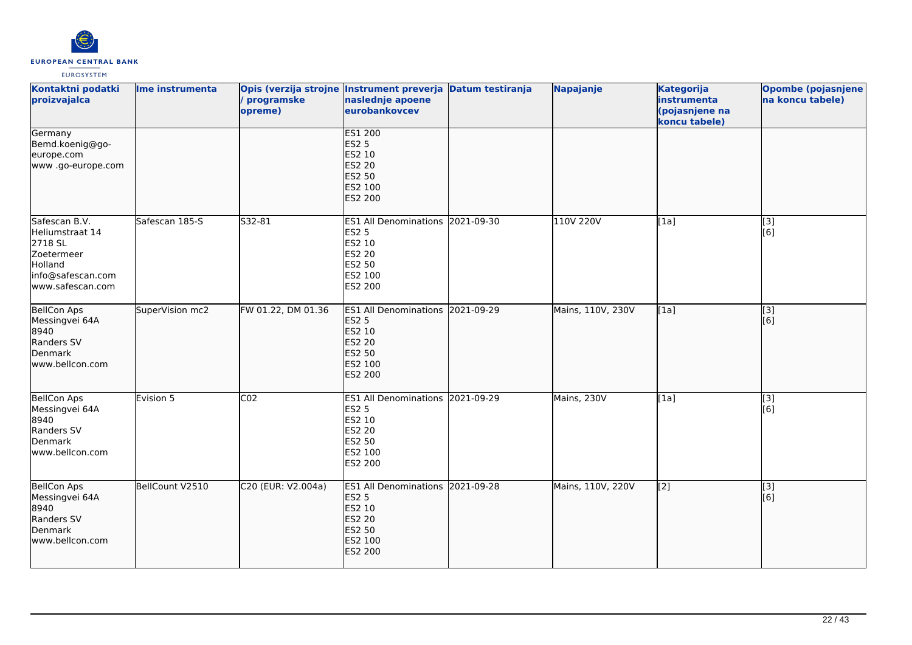| Kontaktni podatki proizvajalca | Ime instrumenta | Opis (verzija strojne / programske opreme) | Instrument preverja naslednje apoene eurobankovcev | Datum testiranja | Napajanje | Kategorija instrumenta (pojasnjene na koncu tabele) | Opombe (pojasnjene na koncu tabele) |
|---|---|---|---|---|---|---|---|
| Germany<br>Bemd.koenig@go-europe.com<br>www .go-europe.com | | | ES1 200<br>ES2 5<br>ES2 10<br>ES2 20<br>ES2 50<br>ES2 100<br>ES2 200 | | | | |
| Safescan B.V.<br>Heliumstraat 14<br>2718 SL<br>Zoetermeer<br>Holland<br>info@safescan.com<br>www.safescan.com | Safescan 185-S | S32-81 | ES1 All Denominations<br>ES2 5<br>ES2 10<br>ES2 20<br>ES2 50<br>ES2 100<br>ES2 200 | 2021-09-30 | 110V 220V | [1a] | [3]<br>[6] |
| BellCon Aps<br>Messingvei 64A<br>8940<br>Randers SV<br>Denmark<br>www.bellcon.com | SuperVision mc2 | FW 01.22, DM 01.36 | ES1 All Denominations<br>ES2 5<br>ES2 10<br>ES2 20<br>ES2 50<br>ES2 100<br>ES2 200 | 2021-09-29 | Mains, 110V, 230V | [1a] | [3]<br>[6] |
| BellCon Aps<br>Messingvei 64A<br>8940<br>Randers SV<br>Denmark<br>www.bellcon.com | Evision 5 | C02 | ES1 All Denominations<br>ES2 5<br>ES2 10<br>ES2 20<br>ES2 50<br>ES2 100<br>ES2 200 | 2021-09-29 | Mains, 230V | [1a] | [3]<br>[6] |
| BellCon Aps<br>Messingvei 64A<br>8940<br>Randers SV<br>Denmark<br>www.bellcon.com | BellCount V2510 | C20 (EUR: V2.004a) | ES1 All Denominations<br>ES2 5<br>ES2 10<br>ES2 20<br>ES2 50<br>ES2 100<br>ES2 200 | 2021-09-28 | Mains, 110V, 220V | [2] | [3]<br>[6] |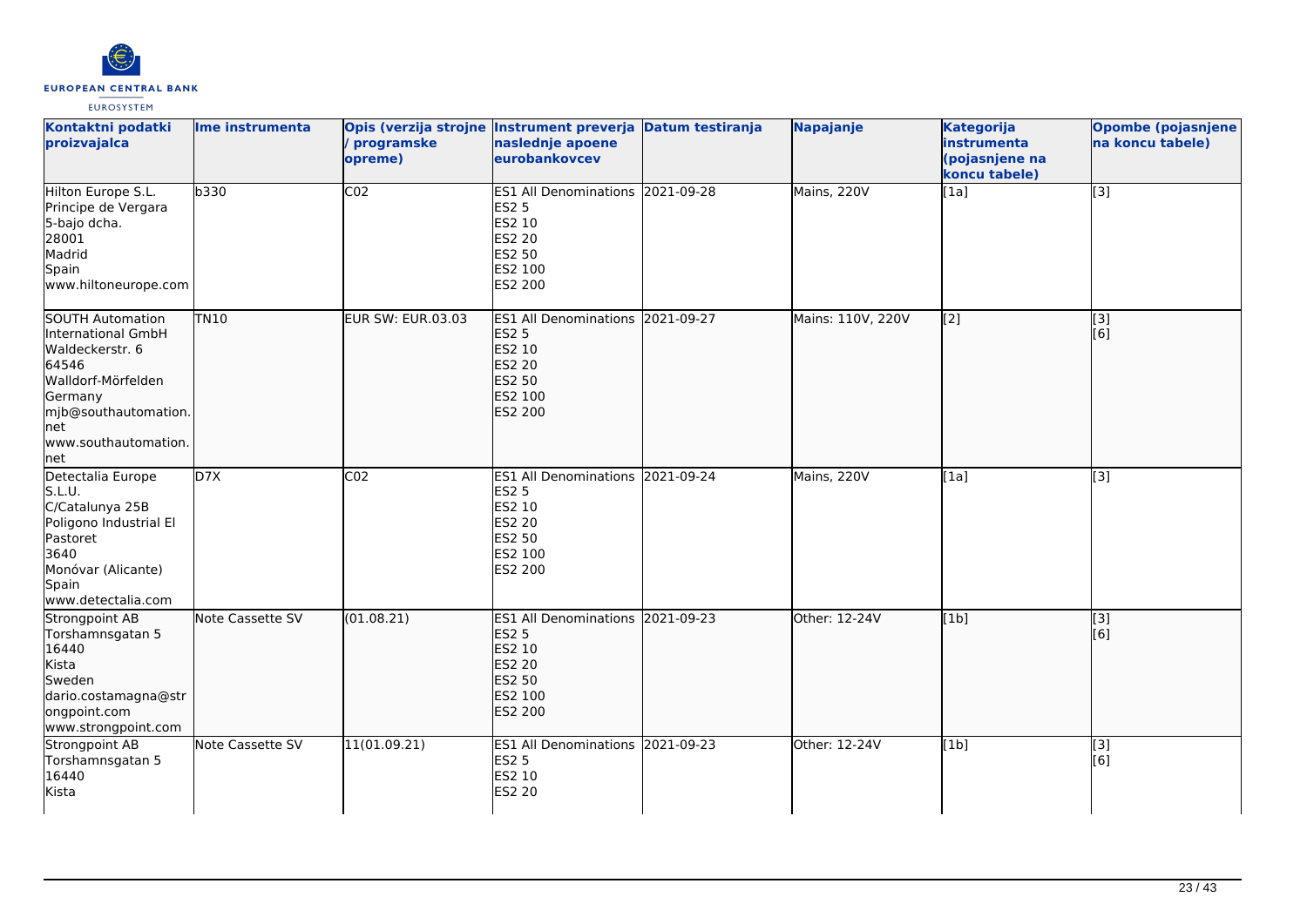| Kontaktni podatki proizvajalca | Ime instrumenta | Opis (verzija strojne / programske opreme) | Instrument preverja naslednje apoene eurobankovcev | Datum testiranja | Napajanje | Kategorija instrumenta (pojasnjene na koncu tabele) | Opombe (pojasnjene na koncu tabele) |
|---|---|---|---|---|---|---|---|
| Hilton Europe S.L.<br>Principe de Vergara<br>5-bajo dcha.<br>28001<br>Madrid<br>Spain<br>www.hiltoneurope.com | b330 | C02 | ES1 All Denominations<br>ES2 5<br>ES2 10<br>ES2 20<br>ES2 50<br>ES2 100<br>ES2 200 | 2021-09-28 | Mains, 220V | [1a] | [3] |
| SOUTH Automation International GmbH<br>Waldeckerstr. 6<br>64546<br>Walldorf-Mörfelden<br>Germany<br>mjb@southautomation.net<br>www.southautomation.net | TN10 | EUR SW: EUR.03.03 | ES1 All Denominations<br>ES2 5<br>ES2 10<br>ES2 20<br>ES2 50<br>ES2 100<br>ES2 200 | 2021-09-27 | Mains: 110V, 220V | [2] | [3]<br>[6] |
| Detectalia Europe S.L.U.<br>C/Catalunya 25B<br>Poligono Industrial El Pastoret<br>3640<br>Monóvar (Alicante)<br>Spain<br>www.detectalia.com | D7X | C02 | ES1 All Denominations<br>ES2 5<br>ES2 10<br>ES2 20<br>ES2 50<br>ES2 100<br>ES2 200 | 2021-09-24 | Mains, 220V | [1a] | [3] |
| Strongpoint AB<br>Torshamnsgatan 5<br>16440<br>Kista<br>Sweden<br>dario.costamagna@strongpoint.com<br>www.strongpoint.com | Note Cassette SV | (01.08.21) | ES1 All Denominations<br>ES2 5<br>ES2 10<br>ES2 20<br>ES2 50<br>ES2 100<br>ES2 200 | 2021-09-23 | Other: 12-24V | [1b] | [3]<br>[6] |
| Strongpoint AB<br>Torshamnsgatan 5<br>16440<br>Kista | Note Cassette SV | 11(01.09.21) | ES1 All Denominations<br>ES2 5<br>ES2 10<br>ES2 20 | 2021-09-23 | Other: 12-24V | [1b] | [3]<br>[6] |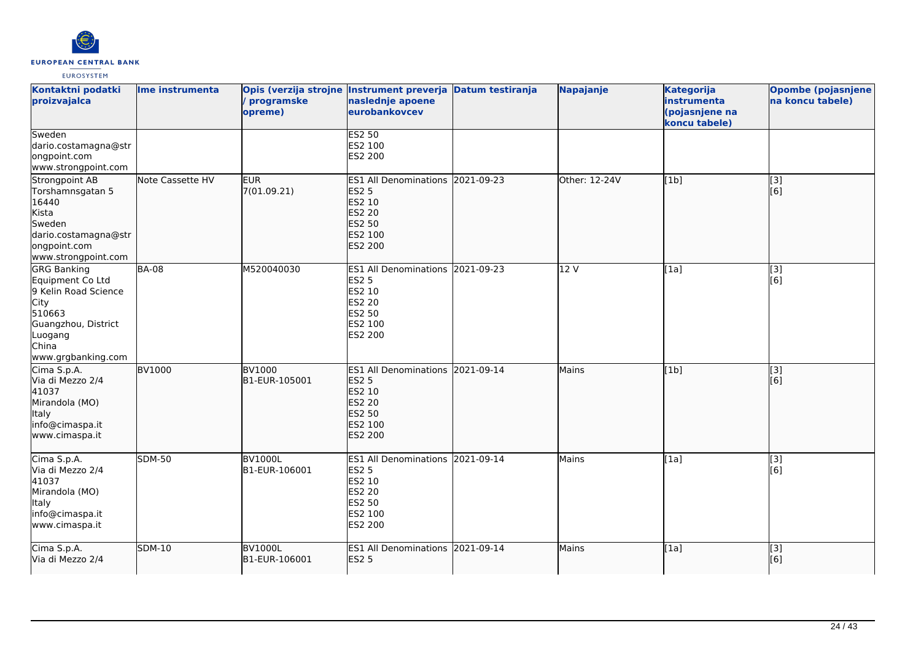| Kontaktni podatki proizvajalca | Ime instrumenta | Opis (verzija strojne / programske opreme) | Instrument preverja naslednje apoene eurobankovcev | Datum testiranja | Napajanje | Kategorija instrumenta (pojasnjene na koncu tabele) | Opombe (pojasnjene na koncu tabele) |
|---|---|---|---|---|---|---|---|
| Sweden<br>dario.costamagna@strongpoint.com<br>www.strongpoint.com | | | ES2 50<br>ES2 100<br>ES2 200 | | | | |
| Strongpoint AB<br>Torshamnsgatan 5<br>16440<br>Kista<br>Sweden<br>dario.costamagna@strongpoint.com<br>www.strongpoint.com | Note Cassette HV | EUR<br>7(01.09.21) | ES1 All Denominations<br>ES2 5<br>ES2 10<br>ES2 20<br>ES2 50<br>ES2 100<br>ES2 200 | 2021-09-23 | Other: 12-24V | [1b] | [3]<br>[6] |
| GRG Banking Equipment Co Ltd<br>9 Kelin Road Science City<br>510663<br>Guangzhou, District Luogang<br>China<br>www.grgbanking.com | BA-08 | M520040030 | ES1 All Denominations<br>ES2 5<br>ES2 10<br>ES2 20<br>ES2 50<br>ES2 100<br>ES2 200 | 2021-09-23 | 12 V | [1a] | [3]<br>[6] |
| Cima S.p.A.<br>Via di Mezzo 2/4<br>41037<br>Mirandola (MO)<br>Italy<br>info@cimaspa.it<br>www.cimaspa.it | BV1000 | BV1000<br>B1-EUR-105001 | ES1 All Denominations<br>ES2 5<br>ES2 10<br>ES2 20<br>ES2 50<br>ES2 100<br>ES2 200 | 2021-09-14 | Mains | [1b] | [3]<br>[6] |
| Cima S.p.A.<br>Via di Mezzo 2/4<br>41037<br>Mirandola (MO)<br>Italy<br>info@cimaspa.it<br>www.cimaspa.it | SDM-50 | BV1000L<br>B1-EUR-106001 | ES1 All Denominations<br>ES2 5<br>ES2 10<br>ES2 20<br>ES2 50<br>ES2 100<br>ES2 200 | 2021-09-14 | Mains | [1a] | [3]<br>[6] |
| Cima S.p.A.<br>Via di Mezzo 2/4 | SDM-10 | BV1000L<br>B1-EUR-106001 | ES1 All Denominations<br>ES2 5 | 2021-09-14 | Mains | [1a] | [3]<br>[6] |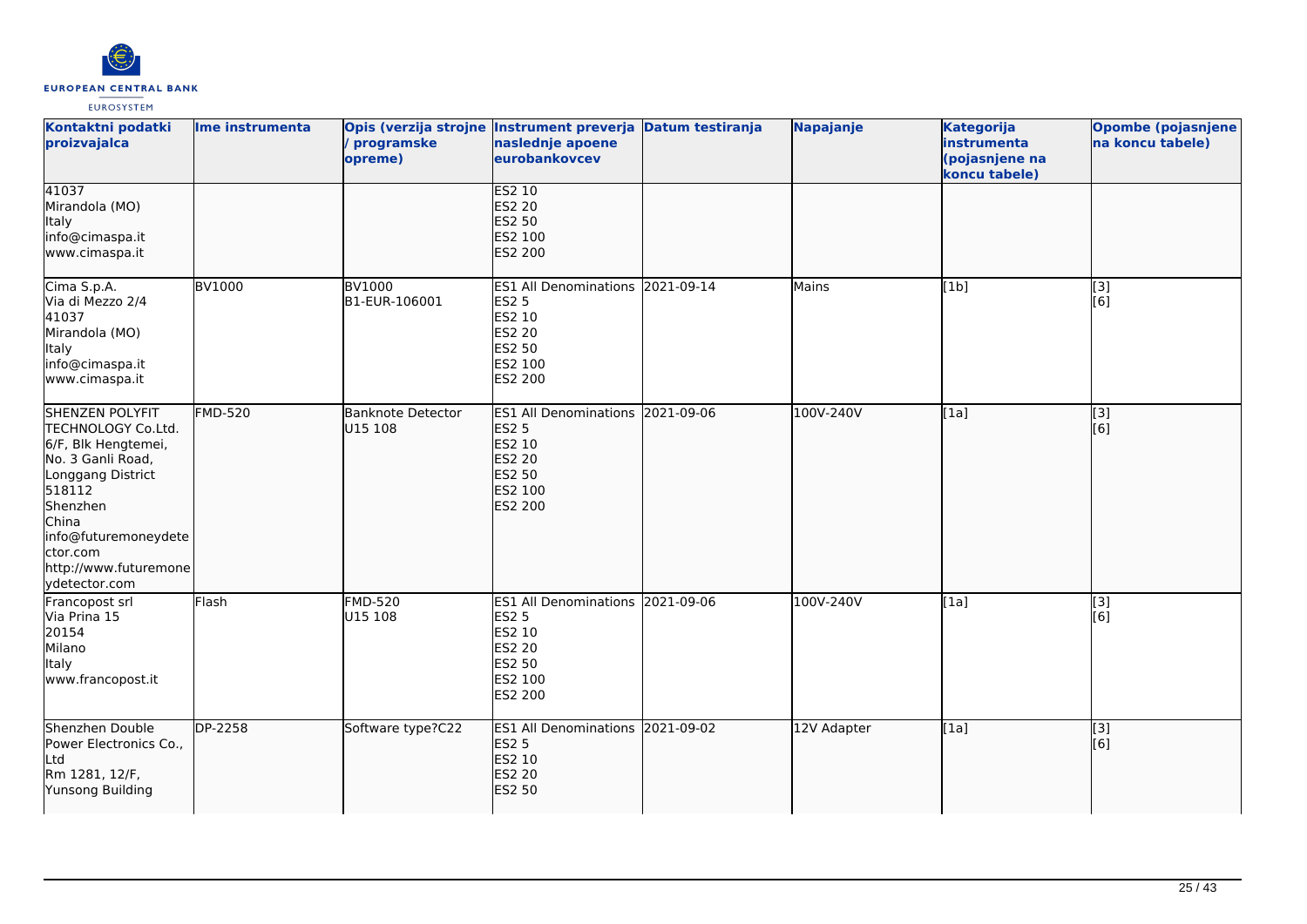| Kontaktni podatki proizvajalca | Ime instrumenta | Opis (verzija strojne / programske opreme) | Instrument preverja naslednje apoene eurobankovcev | Datum testiranja | Napajanje | Kategorija instrumenta (pojasnjene na koncu tabele) | Opombe (pojasnjene na koncu tabele) |
|---|---|---|---|---|---|---|---|
| 41037<br>Mirandola (MO)<br>Italy<br>info@cimaspa.it<br>www.cimaspa.it | | | ES2 10<br>ES2 20<br>ES2 50<br>ES2 100<br>ES2 200 | | | | |
| Cima S.p.A.<br>Via di Mezzo 2/4<br>41037<br>Mirandola (MO)<br>Italy<br>info@cimaspa.it<br>www.cimaspa.it | BV1000 | BV1000<br>B1-EUR-106001 | ES1 All Denominations<br>ES2 5<br>ES2 10<br>ES2 20<br>ES2 50<br>ES2 100<br>ES2 200 | 2021-09-14 | Mains | [1b] | [3]<br>[6] |
| SHENZEN POLYFIT TECHNOLOGY Co.Ltd.<br>6/F, Blk Hengtemei,<br>No. 3 Ganli Road,<br>Longgang District<br>518112<br>Shenzhen<br>China<br>info@futuremoneydetector.com<br>http://www.futuremoneydetector.com | FMD-520 | Banknote Detector<br>U15 108 | ES1 All Denominations<br>ES2 5<br>ES2 10<br>ES2 20<br>ES2 50<br>ES2 100<br>ES2 200 | 2021-09-06 | 100V-240V | [1a] | [3]<br>[6] |
| Francopost srl<br>Via Prina 15<br>20154<br>Milano<br>Italy<br>www.francopost.it | Flash | FMD-520<br>U15 108 | ES1 All Denominations<br>ES2 5<br>ES2 10<br>ES2 20<br>ES2 50<br>ES2 100<br>ES2 200 | 2021-09-06 | 100V-240V | [1a] | [3]<br>[6] |
| Shenzhen Double Power Electronics Co., Ltd<br>Rm 1281, 12/F,<br>Yunsong Building | DP-2258 | Software type?C22 | ES1 All Denominations<br>ES2 5<br>ES2 10<br>ES2 20<br>ES2 50 | 2021-09-02 | 12V Adapter | [1a] | [3]<br>[6] |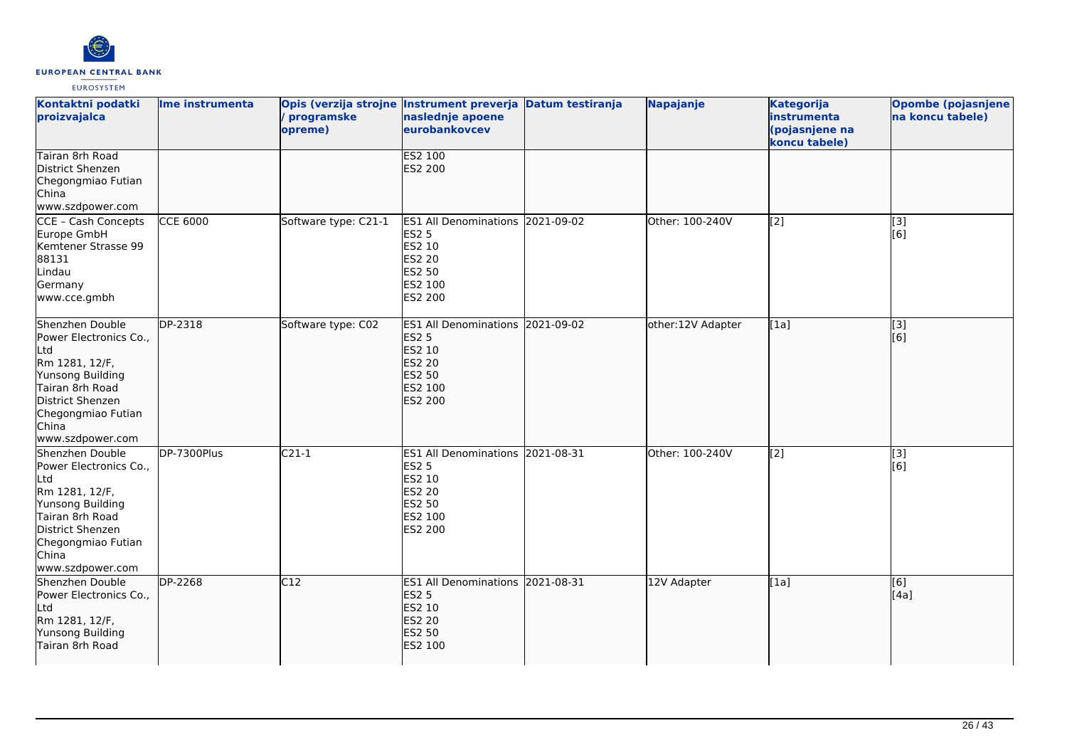| Kontaktni podatki proizvajalca | Ime instrumenta | Opis (verzija strojne / programske opreme) | Instrument preverja naslednje apoene eurobankovcev | Datum testiranja | Napajanje | Kategorija instrumenta (pojasnjene na koncu tabele) | Opombe (pojasnjene na koncu tabele) |
|---|---|---|---|---|---|---|---|
| Tairan 8rh Road<br>District Shenzen<br>Chegongmiao Futian<br>China<br>www.szdpower.com | | | ES2 100<br>ES2 200 | | | | |
| CCE – Cash Concepts Europe GmbH<br>Kemtener Strasse 99<br>88131<br>Lindau<br>Germany<br>www.cce.gmbh | CCE 6000 | Software type: C21-1 | ES1 All Denominations<br>ES2 5<br>ES2 10<br>ES2 20<br>ES2 50<br>ES2 100<br>ES2 200 | 2021-09-02 | Other: 100-240V | [2] | [3]<br>[6] |
| Shenzhen Double Power Electronics Co., Ltd<br>Rm 1281, 12/F,<br>Yunsong Building<br>Tairan 8rh Road<br>District Shenzen<br>Chegongmiao Futian<br>China<br>www.szdpower.com | DP-2318 | Software type: C02 | ES1 All Denominations<br>ES2 5<br>ES2 10<br>ES2 20<br>ES2 50<br>ES2 100<br>ES2 200 | 2021-09-02 | other:12V Adapter | [1a] | [3]<br>[6] |
| Shenzhen Double Power Electronics Co., Ltd<br>Rm 1281, 12/F,<br>Yunsong Building<br>Tairan 8rh Road<br>District Shenzen<br>Chegongmiao Futian<br>China<br>www.szdpower.com | DP-7300Plus | C21-1 | ES1 All Denominations<br>ES2 5<br>ES2 10<br>ES2 20<br>ES2 50<br>ES2 100<br>ES2 200 | 2021-08-31 | Other: 100-240V | [2] | [3]<br>[6] |
| Shenzhen Double Power Electronics Co., Ltd<br>Rm 1281, 12/F,<br>Yunsong Building<br>Tairan 8rh Road | DP-2268 | C12 | ES1 All Denominations<br>ES2 5<br>ES2 10<br>ES2 20<br>ES2 50<br>ES2 100 | 2021-08-31 | 12V Adapter | [1a] | [6]<br>[4a] |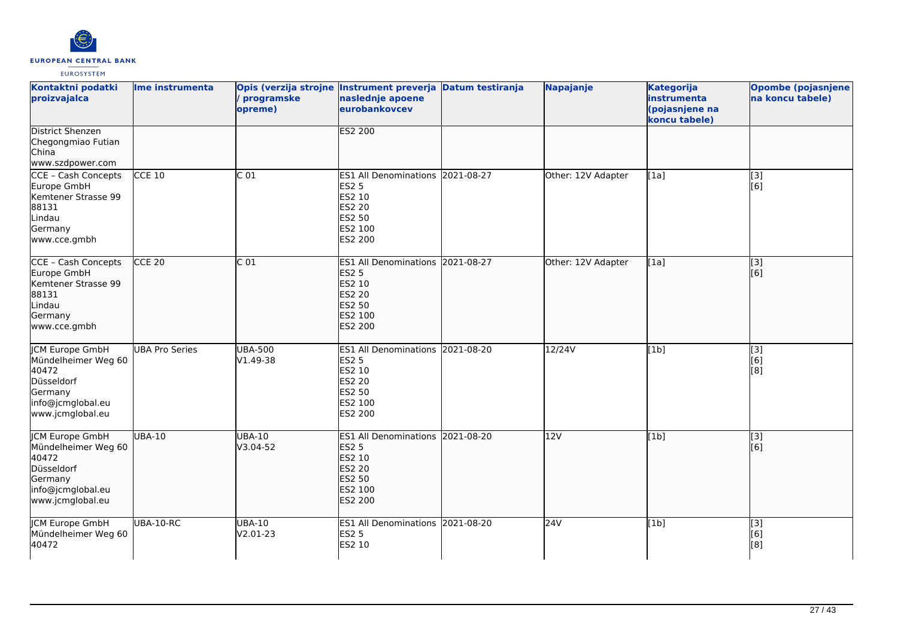| Kontaktni podatki proizvajalca | Ime instrumenta | Opis (verzija strojne / programske opreme) | Instrument preverja naslednje apoene eurobankovcev | Datum testiranja | Napajanje | Kategorija instrumenta (pojasnjene na koncu tabele) | Opombe (pojasnjene na koncu tabele) |
|---|---|---|---|---|---|---|---|
| District Shenzen<br>Chegongmiao Futian<br>China<br>www.szdpower.com | | | ES2 200 | | | | |
| CCE - Cash Concepts Europe GmbH<br>Kemtener Strasse 99<br>88131<br>Lindau<br>Germany<br>www.cce.gmbh | CCE 10 | C 01 | ES1 All Denominations<br>ES2 5<br>ES2 10<br>ES2 20<br>ES2 50<br>ES2 100<br>ES2 200 | 2021-08-27 | Other: 12V Adapter | [1a] | [3]<br>[6] |
| CCE - Cash Concepts Europe GmbH<br>Kemtener Strasse 99<br>88131<br>Lindau<br>Germany<br>www.cce.gmbh | CCE 20 | C 01 | ES1 All Denominations<br>ES2 5<br>ES2 10<br>ES2 20<br>ES2 50<br>ES2 100<br>ES2 200 | 2021-08-27 | Other: 12V Adapter | [1a] | [3]<br>[6] |
| JCM Europe GmbH<br>Mündelheimer Weg 60<br>40472<br>Düsseldorf<br>Germany<br>info@jcmglobal.eu<br>www.jcmglobal.eu | UBA Pro Series | UBA-500<br>V1.49-38 | ES1 All Denominations<br>ES2 5<br>ES2 10<br>ES2 20<br>ES2 50<br>ES2 100<br>ES2 200 | 2021-08-20 | 12/24V | [1b] | [3]<br>[6]<br>[8] |
| JCM Europe GmbH<br>Mündelheimer Weg 60<br>40472<br>Düsseldorf<br>Germany<br>info@jcmglobal.eu<br>www.jcmglobal.eu | UBA-10 | UBA-10<br>V3.04-52 | ES1 All Denominations<br>ES2 5<br>ES2 10<br>ES2 20<br>ES2 50<br>ES2 100<br>ES2 200 | 2021-08-20 | 12V | [1b] | [3]<br>[6] |
| JCM Europe GmbH<br>Mündelheimer Weg 60<br>40472 | UBA-10-RC | UBA-10<br>V2.01-23 | ES1 All Denominations<br>ES2 5<br>ES2 10 | 2021-08-20 | 24V | [1b] | [3]<br>[6]<br>[8] |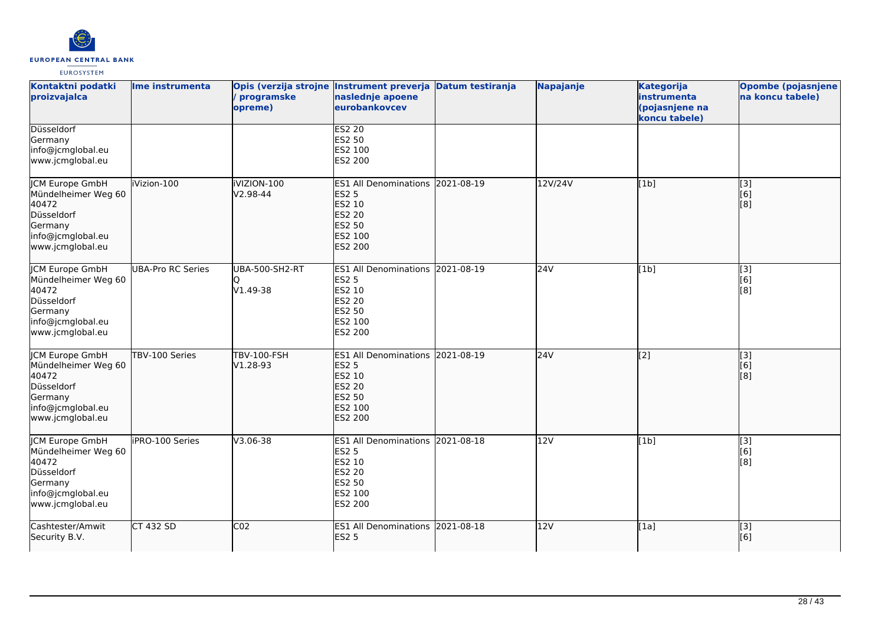| Kontaktni podatki proizvajalca | Ime instrumenta | Opis (verzija strojne / programske opreme) | Instrument preverja naslednje apoene eurobankovcev | Datum testiranja | Napajanje | Kategorija instrumenta (pojasnjene na koncu tabele) | Opombe (pojasnjene na koncu tabele) |
|---|---|---|---|---|---|---|---|
| Düsseldorf<br>Germany<br>info@jcmglobal.eu<br>www.jcmglobal.eu | | | ES2 20<br>ES2 50<br>ES2 100<br>ES2 200 | | | | |
| JCM Europe GmbH<br>Mündelheimer Weg 60<br>40472<br>Düsseldorf<br>Germany<br>info@jcmglobal.eu<br>www.jcmglobal.eu | iVizion-100 | iVIZION-100<br>V2.98-44 | ES1 All Denominations<br>ES2 5<br>ES2 10<br>ES2 20<br>ES2 50<br>ES2 100<br>ES2 200 | 2021-08-19 | 12V/24V | [1b] | [3]<br>[6]<br>[8] |
| JCM Europe GmbH<br>Mündelheimer Weg 60<br>40472<br>Düsseldorf<br>Germany<br>info@jcmglobal.eu<br>www.jcmglobal.eu | UBA-Pro RC Series | UBA-500-SH2-RT<br>Q<br>V1.49-38 | ES1 All Denominations<br>ES2 5<br>ES2 10<br>ES2 20<br>ES2 50<br>ES2 100<br>ES2 200 | 2021-08-19 | 24V | [1b] | [3]<br>[6]<br>[8] |
| JCM Europe GmbH<br>Mündelheimer Weg 60<br>40472<br>Düsseldorf<br>Germany<br>info@jcmglobal.eu<br>www.jcmglobal.eu | TBV-100 Series | TBV-100-FSH<br>V1.28-93 | ES1 All Denominations<br>ES2 5<br>ES2 10<br>ES2 20<br>ES2 50<br>ES2 100<br>ES2 200 | 2021-08-19 | 24V | [2] | [3]<br>[6]<br>[8] |
| JCM Europe GmbH<br>Mündelheimer Weg 60<br>40472<br>Düsseldorf<br>Germany<br>info@jcmglobal.eu<br>www.jcmglobal.eu | iPRO-100 Series | V3.06-38 | ES1 All Denominations<br>ES2 5<br>ES2 10<br>ES2 20<br>ES2 50<br>ES2 100<br>ES2 200 | 2021-08-18 | 12V | [1b] | [3]<br>[6]<br>[8] |
| Cashtester/Amwit Security B.V. | CT 432 SD | C02 | ES1 All Denominations<br>ES2 5 | 2021-08-18 | 12V | [1a] | [3]<br>[6] |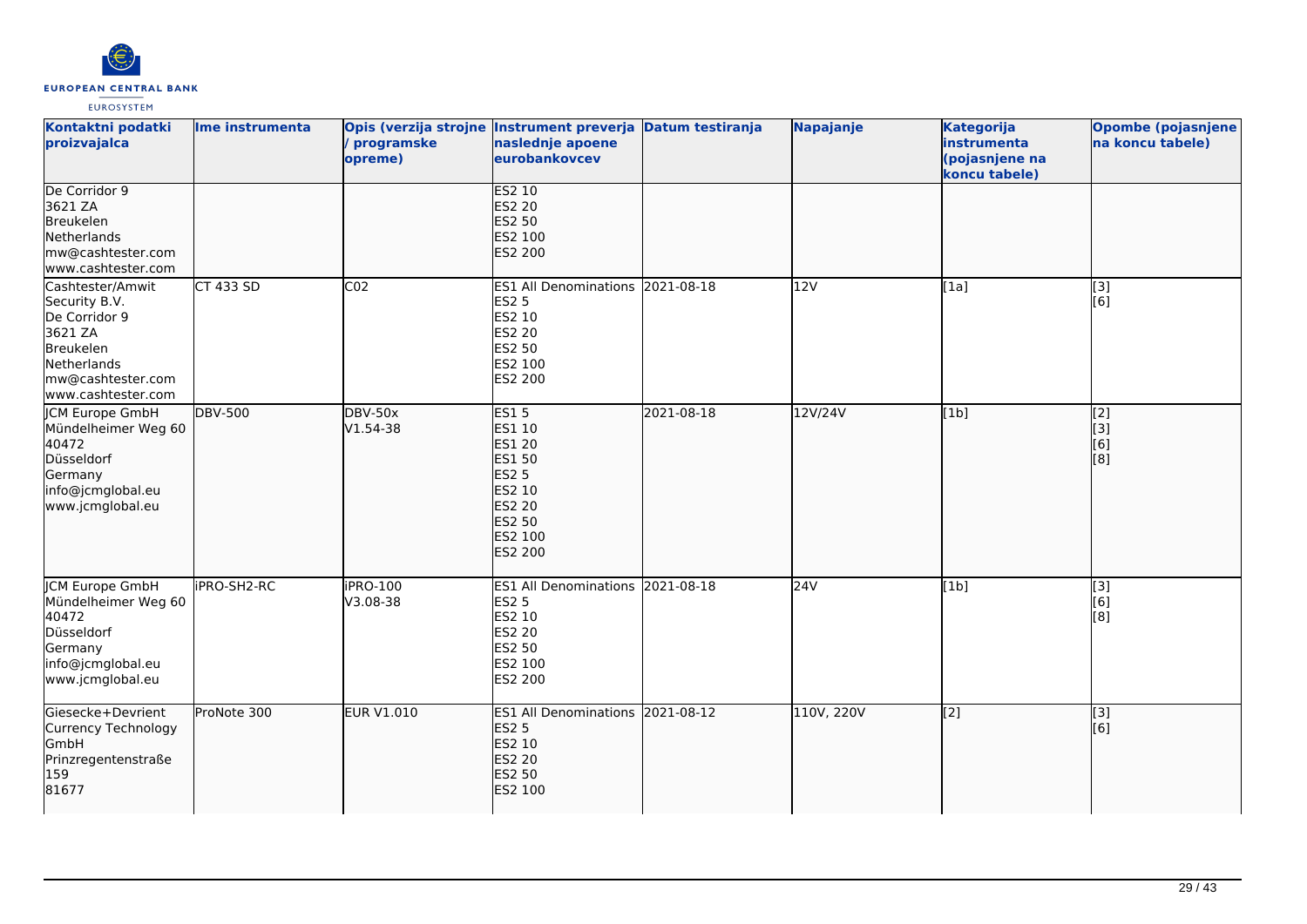| Kontaktni podatki proizvajalca | Ime instrumenta | Opis (verzija strojne / programske opreme) | Instrument preverja naslednje apoene eurobankovcev | Datum testiranja | Napajanje | Kategorija instrumenta (pojasnjene na koncu tabele) | Opombe (pojasnjene na koncu tabele) |
|---|---|---|---|---|---|---|---|
| De Corridor 9<br>3621 ZA<br>Breukelen<br>Netherlands<br>mw@cashtester.com<br>www.cashtester.com | | | ES2 10<br>ES2 20<br>ES2 50<br>ES2 100<br>ES2 200 | | | | |
| Cashtester/Amwit Security B.V.<br>De Corridor 9<br>3621 ZA<br>Breukelen<br>Netherlands<br>mw@cashtester.com<br>www.cashtester.com | CT 433 SD | C02 | ES1 All Denominations<br>ES2 5<br>ES2 10<br>ES2 20<br>ES2 50<br>ES2 100<br>ES2 200 | 2021-08-18 | 12V | [1a] | [3]<br>[6] |
| JCM Europe GmbH<br>Mündelheimer Weg 60<br>40472<br>Düsseldorf<br>Germany<br>info@jcmglobal.eu<br>www.jcmglobal.eu | DBV-500 | DBV-50x<br>V1.54-38 | ES1 5<br>ES1 10<br>ES1 20<br>ES1 50<br>ES2 5<br>ES2 10<br>ES2 20<br>ES2 50<br>ES2 100<br>ES2 200 | 2021-08-18 | 12V/24V | [1b] | [2]<br>[3]<br>[6]<br>[8] |
| JCM Europe GmbH<br>Mündelheimer Weg 60<br>40472<br>Düsseldorf<br>Germany<br>info@jcmglobal.eu<br>www.jcmglobal.eu | iPRO-SH2-RC | iPRO-100<br>V3.08-38 | ES1 All Denominations<br>ES2 5<br>ES2 10<br>ES2 20<br>ES2 50<br>ES2 100<br>ES2 200 | 2021-08-18 | 24V | [1b] | [3]<br>[6]<br>[8] |
| Giesecke+Devrient Currency Technology GmbH<br>Prinzregentenstraße 159<br>81677 | ProNote 300 | EUR V1.010 | ES1 All Denominations<br>ES2 5<br>ES2 10<br>ES2 20<br>ES2 50<br>ES2 100 | 2021-08-12 | 110V, 220V | [2] | [3]<br>[6] |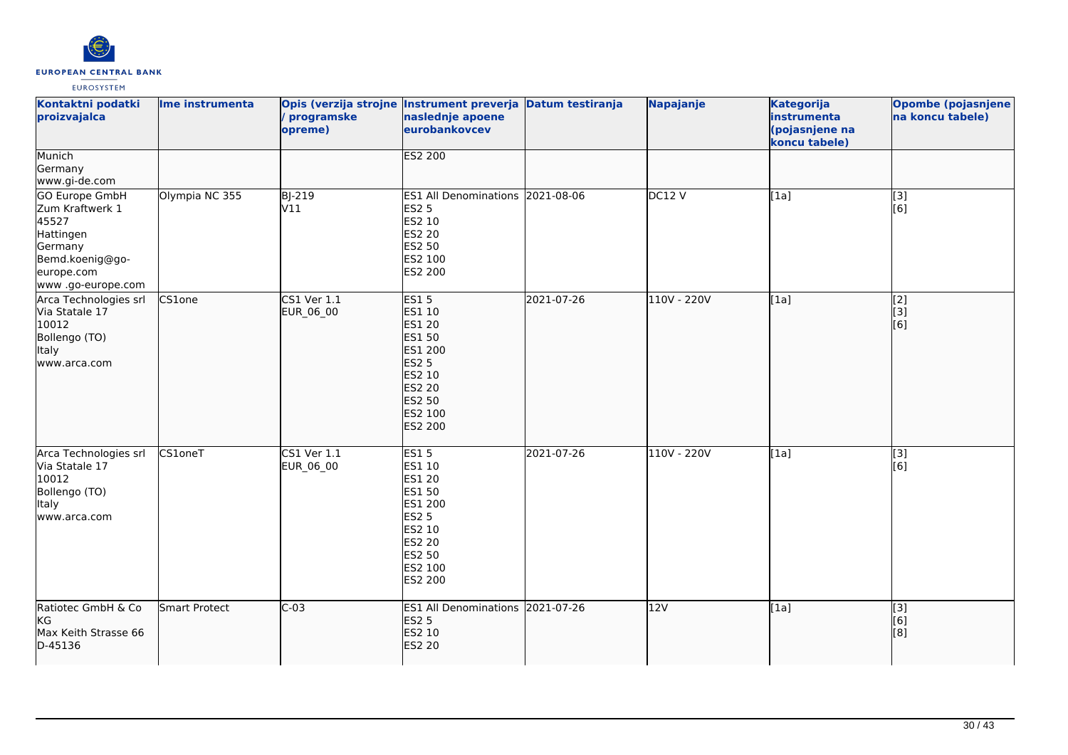| Kontaktni podatki proizvajalca | Ime instrumenta | Opis (verzija strojne / programske opreme) | Instrument preverja naslednje apoene eurobankovcev | Datum testiranja | Napajanje | Kategorija instrumenta (pojasnjene na koncu tabele) | Opombe (pojasnjene na koncu tabele) |
|---|---|---|---|---|---|---|---|
| Munich<br>Germany<br>www.gi-de.com | | | ES2 200 | | | | |
| GO Europe GmbH<br>Zum Kraftwerk 1<br>45527<br>Hattingen<br>Germany<br>Bemd.koenig@go-europe.com<br>www .go-europe.com | Olympia NC 355 | BJ-219<br>V11 | ES1 All Denominations<br>ES2 5<br>ES2 10<br>ES2 20<br>ES2 50<br>ES2 100<br>ES2 200 | 2021-08-06 | DC12 V | [1a] | [3]<br>[6] |
| Arca Technologies srl<br>Via Statale 17<br>10012<br>Bollengo (TO)<br>Italy<br>www.arca.com | CS1one | CS1 Ver 1.1<br>EUR_06_00 | ES1 5<br>ES1 10<br>ES1 20<br>ES1 50<br>ES1 200<br>ES2 5<br>ES2 10<br>ES2 20<br>ES2 50<br>ES2 100<br>ES2 200 | 2021-07-26 | 110V - 220V | [1a] | [2]<br>[3]<br>[6] |
| Arca Technologies srl<br>Via Statale 17<br>10012<br>Bollengo (TO)<br>Italy<br>www.arca.com | CS1oneT | CS1 Ver 1.1<br>EUR_06_00 | ES1 5<br>ES1 10<br>ES1 20<br>ES1 50<br>ES1 200<br>ES2 5<br>ES2 10<br>ES2 20<br>ES2 50<br>ES2 100<br>ES2 200 | 2021-07-26 | 110V - 220V | [1a] | [3]<br>[6] |
| Ratiotec GmbH & Co KG<br>Max Keith Strasse 66<br>D-45136 | Smart Protect | C-03 | ES1 All Denominations<br>ES2 5<br>ES2 10<br>ES2 20 | 2021-07-26 | 12V | [1a] | [3]<br>[6]<br>[8] |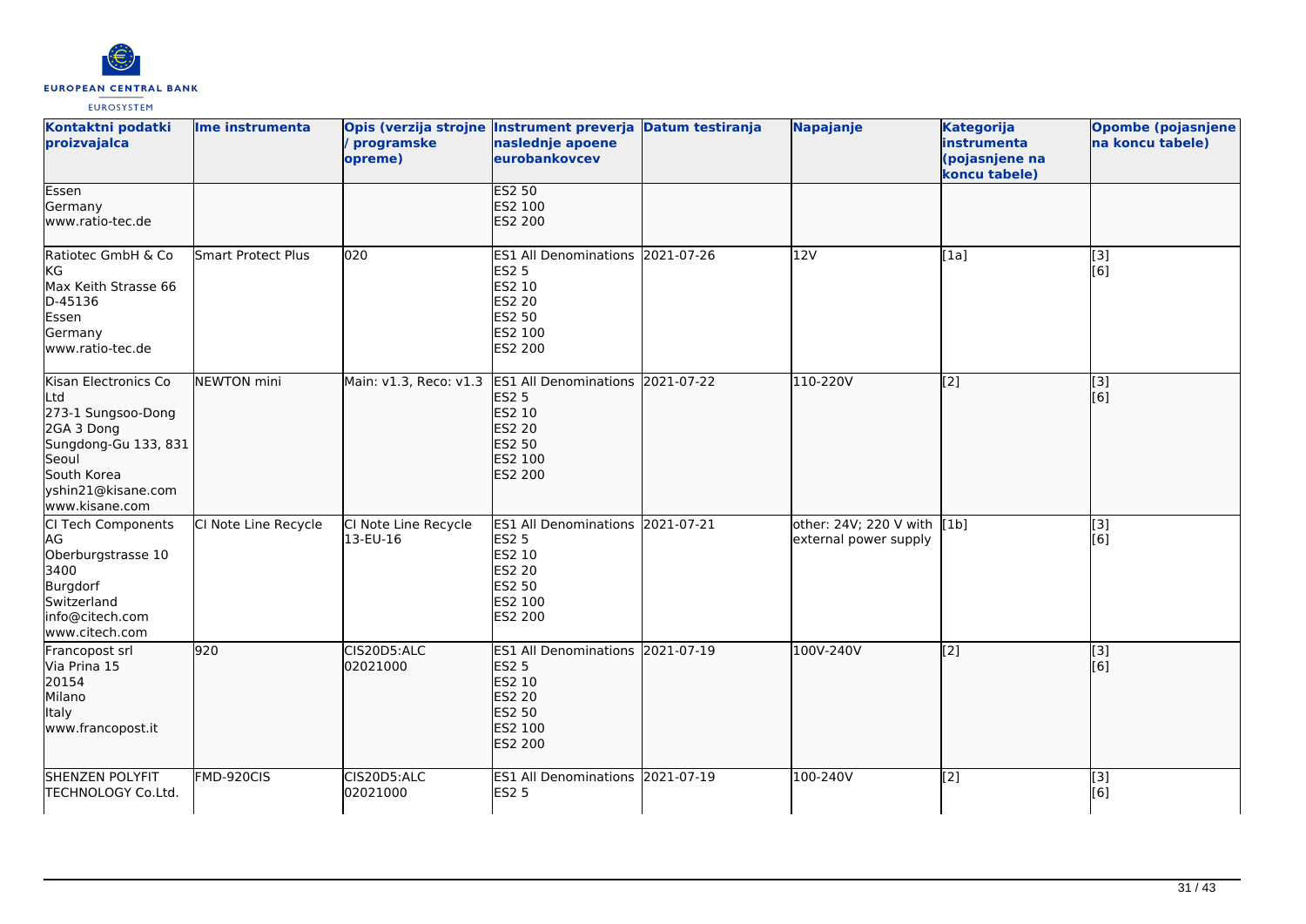| Kontaktni podatki proizvajalca | Ime instrumenta | Opis (verzija strojne / programske opreme) | Instrument preverja naslednje apoene eurobankovcev | Datum testiranja | Napajanje | Kategorija instrumenta (pojasnjene na koncu tabele) | Opombe (pojasnjene na koncu tabele) |
|---|---|---|---|---|---|---|---|
| Essen<br>Germany<br>www.ratio-tec.de | | | ES2 50<br>ES2 100<br>ES2 200 | | | | |
| Ratiotec GmbH & Co KG<br>Max Keith Strasse 66<br>D-45136<br>Essen<br>Germany<br>www.ratio-tec.de | Smart Protect Plus | 020 | ES1 All Denominations<br>ES2 5<br>ES2 10<br>ES2 20<br>ES2 50<br>ES2 100<br>ES2 200 | 2021-07-26 | 12V | [1a] | [3]<br>[6] |
| Kisan Electronics Co Ltd<br>273-1 Sungsoo-Dong<br>2GA 3 Dong<br>Sungdong-Gu 133, 831<br>Seoul<br>South Korea<br>yshin21@kisane.com<br>www.kisane.com | NEWTON mini | Main: v1.3, Reco: v1.3 | ES1 All Denominations<br>ES2 5<br>ES2 10<br>ES2 20<br>ES2 50<br>ES2 100<br>ES2 200 | 2021-07-22 | 110-220V | [2] | [3]<br>[6] |
| CI Tech Components AG<br>Oberburgstrasse 10<br>3400<br>Burgdorf<br>Switzerland<br>info@citech.com<br>www.citech.com | CI Note Line Recycle | CI Note Line Recycle 13-EU-16 | ES1 All Denominations<br>ES2 5<br>ES2 10<br>ES2 20<br>ES2 50<br>ES2 100<br>ES2 200 | 2021-07-21 | other: 24V; 220 V with external power supply | [1b] | [3]<br>[6] |
| Francopost srl<br>Via Prina 15<br>20154<br>Milano<br>Italy<br>www.francopost.it | 920 | CIS20D5:ALC 02021000 | ES1 All Denominations<br>ES2 5<br>ES2 10<br>ES2 20<br>ES2 50<br>ES2 100<br>ES2 200 | 2021-07-19 | 100V-240V | [2] | [3]<br>[6] |
| SHENZEN POLYFIT TECHNOLOGY Co.Ltd. | FMD-920CIS | CIS20D5:ALC 02021000 | ES1 All Denominations<br>ES2 5 | 2021-07-19 | 100-240V | [2] | [3]<br>[6] |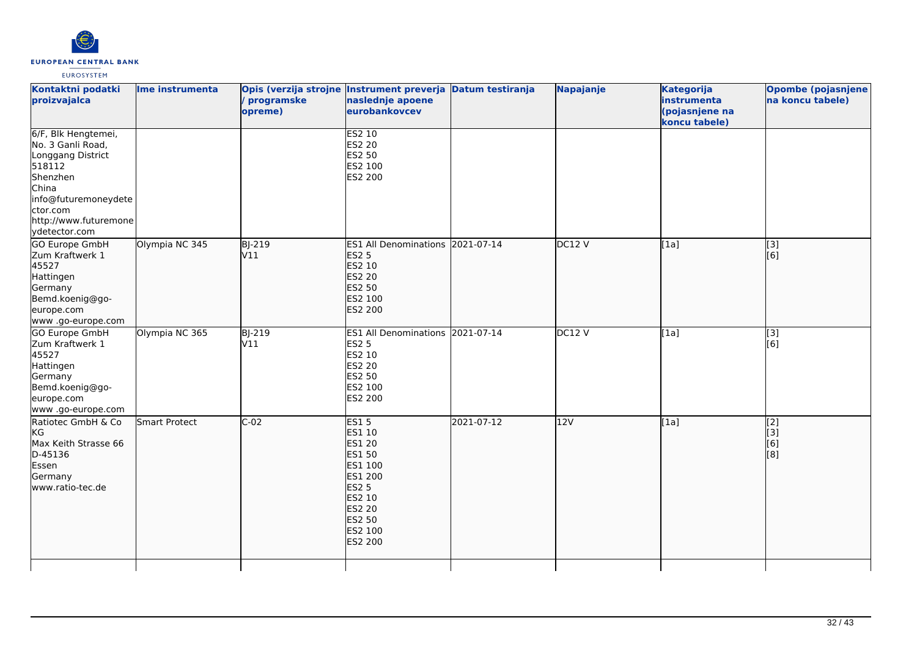| Kontaktni podatki proizvajalca | Ime instrumenta | Opis (verzija strojne / programske opreme) | Instrument preverja naslednje apoene eurobankovcev | Datum testiranja | Napajanje | Kategorija instrumenta (pojasnjene na koncu tabele) | Opombe (pojasnjene na koncu tabele) |
|---|---|---|---|---|---|---|---|
| 6/F, Blk Hengtemei, No. 3 Ganli Road, Longgang District 518112 Shenzhen China info@futuremoneydetector.com http://www.futuremoneydetector.com | | | ES2 10 ES2 20 ES2 50 ES2 100 ES2 200 | | | | |
| GO Europe GmbH Zum Kraftwerk 1 45527 Hattingen Germany Bemd.koenig@go-europe.com www .go-europe.com | Olympia NC 345 | BJ-219 V11 | ES1 All Denominations ES2 5 ES2 10 ES2 20 ES2 50 ES2 100 ES2 200 | 2021-07-14 | DC12 V | [1a] | [3] [6] |
| GO Europe GmbH Zum Kraftwerk 1 45527 Hattingen Germany Bemd.koenig@go-europe.com www .go-europe.com | Olympia NC 365 | BJ-219 V11 | ES1 All Denominations ES2 5 ES2 10 ES2 20 ES2 50 ES2 100 ES2 200 | 2021-07-14 | DC12 V | [1a] | [3] [6] |
| Ratiotec GmbH & Co KG Max Keith Strasse 66 D-45136 Essen Germany www.ratio-tec.de | Smart Protect | C-02 | ES1 5 ES1 10 ES1 20 ES1 50 ES1 100 ES1 200 ES2 5 ES2 10 ES2 20 ES2 50 ES2 100 ES2 200 | 2021-07-12 | 12V | [1a] | [2] [3] [6] [8] |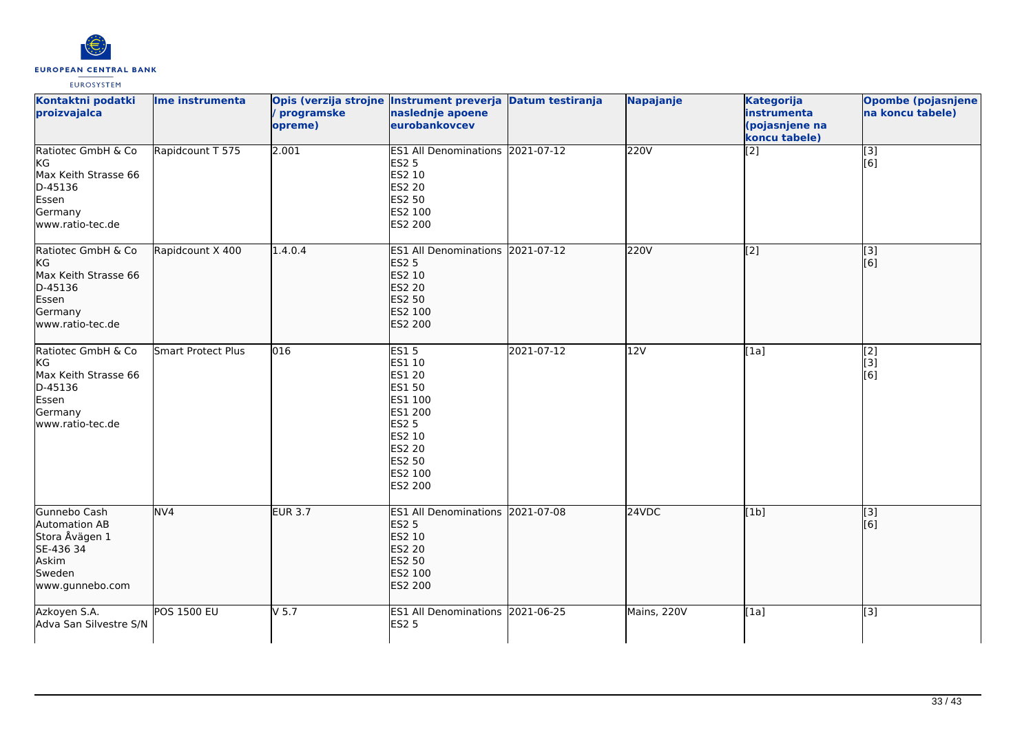| Kontaktni podatki proizvajalca | Ime instrumenta | Opis (verzija strojne / programske opreme) | Instrument preverja naslednje apoene eurobankovcev | Datum testiranja | Napajanje | Kategorija instrumenta (pojasnjene na koncu tabele) | Opombe (pojasnjene na koncu tabele) |
|---|---|---|---|---|---|---|---|
| Ratiotec GmbH & Co KG<br>Max Keith Strasse 66<br>D-45136<br>Essen<br>Germany<br>www.ratio-tec.de | Rapidcount T 575 | 2.001 | ES1 All Denominations<br>ES2 5<br>ES2 10<br>ES2 20<br>ES2 50<br>ES2 100<br>ES2 200 | 2021-07-12 | 220V | [2] | [3]<br>[6] |
| Ratiotec GmbH & Co KG<br>Max Keith Strasse 66<br>D-45136<br>Essen<br>Germany<br>www.ratio-tec.de | Rapidcount X 400 | 1.4.0.4 | ES1 All Denominations<br>ES2 5<br>ES2 10<br>ES2 20<br>ES2 50<br>ES2 100<br>ES2 200 | 2021-07-12 | 220V | [2] | [3]<br>[6] |
| Ratiotec GmbH & Co KG<br>Max Keith Strasse 66<br>D-45136<br>Essen<br>Germany<br>www.ratio-tec.de | Smart Protect Plus | 016 | ES1 5<br>ES1 10<br>ES1 20<br>ES1 50<br>ES1 100<br>ES1 200<br>ES2 5<br>ES2 10<br>ES2 20<br>ES2 50<br>ES2 100<br>ES2 200 | 2021-07-12 | 12V | [1a] | [2]<br>[3]<br>[6] |
| Gunnebo Cash Automation AB<br>Stora Åvägen 1<br>SE-436 34<br>Askim<br>Sweden<br>www.gunnebo.com | NV4 | EUR 3.7 | ES1 All Denominations<br>ES2 5<br>ES2 10<br>ES2 20<br>ES2 50<br>ES2 100<br>ES2 200 | 2021-07-08 | 24VDC | [1b] | [3]<br>[6] |
| Azkoyen S.A.<br>Adva San Silvestre S/N | POS 1500 EU | V 5.7 | ES1 All Denominations<br>ES2 5 | 2021-06-25 | Mains, 220V | [1a] | [3] |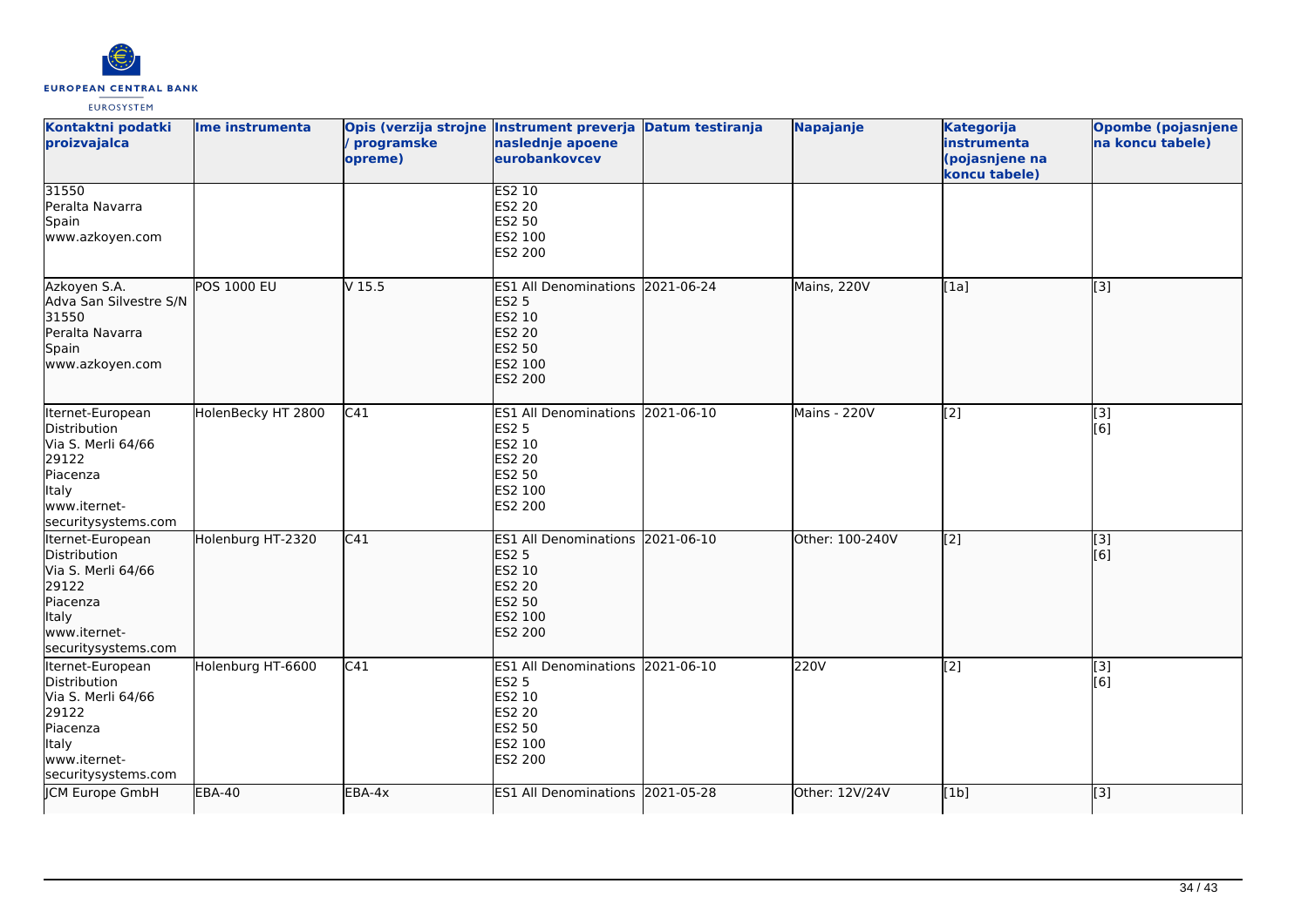| Kontaktni podatki proizvajalca | Ime instrumenta | Opis (verzija strojne / programske opreme) | Instrument preverja naslednje apoene eurobankovcev | Datum testiranja | Napajanje | Kategorija instrumenta (pojasnjene na koncu tabele) | Opombe (pojasnjene na koncu tabele) |
|---|---|---|---|---|---|---|---|
| 31550<br>Peralta Navarra<br>Spain<br>www.azkoyen.com | | | ES2 10<br>ES2 20<br>ES2 50<br>ES2 100<br>ES2 200 | | | | |
| Azkoyen S.A.<br>Adva San Silvestre S/N<br>31550<br>Peralta Navarra<br>Spain<br>www.azkoyen.com | POS 1000 EU | V 15.5 | ES1 All Denominations<br>ES2 5<br>ES2 10<br>ES2 20<br>ES2 50<br>ES2 100<br>ES2 200 | 2021-06-24 | Mains, 220V | [1a] | [3] |
| Iternet-European Distribution<br>Via S. Merli 64/66<br>29122<br>Piacenza<br>Italy<br>www.iternet-securitysystems.com | HolenBecky HT 2800 | C41 | ES1 All Denominations<br>ES2 5<br>ES2 10<br>ES2 20<br>ES2 50<br>ES2 100<br>ES2 200 | 2021-06-10 | Mains - 220V | [2] | [3]<br>[6] |
| Iternet-European Distribution<br>Via S. Merli 64/66<br>29122<br>Piacenza<br>Italy<br>www.iternet-securitysystems.com | Holenburg HT-2320 | C41 | ES1 All Denominations<br>ES2 5<br>ES2 10<br>ES2 20<br>ES2 50<br>ES2 100<br>ES2 200 | 2021-06-10 | Other: 100-240V | [2] | [3]<br>[6] |
| Iternet-European Distribution<br>Via S. Merli 64/66<br>29122<br>Piacenza<br>Italy<br>www.iternet-securitysystems.com | Holenburg HT-6600 | C41 | ES1 All Denominations<br>ES2 5<br>ES2 10<br>ES2 20<br>ES2 50<br>ES2 100<br>ES2 200 | 2021-06-10 | 220V | [2] | [3]<br>[6] |
| JCM Europe GmbH | EBA-40 | EBA-4x | ES1 All Denominations | 2021-05-28 | Other: 12V/24V | [1b] | [3] |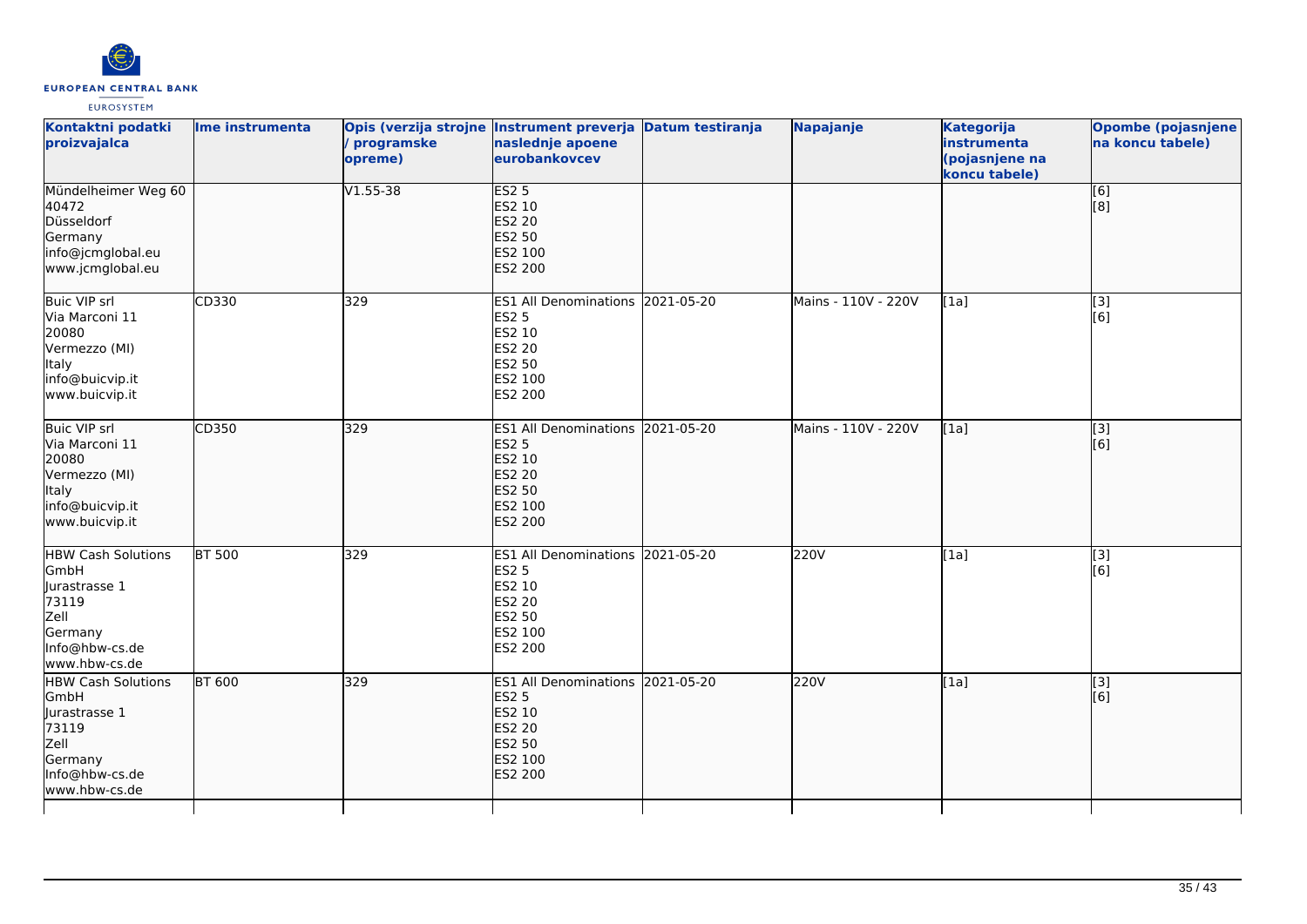| Kontaktni podatki proizvajalca | Ime instrumenta | Opis (verzija strojne / programske opreme) | Instrument preverja naslednje apoene eurobankovcev | Datum testiranja | Napajanje | Kategorija instrumenta (pojasnjene na koncu tabele) | Opombe (pojasnjene na koncu tabele) |
|---|---|---|---|---|---|---|---|
| Mündelheimer Weg 60<br>40472<br>Düsseldorf<br>Germany<br>info@jcmglobal.eu<br>www.jcmglobal.eu | | V1.55-38 | ES2 5<br>ES2 10<br>ES2 20<br>ES2 50<br>ES2 100<br>ES2 200 | | | | [6]<br>[8] |
| Buic VIP srl<br>Via Marconi 11<br>20080<br>Vermezzo (MI)<br>Italy<br>info@buicvip.it<br>www.buicvip.it | CD330 | 329 | ES1 All Denominations<br>ES2 5<br>ES2 10<br>ES2 20<br>ES2 50<br>ES2 100<br>ES2 200 | 2021-05-20 | Mains - 110V - 220V | [1a] | [3]<br>[6] |
| Buic VIP srl<br>Via Marconi 11<br>20080<br>Vermezzo (MI)<br>Italy<br>info@buicvip.it<br>www.buicvip.it | CD350 | 329 | ES1 All Denominations<br>ES2 5<br>ES2 10<br>ES2 20<br>ES2 50<br>ES2 100<br>ES2 200 | 2021-05-20 | Mains - 110V - 220V | [1a] | [3]<br>[6] |
| HBW Cash Solutions GmbH<br>Jurastrasse 1<br>73119<br>Zell<br>Germany<br>Info@hbw-cs.de<br>www.hbw-cs.de | BT 500 | 329 | ES1 All Denominations<br>ES2 5<br>ES2 10<br>ES2 20<br>ES2 50<br>ES2 100<br>ES2 200 | 2021-05-20 | 220V | [1a] | [3]<br>[6] |
| HBW Cash Solutions GmbH<br>Jurastrasse 1<br>73119<br>Zell<br>Germany<br>Info@hbw-cs.de<br>www.hbw-cs.de | BT 600 | 329 | ES1 All Denominations<br>ES2 5<br>ES2 10<br>ES2 20<br>ES2 50<br>ES2 100<br>ES2 200 | 2021-05-20 | 220V | [1a] | [3]<br>[6] |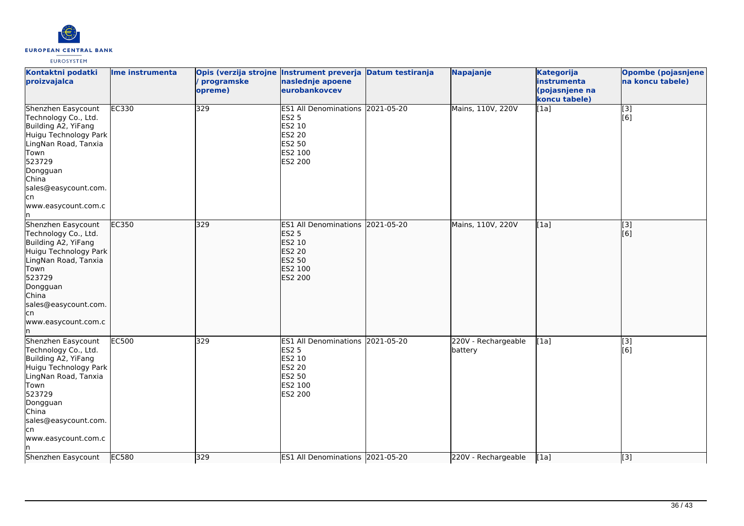| Kontaktni podatki proizvajalca | Ime instrumenta | Opis (verzija strojne / programske opreme) | Instrument preverja naslednje apoene eurobankovcev | Datum testiranja | Napajanje | Kategorija instrumenta (pojasnjene na koncu tabele) | Opombe (pojasnjene na koncu tabele) |
|---|---|---|---|---|---|---|---|
| Shenzhen Easycount Technology Co., Ltd.<br>Building A2, YiFang Huigu Technology Park LingNan Road, Tanxia Town<br>523729<br>Dongguan<br>China<br>sales@easycount.com.cn<br>www.easycount.com.cn | EC330 | 329 | ES1 All Denominations<br>ES2 5<br>ES2 10<br>ES2 20<br>ES2 50<br>ES2 100<br>ES2 200 | 2021-05-20 | Mains, 110V, 220V | [1a] | [3]<br>[6] |
| Shenzhen Easycount Technology Co., Ltd.<br>Building A2, YiFang Huigu Technology Park LingNan Road, Tanxia Town<br>523729<br>Dongguan<br>China<br>sales@easycount.com.cn<br>www.easycount.com.cn | EC350 | 329 | ES1 All Denominations<br>ES2 5<br>ES2 10<br>ES2 20<br>ES2 50<br>ES2 100<br>ES2 200 | 2021-05-20 | Mains, 110V, 220V | [1a] | [3]<br>[6] |
| Shenzhen Easycount Technology Co., Ltd.<br>Building A2, YiFang Huigu Technology Park LingNan Road, Tanxia Town<br>523729<br>Dongguan<br>China<br>sales@easycount.com.cn<br>www.easycount.com.cn | EC500 | 329 | ES1 All Denominations<br>ES2 5<br>ES2 10<br>ES2 20<br>ES2 50<br>ES2 100<br>ES2 200 | 2021-05-20 | 220V - Rechargeable battery | [1a] | [3]<br>[6] |
| Shenzhen Easycount | EC580 | 329 | ES1 All Denominations | 2021-05-20 | 220V - Rechargeable | [1a] | [3] |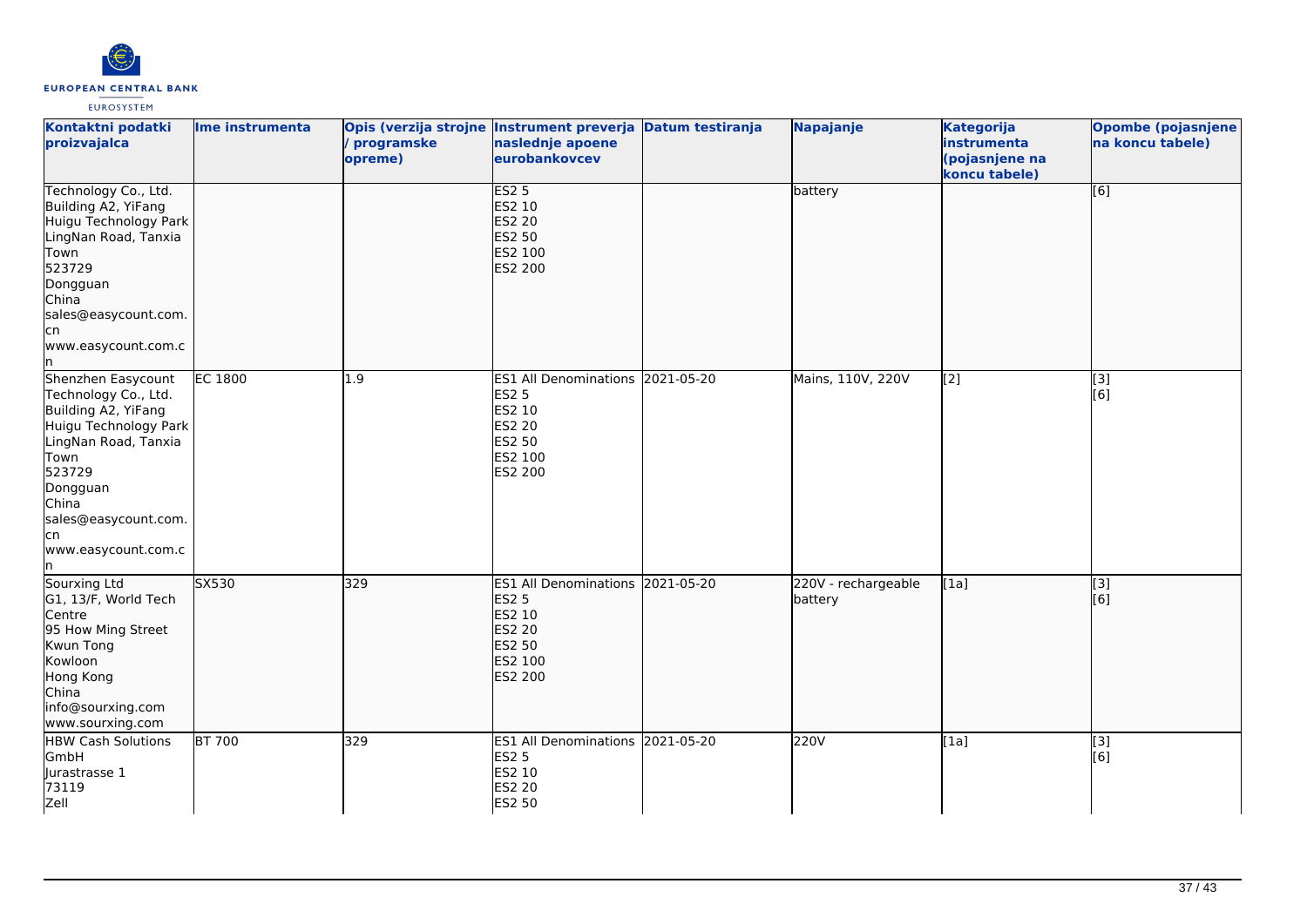| Kontaktni podatki proizvajalca | Ime instrumenta | Opis (verzija strojne / programske opreme) | Instrument preverja naslednje apoene eurobankovcev | Datum testiranja | Napajanje | Kategorija instrumenta (pojasnjene na koncu tabele) | Opombe (pojasnjene na koncu tabele) |
|---|---|---|---|---|---|---|---|
| Technology Co., Ltd.<br>Building A2, YiFang Huigu Technology Park LingNan Road, Tanxia Town<br>523729<br>Dongguan<br>China<br>sales@easycount.com.cn<br>www.easycount.com.cn | | | ES2 5<br>ES2 10<br>ES2 20<br>ES2 50<br>ES2 100<br>ES2 200 | | battery | | [6] |
| Shenzhen Easycount Technology Co., Ltd.<br>Building A2, YiFang Huigu Technology Park LingNan Road, Tanxia Town<br>523729<br>Dongguan<br>China<br>sales@easycount.com.cn<br>www.easycount.com.cn | EC 1800 | 1.9 | ES1 All Denominations<br>ES2 5<br>ES2 10<br>ES2 20<br>ES2 50<br>ES2 100<br>ES2 200 | 2021-05-20 | Mains, 110V, 220V | [2] | [3]<br>[6] |
| Sourxing Ltd<br>G1, 13/F, World Tech Centre<br>95 How Ming Street<br>Kwun Tong<br>Kowloon<br>Hong Kong<br>China<br>info@sourxing.com<br>www.sourxing.com | SX530 | 329 | ES1 All Denominations<br>ES2 5<br>ES2 10<br>ES2 20<br>ES2 50<br>ES2 100<br>ES2 200 | 2021-05-20 | 220V - rechargeable battery | [1a] | [3]<br>[6] |
| HBW Cash Solutions GmbH<br>Jurastrasse 1<br>73119<br>Zell | BT 700 | 329 | ES1 All Denominations<br>ES2 5<br>ES2 10<br>ES2 20<br>ES2 50 | 2021-05-20 | 220V | [1a] | [3]<br>[6] |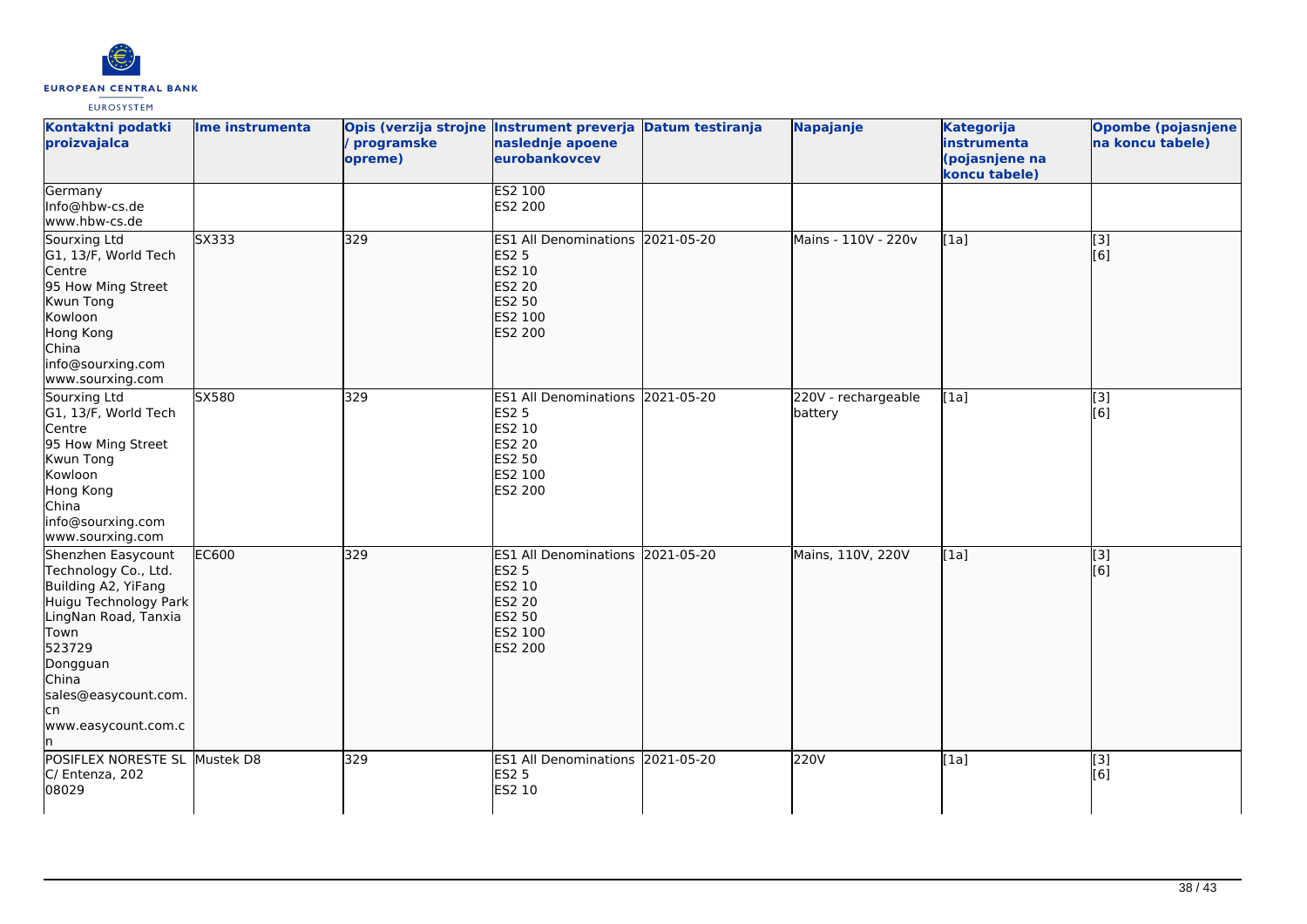| Kontaktni podatki proizvajalca | Ime instrumenta | Opis (verzija strojne / programske opreme) | Instrument preverja naslednje apoene eurobankovcev | Datum testiranja | Napajanje | Kategorija instrumenta (pojasnjene na koncu tabele) | Opombe (pojasnjene na koncu tabele) |
|---|---|---|---|---|---|---|---|
| Germany<br>Info@hbw-cs.de<br>www.hbw-cs.de | | | ES2 100<br>ES2 200 | | | | |
| Sourxing Ltd<br>G1, 13/F, World Tech Centre<br>95 How Ming Street<br>Kwun Tong<br>Kowloon<br>Hong Kong<br>China<br>info@sourxing.com<br>www.sourxing.com | SX333 | 329 | ES1 All Denominations<br>ES2 5<br>ES2 10<br>ES2 20<br>ES2 50<br>ES2 100<br>ES2 200 | 2021-05-20 | Mains - 110V - 220v | [1a] | [3]<br>[6] |
| Sourxing Ltd<br>G1, 13/F, World Tech Centre<br>95 How Ming Street<br>Kwun Tong<br>Kowloon<br>Hong Kong<br>China<br>info@sourxing.com<br>www.sourxing.com | SX580 | 329 | ES1 All Denominations<br>ES2 5<br>ES2 10<br>ES2 20<br>ES2 50<br>ES2 100<br>ES2 200 | 2021-05-20 | 220V - rechargeable battery | [1a] | [3]<br>[6] |
| Shenzhen Easycount Technology Co., Ltd.<br>Building A2, YiFang Huigu Technology Park LingNan Road, Tanxia Town<br>523729<br>Dongguan<br>China<br>sales@easycount.com.cn<br>www.easycount.com.cn | EC600 | 329 | ES1 All Denominations<br>ES2 5<br>ES2 10<br>ES2 20<br>ES2 50<br>ES2 100<br>ES2 200 | 2021-05-20 | Mains, 110V, 220V | [1a] | [3]<br>[6] |
| POSIFLEX NORESTE SL<br>C/ Entenza, 202<br>08029 | Mustek D8 | 329 | ES1 All Denominations<br>ES2 5<br>ES2 10 | 2021-05-20 | 220V | [1a] | [3]<br>[6] |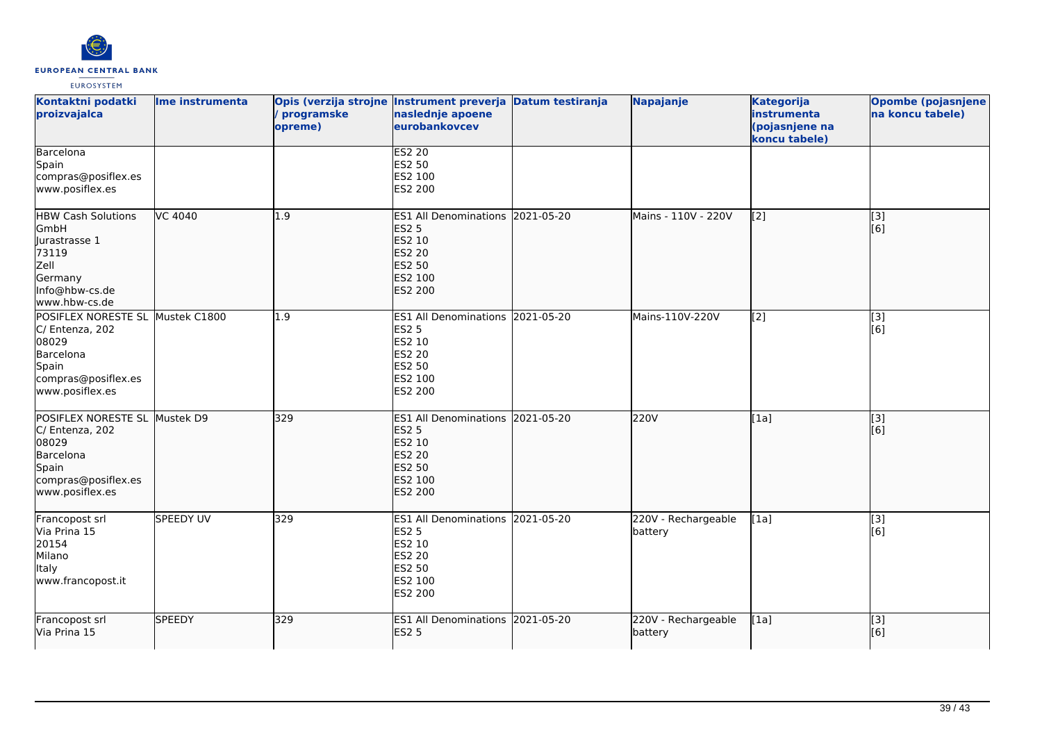| Kontaktni podatki proizvajalca | Ime instrumenta | Opis (verzija strojne / programske opreme) | Instrument preverja naslednje apoene eurobankovcev | Datum testiranja | Napajanje | Kategorija instrumenta (pojasnjene na koncu tabele) | Opombe (pojasnjene na koncu tabele) |
|---|---|---|---|---|---|---|---|
| Barcelona<br>Spain<br>compras@posiflex.es<br>www.posiflex.es | | | ES2 20<br>ES2 50<br>ES2 100<br>ES2 200 | | | | |
| HBW Cash Solutions GmbH<br>Jurastrasse 1<br>73119<br>Zell<br>Germany<br>Info@hbw-cs.de<br>www.hbw-cs.de | VC 4040 | 1.9 | ES1 All Denominations<br>ES2 5<br>ES2 10<br>ES2 20<br>ES2 50<br>ES2 100<br>ES2 200 | 2021-05-20 | Mains - 110V - 220V | [2] | [3]<br>[6] |
| POSIFLEX NORESTE SL<br>C/ Entenza, 202<br>08029<br>Barcelona<br>Spain<br>compras@posiflex.es<br>www.posiflex.es | Mustek C1800 | 1.9 | ES1 All Denominations<br>ES2 5<br>ES2 10<br>ES2 20<br>ES2 50<br>ES2 100<br>ES2 200 | 2021-05-20 | Mains-110V-220V | [2] | [3]<br>[6] |
| POSIFLEX NORESTE SL<br>C/ Entenza, 202<br>08029<br>Barcelona<br>Spain<br>compras@posiflex.es<br>www.posiflex.es | Mustek D9 | 329 | ES1 All Denominations<br>ES2 5<br>ES2 10<br>ES2 20<br>ES2 50<br>ES2 100<br>ES2 200 | 2021-05-20 | 220V | [1a] | [3]<br>[6] |
| Francopost srl<br>Via Prina 15<br>20154<br>Milano<br>Italy<br>www.francopost.it | SPEEDY UV | 329 | ES1 All Denominations<br>ES2 5<br>ES2 10<br>ES2 20<br>ES2 50<br>ES2 100<br>ES2 200 | 2021-05-20 | 220V - Rechargeable battery | [1a] | [3]<br>[6] |
| Francopost srl<br>Via Prina 15 | SPEEDY | 329 | ES1 All Denominations<br>ES2 5 | 2021-05-20 | 220V - Rechargeable battery | [1a] | [3]<br>[6] |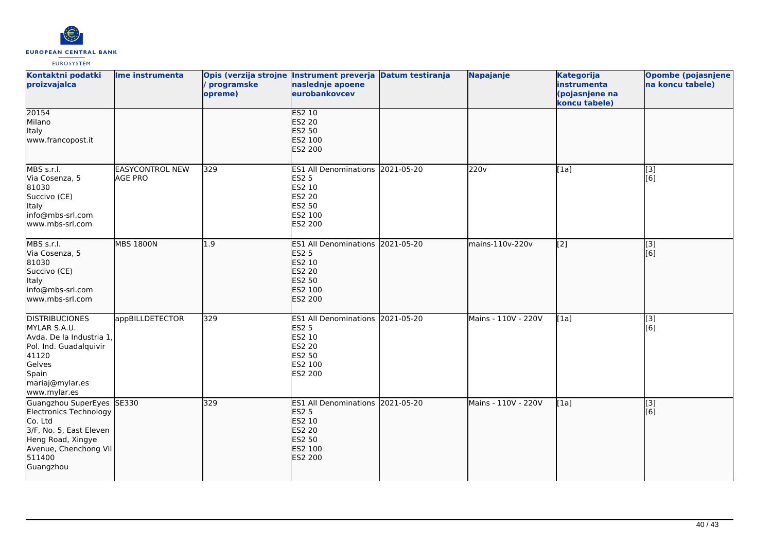| Kontaktni podatki proizvajalca | Ime instrumenta | Opis (verzija strojne / programske opreme) | Instrument preverja naslednje apoene eurobankovcev | Datum testiranja | Napajanje | Kategorija instrumenta (pojasnjene na koncu tabele) | Opombe (pojasnjene na koncu tabele) |
|---|---|---|---|---|---|---|---|
| 20154<br>Milano<br>Italy<br>www.francopost.it | | | ES2 10<br>ES2 20<br>ES2 50<br>ES2 100<br>ES2 200 | | | | |
| MBS s.r.l.<br>Via Cosenza, 5<br>81030<br>Succivo (CE)<br>Italy<br>info@mbs-srl.com<br>www.mbs-srl.com | EASYCONTROL NEW AGE PRO | 329 | ES1 All Denominations<br>ES2 5<br>ES2 10<br>ES2 20<br>ES2 50<br>ES2 100<br>ES2 200 | 2021-05-20 | 220v | [1a] | [3]<br>[6] |
| MBS s.r.l.<br>Via Cosenza, 5<br>81030<br>Succivo (CE)<br>Italy<br>info@mbs-srl.com<br>www.mbs-srl.com | MBS 1800N | 1.9 | ES1 All Denominations<br>ES2 5<br>ES2 10<br>ES2 20<br>ES2 50<br>ES2 100<br>ES2 200 | 2021-05-20 | mains-110v-220v | [2] | [3]<br>[6] |
| DISTRIBUCIONES MYLAR S.A.U.<br>Avda. De la Industria 1, Pol. Ind. Guadalquivir<br>41120<br>Gelves<br>Spain<br>mariaj@mylar.es<br>www.mylar.es | appBILLDETECTOR | 329 | ES1 All Denominations<br>ES2 5<br>ES2 10<br>ES2 20<br>ES2 50<br>ES2 100<br>ES2 200 | 2021-05-20 | Mains - 110V - 220V | [1a] | [3]<br>[6] |
| Guangzhou SuperEyes Electronics Technology Co. Ltd<br>3/F, No. 5, East Eleven Heng Road, Xingye Avenue, Chenchong Vil<br>511400<br>Guangzhou | SE330 | 329 | ES1 All Denominations<br>ES2 5<br>ES2 10<br>ES2 20<br>ES2 50<br>ES2 100<br>ES2 200 | 2021-05-20 | Mains - 110V - 220V | [1a] | [3]<br>[6] |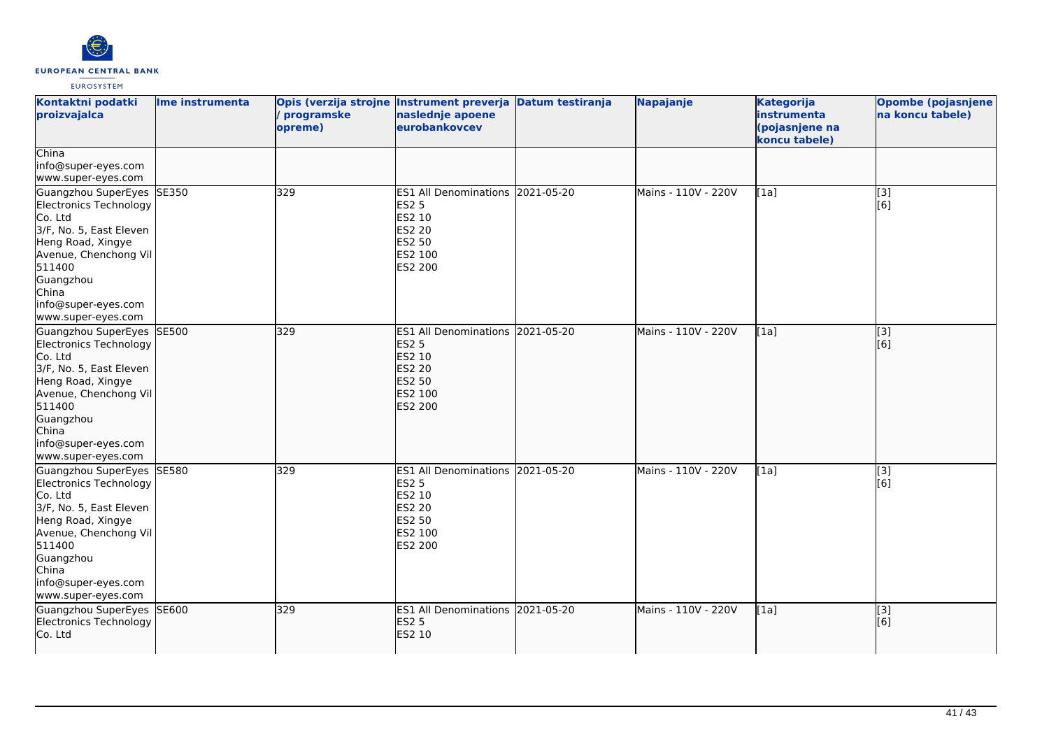| Kontaktni podatki proizvajalca | Ime instrumenta | Opis (verzija strojne / programske opreme) | Instrument preverja naslednje apoene eurobankovcev | Datum testiranja | Napajanje | Kategorija instrumenta (pojasnjene na koncu tabele) | Opombe (pojasnjene na koncu tabele) |
| --- | --- | --- | --- | --- | --- | --- | --- |
| China<br>info@super-eyes.com<br>www.super-eyes.com | | | | | | | |
| Guangzhou SuperEyes Electronics Technology Co. Ltd<br>3/F, No. 5, East Eleven Heng Road, Xingye Avenue, Chenchong Vil<br>511400<br>Guangzhou<br>China<br>info@super-eyes.com<br>www.super-eyes.com | SE350 | 329 | ES1 All Denominations<br>ES2 5<br>ES2 10<br>ES2 20<br>ES2 50<br>ES2 100<br>ES2 200 | 2021-05-20 | Mains - 110V - 220V | [1a] | [3]<br>[6] |
| Guangzhou SuperEyes Electronics Technology Co. Ltd<br>3/F, No. 5, East Eleven Heng Road, Xingye Avenue, Chenchong Vil<br>511400<br>Guangzhou<br>China<br>info@super-eyes.com<br>www.super-eyes.com | SE500 | 329 | ES1 All Denominations<br>ES2 5<br>ES2 10<br>ES2 20<br>ES2 50<br>ES2 100<br>ES2 200 | 2021-05-20 | Mains - 110V - 220V | [1a] | [3]<br>[6] |
| Guangzhou SuperEyes Electronics Technology Co. Ltd<br>3/F, No. 5, East Eleven Heng Road, Xingye Avenue, Chenchong Vil<br>511400<br>Guangzhou<br>China<br>info@super-eyes.com<br>www.super-eyes.com | SE580 | 329 | ES1 All Denominations<br>ES2 5<br>ES2 10<br>ES2 20<br>ES2 50<br>ES2 100<br>ES2 200 | 2021-05-20 | Mains - 110V - 220V | [1a] | [3]<br>[6] |
| Guangzhou SuperEyes Electronics Technology Co. Ltd | SE600 | 329 | ES1 All Denominations<br>ES2 5<br>ES2 10 | 2021-05-20 | Mains - 110V - 220V | [1a] | [3]<br>[6] |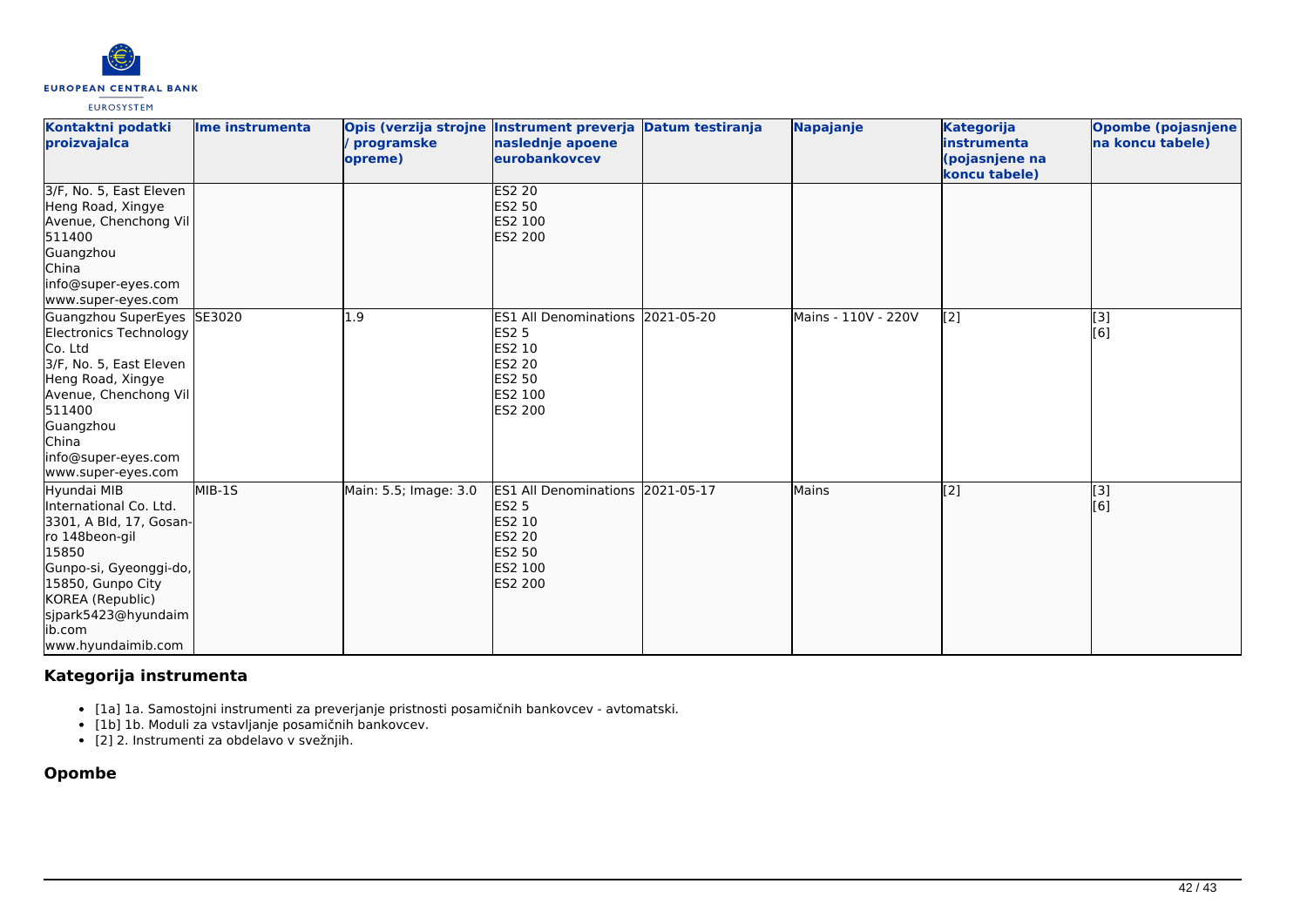| Kontaktni podatki proizvajalca | Ime instrumenta | Opis (verzija strojne / programske opreme) | Instrument preverja naslednje apoene eurobankovcev | Datum testiranja | Napajanje | Kategorija instrumenta (pojasnjene na koncu tabele) | Opombe (pojasnjene na koncu tabele) |
|---|---|---|---|---|---|---|---|
| 3/F, No. 5, East Eleven Heng Road, Xingye Avenue, Chenchong Vil 511400 Guangzhou China info@super-eyes.com www.super-eyes.com | | | ES2 20 ES2 50 ES2 100 ES2 200 | | | | |
| Guangzhou SuperEyes Electronics Technology Co. Ltd 3/F, No. 5, East Eleven Heng Road, Xingye Avenue, Chenchong Vil 511400 Guangzhou China info@super-eyes.com www.super-eyes.com | SE3020 | 1.9 | ES1 All Denominations ES2 5 ES2 10 ES2 20 ES2 50 ES2 100 ES2 200 | 2021-05-20 | Mains - 110V - 220V | [2] | [3] [6] |
| Hyundai MIB International Co. Ltd. 3301, A Bld, 17, Gosan-ro 148beon-gil 15850 Gunpo-si, Gyeonggi-do, 15850, Gunpo City KOREA (Republic) sjpark5423@hyundaimib.com www.hyundaimib.com | MIB-1S | Main: 5.5; Image: 3.0 | ES1 All Denominations ES2 5 ES2 10 ES2 20 ES2 50 ES2 100 ES2 200 | 2021-05-17 | Mains | [2] | [3] [6] |

## Kategorija instrumenta

- [1a] 1a. Samostojni instrumenti za preverjanje pristnosti posamičnih bankovcev - avtomatski.
- [1b] 1b. Moduli za vstavljanje posamičnih bankovcev.
- [2] 2. Instrumenti za obdelavo v svežnjih.

## Opombe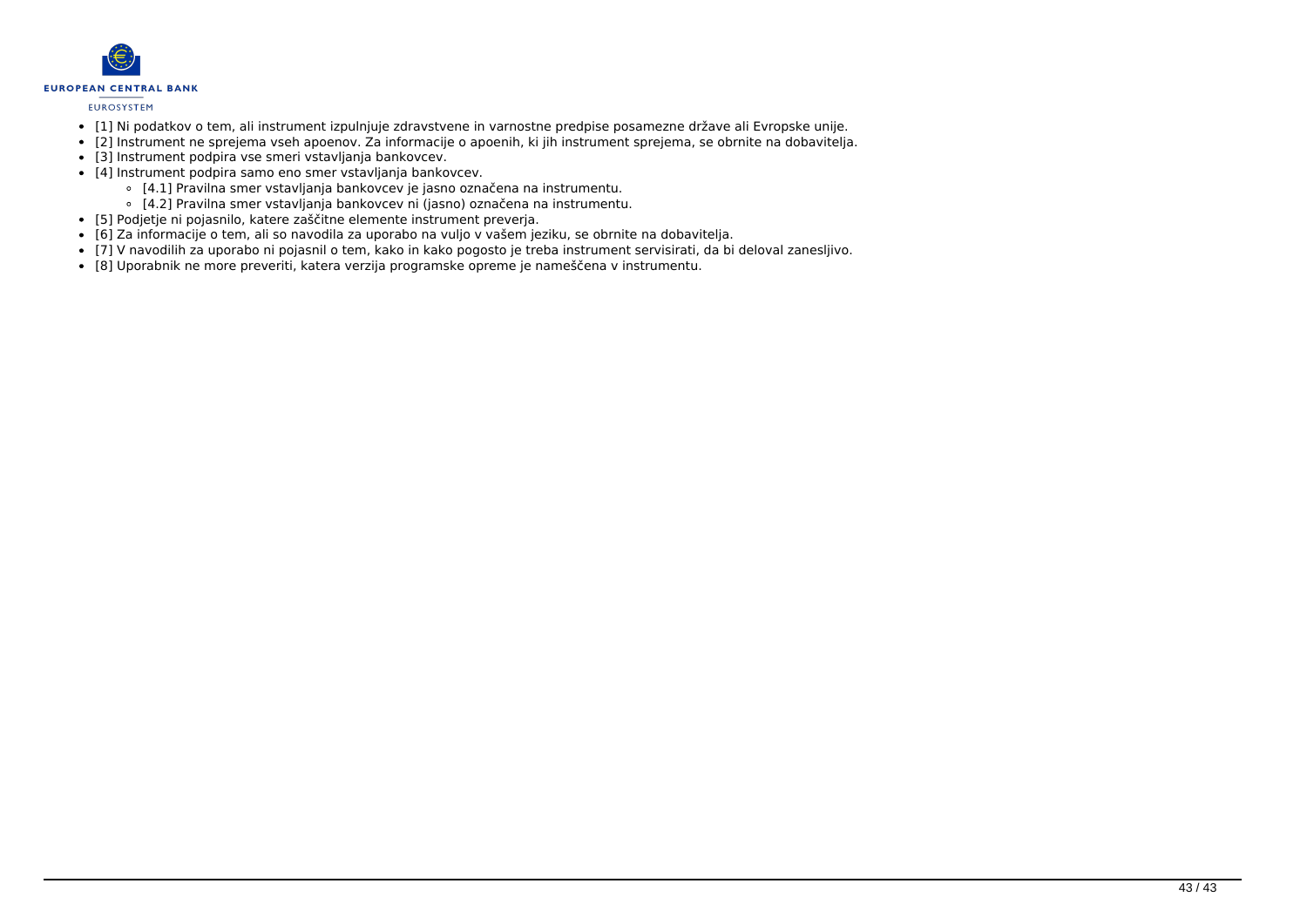- [1] Ni podatkov o tem, ali instrument izpulnjuje zdravstvene in varnostne predpise posamezne države ali Evropske unije.
- [2] Instrument ne sprejema vseh apoenov. Za informacije o apoenih, ki jih instrument sprejema, se obrnite na dobavitelja.
- [3] Instrument podpira vse smeri vstavljanja bankovcev.
- [4] Instrument podpira samo eno smer vstavljanja bankovcev.
    - [4.1] Pravilna smer vstavljanja bankovcev je jasno označena na instrumentu.
    - [4.2] Pravilna smer vstavljanja bankovcev ni (jasno) označena na instrumentu.
- [5] Podjetje ni pojasnilo, katere zaščitne elemente instrument preverja.
- [6] Za informacije o tem, ali so navodila za uporabo na voljo v vašem jeziku, se obrnite na dobavitelja.
- [7] V navodilih za uporabo ni pojasnil o tem, kako in kako pogosto je treba instrument servisirati, da bi deloval zanesljivo.
- [8] Uporabnik ne more preveriti, katera verzija programske opreme je nameščena v instrumentu.